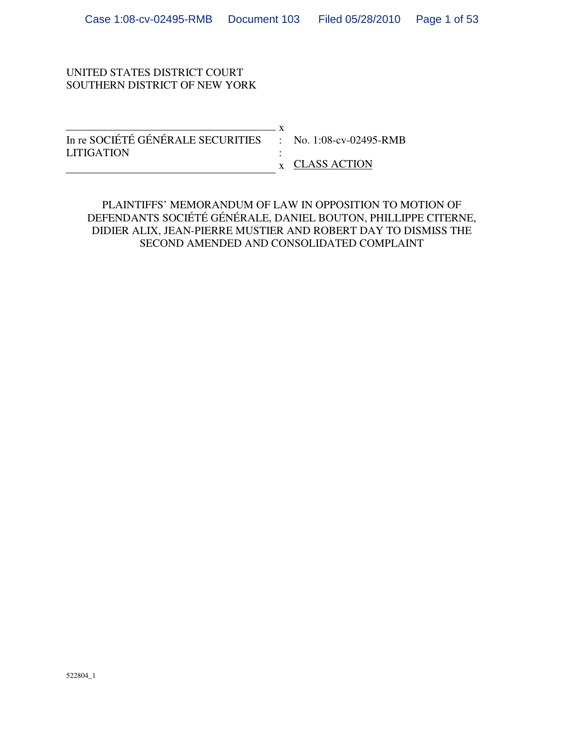UNITED STATES DISTRICT COURT
SOUTHERN DISTRICT OF NEW YORK

| | | |
|---|---|---|
| In re SOCIÉTÉ GÉNÉRALE SECURITIES LITIGATION | : | No. 1:08-cv-02495-RMB |
| | : | CLASS ACTION |

PLAINTIFFS' MEMORANDUM OF LAW IN OPPOSITION TO MOTION OF DEFENDANTS SOCIÉTÉ GÉNÉRALE, DANIEL BOUTON, PHILLIPPE CITERNE, DIDIER ALIX, JEAN-PIERRE MUSTIER AND ROBERT DAY TO DISMISS THE SECOND AMENDED AND CONSOLIDATED COMPLAINT

522804_1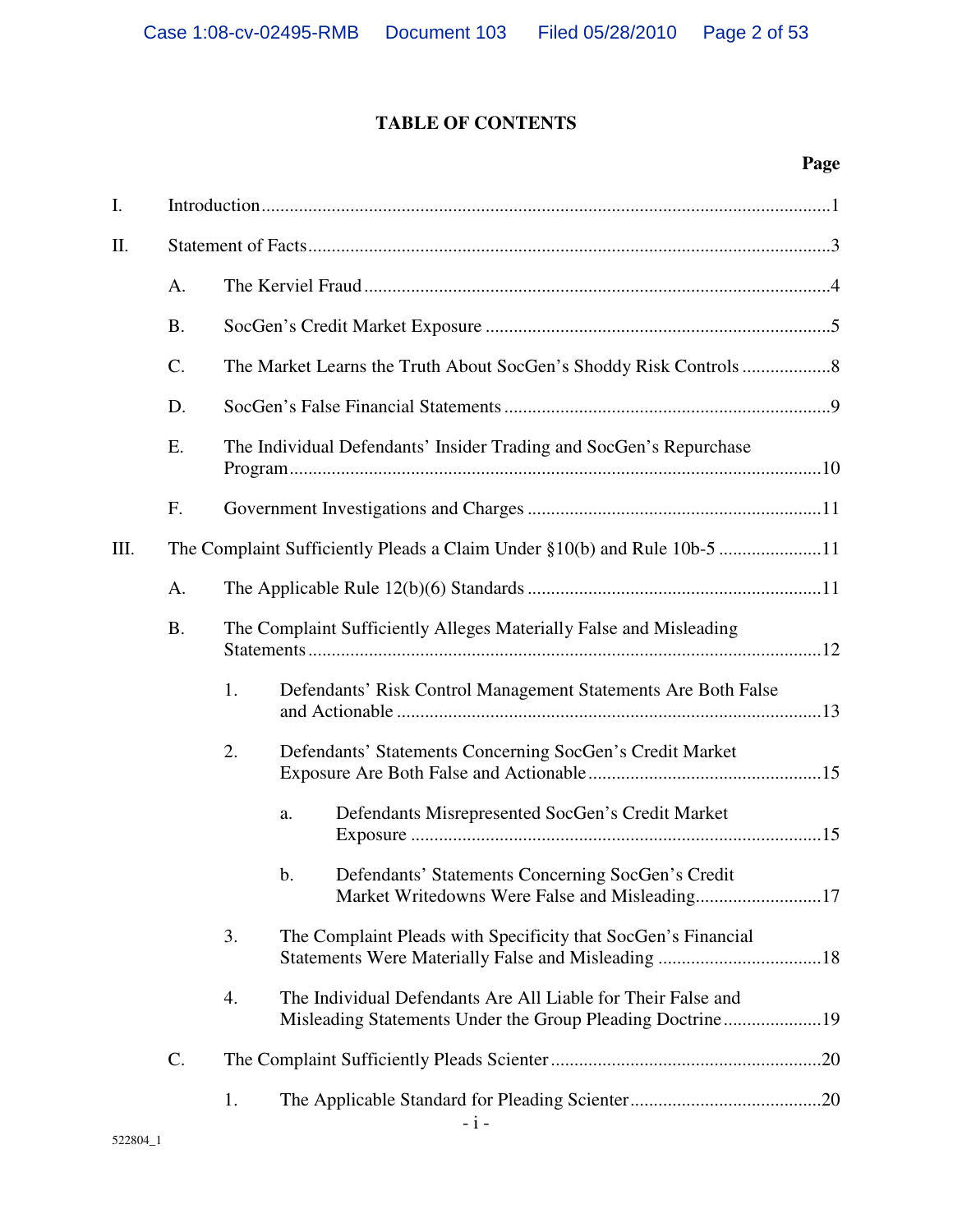# TABLE OF CONTENTS

| | | | | | Page |
|---|---|---|---|---|---|
| I. | Introduction | | | | 1 |
| II. | Statement of Facts | | | | 3 |
| | A. | The Kerviel Fraud | | | 4 |
| | B. | SocGen's Credit Market Exposure | | | 5 |
| | C. | The Market Learns the Truth About SocGen's Shoddy Risk Controls | | | 8 |
| | D. | SocGen's False Financial Statements | | | 9 |
| | E. | The Individual Defendants' Insider Trading and SocGen's Repurchase Program | | | 10 |
| | F. | Government Investigations and Charges | | | 11 |
| III. | The Complaint Sufficiently Pleads a Claim Under §10(b) and Rule 10b-5 | | | | 11 |
| | A. | The Applicable Rule 12(b)(6) Standards | | | 11 |
| | B. | The Complaint Sufficiently Alleges Materially False and Misleading Statements | | | 12 |
| | | 1. | Defendants' Risk Control Management Statements Are Both False and Actionable | | 13 |
| | | 2. | Defendants' Statements Concerning SocGen's Credit Market Exposure Are Both False and Actionable | | 15 |
| | | | a. | Defendants Misrepresented SocGen's Credit Market Exposure | 15 |
| | | | b. | Defendants' Statements Concerning SocGen's Credit Market Writedowns Were False and Misleading | 17 |
| | | 3. | The Complaint Pleads with Specificity that SocGen's Financial Statements Were Materially False and Misleading | | 18 |
| | | 4. | The Individual Defendants Are All Liable for Their False and Misleading Statements Under the Group Pleading Doctrine | | 19 |
| | C. | The Complaint Sufficiently Pleads Scienter | | | 20 |
| | | 1. | The Applicable Standard for Pleading Scienter | | 20 |

522804_1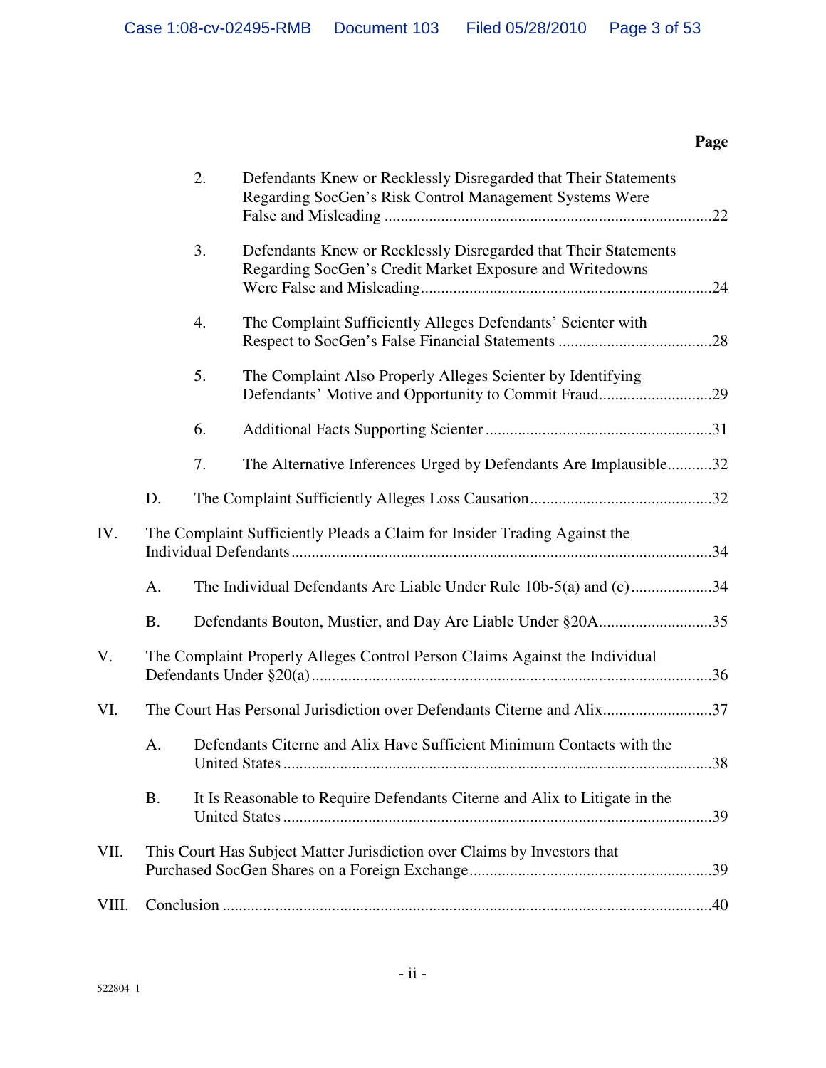**Page**

2. Defendants Knew or Recklessly Disregarded that Their Statements Regarding SocGen's Risk Control Management Systems Were False and Misleading ....................22

3. Defendants Knew or Recklessly Disregarded that Their Statements Regarding SocGen's Credit Market Exposure and Writedowns Were False and Misleading....................24

4. The Complaint Sufficiently Alleges Defendants' Scienter with Respect to SocGen's False Financial Statements ....................28

5. The Complaint Also Properly Alleges Scienter by Identifying Defendants' Motive and Opportunity to Commit Fraud....................29

6. Additional Facts Supporting Scienter ....................31

7. The Alternative Inferences Urged by Defendants Are Implausible....................32

D. The Complaint Sufficiently Alleges Loss Causation....................32

IV. The Complaint Sufficiently Pleads a Claim for Insider Trading Against the Individual Defendants....................34

A. The Individual Defendants Are Liable Under Rule 10b-5(a) and (c)....................34

B. Defendants Bouton, Mustier, and Day Are Liable Under §20A....................35

V. The Complaint Properly Alleges Control Person Claims Against the Individual Defendants Under §20(a)....................36

VI. The Court Has Personal Jurisdiction over Defendants Citerne and Alix....................37

A. Defendants Citerne and Alix Have Sufficient Minimum Contacts with the United States....................38

B. It Is Reasonable to Require Defendants Citerne and Alix to Litigate in the United States....................39

VII. This Court Has Subject Matter Jurisdiction over Claims by Investors that Purchased SocGen Shares on a Foreign Exchange....................39

VIII. Conclusion....................40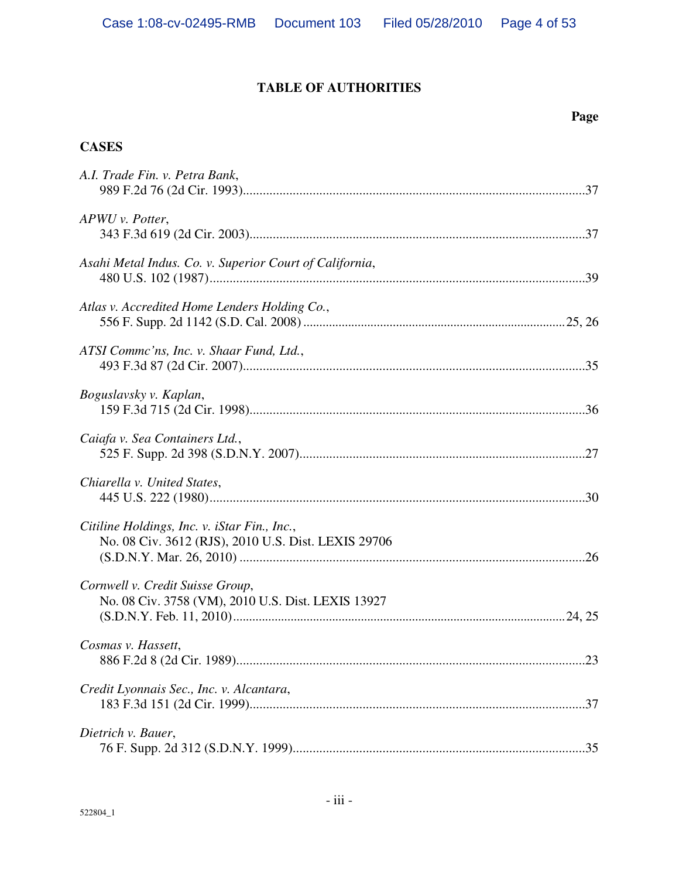# TABLE OF AUTHORITIES

**Page**

## CASES

*A.I. Trade Fin. v. Petra Bank*,
989 F.2d 76 (2d Cir. 1993) ........................................ 37

*APWU v. Potter*,
343 F.3d 619 (2d Cir. 2003) ........................................ 37

*Asahi Metal Indus. Co. v. Superior Court of California*,
480 U.S. 102 (1987) ........................................ 39

*Atlas v. Accredited Home Lenders Holding Co.*,
556 F. Supp. 2d 1142 (S.D. Cal. 2008) ........................................ 25, 26

*ATSI Commc'ns, Inc. v. Shaar Fund, Ltd.*,
493 F.3d 87 (2d Cir. 2007) ........................................ 35

*Boguslavsky v. Kaplan*,
159 F.3d 715 (2d Cir. 1998) ........................................ 36

*Caiafa v. Sea Containers Ltd.*,
525 F. Supp. 2d 398 (S.D.N.Y. 2007) ........................................ 27

*Chiarella v. United States*,
445 U.S. 222 (1980) ........................................ 30

*Citiline Holdings, Inc. v. iStar Fin., Inc.*,
No. 08 Civ. 3612 (RJS), 2010 U.S. Dist. LEXIS 29706
(S.D.N.Y. Mar. 26, 2010) ........................................ 26

*Cornwell v. Credit Suisse Group*,
No. 08 Civ. 3758 (VM), 2010 U.S. Dist. LEXIS 13927
(S.D.N.Y. Feb. 11, 2010) ........................................ 24, 25

*Cosmas v. Hassett*,
886 F.2d 8 (2d Cir. 1989) ........................................ 23

*Credit Lyonnais Sec., Inc. v. Alcantara*,
183 F.3d 151 (2d Cir. 1999) ........................................ 37

*Dietrich v. Bauer*,
76 F. Supp. 2d 312 (S.D.N.Y. 1999) ........................................ 35

522804_1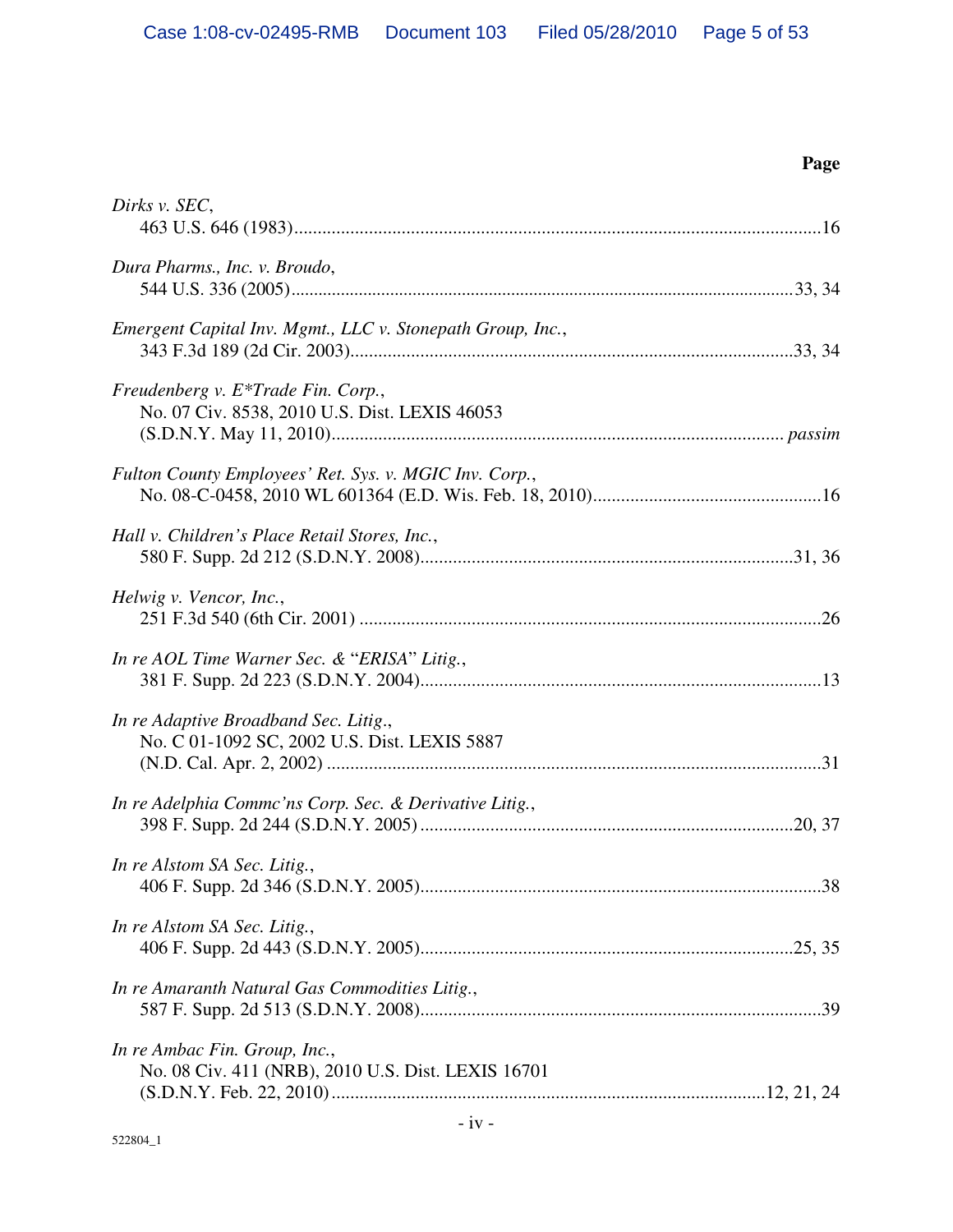**Page**

*Dirks v. SEC*,
463 U.S. 646 (1983)................................................................................................................16

*Dura Pharms., Inc. v. Broudo*,
544 U.S. 336 (2005)..........................................................................................................33, 34

*Emergent Capital Inv. Mgmt., LLC v. Stonepath Group, Inc.*,
343 F.3d 189 (2d Cir. 2003)..............................................................................................33, 34

*Freudenberg v. E*Trade Fin. Corp.*,
No. 07 Civ. 8538, 2010 U.S. Dist. LEXIS 46053
(S.D.N.Y. May 11, 2010)................................................................................................ *passim*

*Fulton County Employees' Ret. Sys. v. MGIC Inv. Corp.*,
No. 08-C-0458, 2010 WL 601364 (E.D. Wis. Feb. 18, 2010)................................................16

*Hall v. Children's Place Retail Stores, Inc.*,
580 F. Supp. 2d 212 (S.D.N.Y. 2008)...............................................................................31, 36

*Helwig v. Vencor, Inc.*,
251 F.3d 540 (6th Cir. 2001) ..................................................................................................26

*In re AOL Time Warner Sec. & "ERISA" Litig.*,
381 F. Supp. 2d 223 (S.D.N.Y. 2004).....................................................................................13

*In re Adaptive Broadband Sec. Litig.*,
No. C 01-1092 SC, 2002 U.S. Dist. LEXIS 5887
(N.D. Cal. Apr. 2, 2002) .........................................................................................................31

*In re Adelphia Commc'ns Corp. Sec. & Derivative Litig.*,
398 F. Supp. 2d 244 (S.D.N.Y. 2005) ...............................................................................20, 37

*In re Alstom SA Sec. Litig.*,
406 F. Supp. 2d 346 (S.D.N.Y. 2005).....................................................................................38

*In re Alstom SA Sec. Litig.*,
406 F. Supp. 2d 443 (S.D.N.Y. 2005)...............................................................................25, 35

*In re Amaranth Natural Gas Commodities Litig.*,
587 F. Supp. 2d 513 (S.D.N.Y. 2008).....................................................................................39

*In re Ambac Fin. Group, Inc.*,
No. 08 Civ. 411 (NRB), 2010 U.S. Dist. LEXIS 16701
(S.D.N.Y. Feb. 22, 2010)...........................................................................................12, 21, 24

522804_1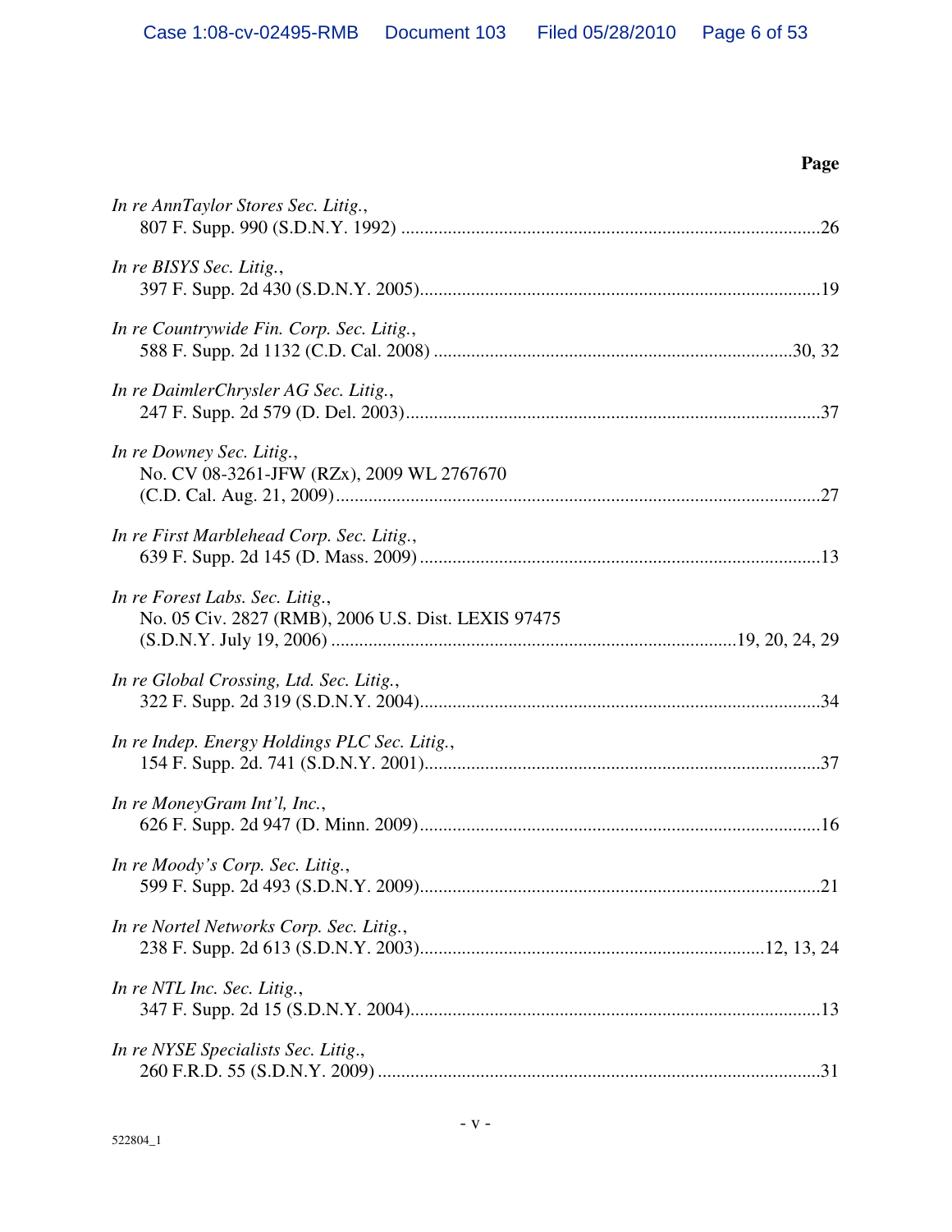**Page**

*In re AnnTaylor Stores Sec. Litig.*,
807 F. Supp. 990 (S.D.N.Y. 1992) ........................................................................................26

*In re BISYS Sec. Litig.*,
397 F. Supp. 2d 430 (S.D.N.Y. 2005).....................................................................................19

*In re Countrywide Fin. Corp. Sec. Litig.*,
588 F. Supp. 2d 1132 (C.D. Cal. 2008) ............................................................................30, 32

*In re DaimlerChrysler AG Sec. Litig.*,
247 F. Supp. 2d 579 (D. Del. 2003).........................................................................................37

*In re Downey Sec. Litig.*,
No. CV 08-3261-JFW (RZx), 2009 WL 2767670
(C.D. Cal. Aug. 21, 2009).......................................................................................................27

*In re First Marblehead Corp. Sec. Litig.*,
639 F. Supp. 2d 145 (D. Mass. 2009) .....................................................................................13

*In re Forest Labs. Sec. Litig.*,
No. 05 Civ. 2827 (RMB), 2006 U.S. Dist. LEXIS 97475
(S.D.N.Y. July 19, 2006) ......................................................................................19, 20, 24, 29

*In re Global Crossing, Ltd. Sec. Litig.*,
322 F. Supp. 2d 319 (S.D.N.Y. 2004).....................................................................................34

*In re Indep. Energy Holdings PLC Sec. Litig.*,
154 F. Supp. 2d. 741 (S.D.N.Y. 2001).....................................................................................37

*In re MoneyGram Int'l, Inc.*,
626 F. Supp. 2d 947 (D. Minn. 2009).....................................................................................16

*In re Moody's Corp. Sec. Litig.*,
599 F. Supp. 2d 493 (S.D.N.Y. 2009).....................................................................................21

*In re Nortel Networks Corp. Sec. Litig.*,
238 F. Supp. 2d 613 (S.D.N.Y. 2003).........................................................................12, 13, 24

*In re NTL Inc. Sec. Litig.*,
347 F. Supp. 2d 15 (S.D.N.Y. 2004).......................................................................................13

*In re NYSE Specialists Sec. Litig.*,
260 F.R.D. 55 (S.D.N.Y. 2009) ..............................................................................................31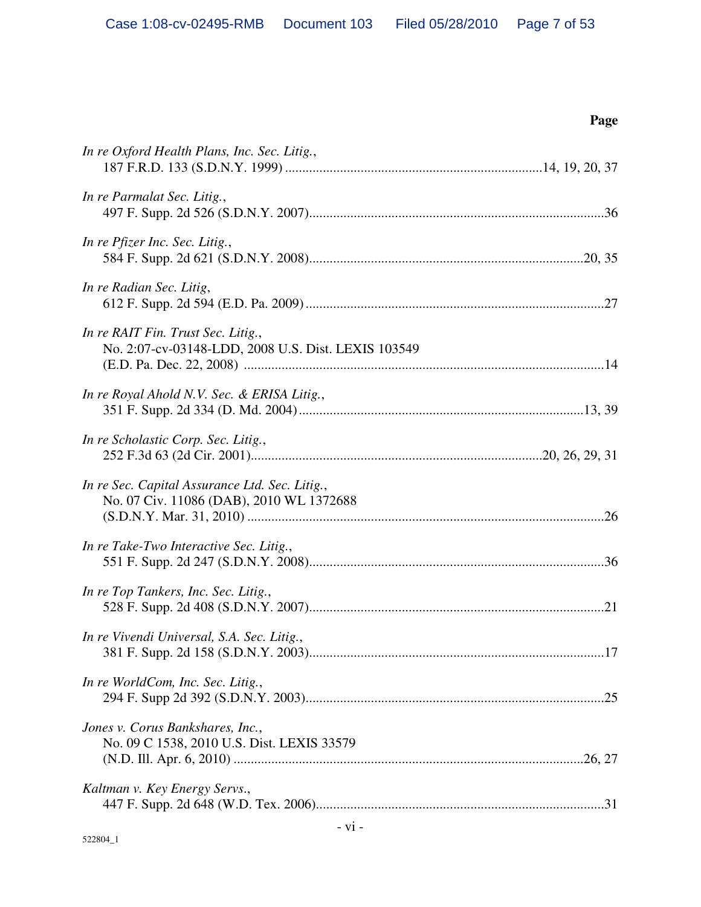**Page**

*In re Oxford Health Plans, Inc. Sec. Litig.*,
187 F.R.D. 133 (S.D.N.Y. 1999) ....................................................................14, 19, 20, 37

*In re Parmalat Sec. Litig.*,
497 F. Supp. 2d 526 (S.D.N.Y. 2007).....................................................................................36

*In re Pfizer Inc. Sec. Litig.*,
584 F. Supp. 2d 621 (S.D.N.Y. 2008)...............................................................................20, 35

*In re Radian Sec. Litig*,
612 F. Supp. 2d 594 (E.D. Pa. 2009).......................................................................................27

*In re RAIT Fin. Trust Sec. Litig.*,
No. 2:07-cv-03148-LDD, 2008 U.S. Dist. LEXIS 103549
(E.D. Pa. Dec. 22, 2008) ........................................................................................................14

*In re Royal Ahold N.V. Sec. & ERISA Litig.*,
351 F. Supp. 2d 334 (D. Md. 2004)...................................................................................13, 39

*In re Scholastic Corp. Sec. Litig.*,
252 F.3d 63 (2d Cir. 2001)....................................................................................20, 26, 29, 31

*In re Sec. Capital Assurance Ltd. Sec. Litig.*,
No. 07 Civ. 11086 (DAB), 2010 WL 1372688
(S.D.N.Y. Mar. 31, 2010) .......................................................................................................26

*In re Take-Two Interactive Sec. Litig.*,
551 F. Supp. 2d 247 (S.D.N.Y. 2008).....................................................................................36

*In re Top Tankers, Inc. Sec. Litig.*,
528 F. Supp. 2d 408 (S.D.N.Y. 2007).....................................................................................21

*In re Vivendi Universal, S.A. Sec. Litig.*,
381 F. Supp. 2d 158 (S.D.N.Y. 2003).....................................................................................17

*In re WorldCom, Inc. Sec. Litig.*,
294 F. Supp 2d 392 (S.D.N.Y. 2003)......................................................................................25

*Jones v. Corus Bankshares, Inc.*,
No. 09 C 1538, 2010 U.S. Dist. LEXIS 33579
(N.D. Ill. Apr. 6, 2010) .....................................................................................................26, 27

*Kaltman v. Key Energy Servs.*,
447 F. Supp. 2d 648 (W.D. Tex. 2006)...................................................................................31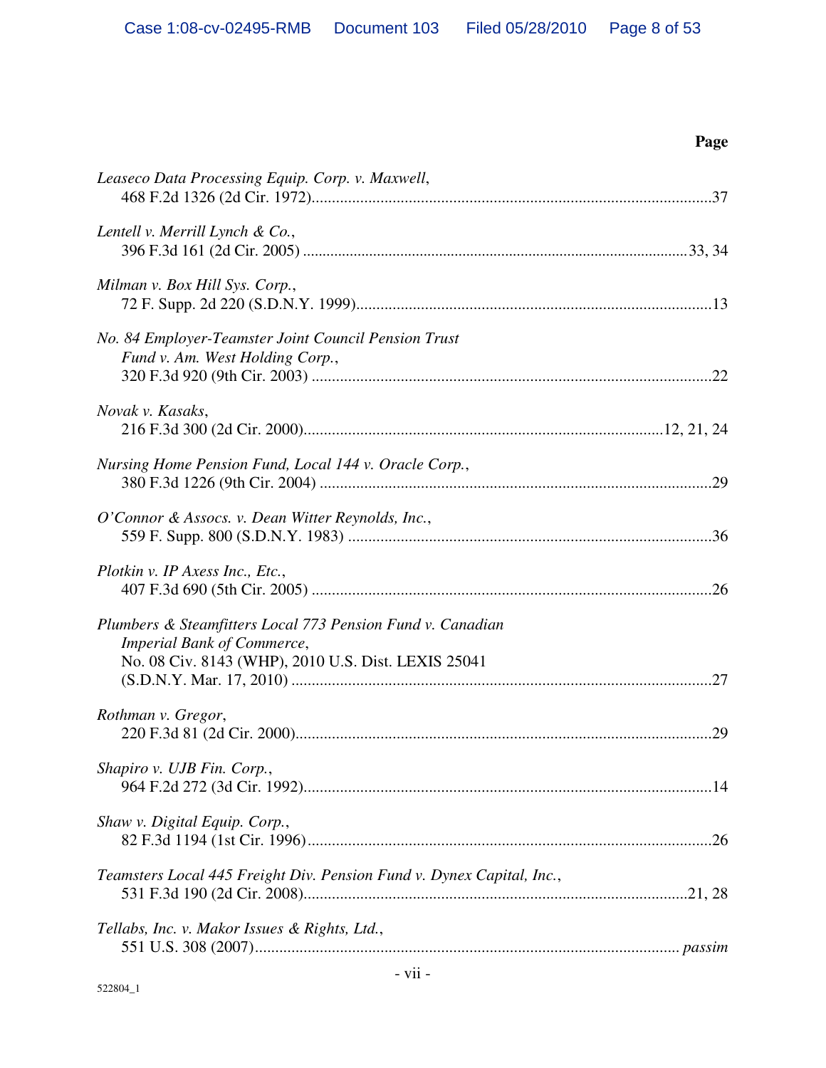**Page**

*Leaseco Data Processing Equip. Corp. v. Maxwell*,
468 F.2d 1326 (2d Cir. 1972)....................................................................................................37

*Lentell v. Merrill Lynch & Co.*,
396 F.3d 161 (2d Cir. 2005) ..................................................................................................33, 34

*Milman v. Box Hill Sys. Corp.*,
72 F. Supp. 2d 220 (S.D.N.Y. 1999).........................................................................................13

*No. 84 Employer-Teamster Joint Council Pension Trust Fund v. Am. West Holding Corp.*,
320 F.3d 920 (9th Cir. 2003) ....................................................................................................22

*Novak v. Kasaks*,
216 F.3d 300 (2d Cir. 2000)..........................................................................................12, 21, 24

*Nursing Home Pension Fund, Local 144 v. Oracle Corp.*,
380 F.3d 1226 (9th Cir. 2004) ..................................................................................................29

*O'Connor & Assocs. v. Dean Witter Reynolds, Inc.*,
559 F. Supp. 800 (S.D.N.Y. 1983) ..........................................................................................36

*Plotkin v. IP Axess Inc., Etc.*,
407 F.3d 690 (5th Cir. 2005) ....................................................................................................26

*Plumbers & Steamfitters Local 773 Pension Fund v. Canadian Imperial Bank of Commerce*,
No. 08 Civ. 8143 (WHP), 2010 U.S. Dist. LEXIS 25041
(S.D.N.Y. Mar. 17, 2010) .........................................................................................................27

*Rothman v. Gregor*,
220 F.3d 81 (2d Cir. 2000)........................................................................................................29

*Shapiro v. UJB Fin. Corp.*,
964 F.2d 272 (3d Cir. 1992)......................................................................................................14

*Shaw v. Digital Equip. Corp.*,
82 F.3d 1194 (1st Cir. 1996).....................................................................................................26

*Teamsters Local 445 Freight Div. Pension Fund v. Dynex Capital, Inc.*,
531 F.3d 190 (2d Cir. 2008)..................................................................................................21, 28

*Tellabs, Inc. v. Makor Issues & Rights, Ltd.*,
551 U.S. 308 (2007).......................................................................................................... *passim*

522804_1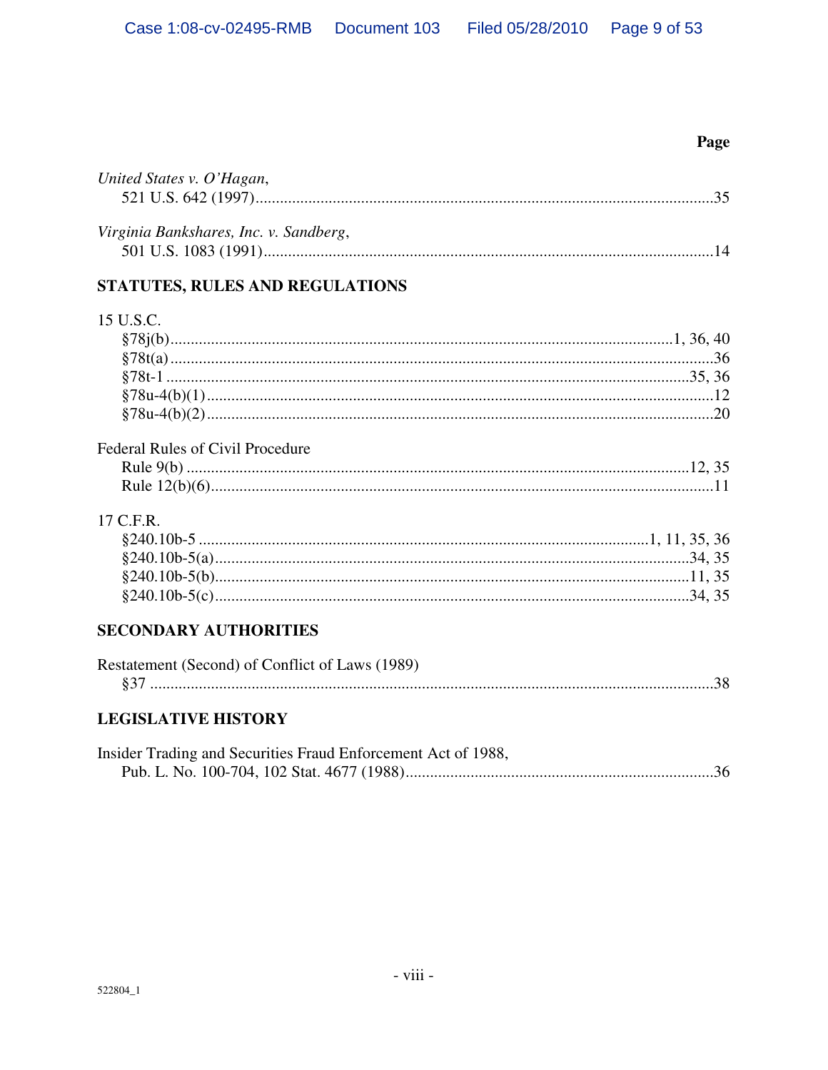Page

*United States v. O'Hagan*,
521 U.S. 642 (1997)..........35

*Virginia Bankshares, Inc. v. Sandberg*,
501 U.S. 1083 (1991)..........14

## STATUTES, RULES AND REGULATIONS

15 U.S.C.
- §78j(b)..........1, 36, 40
- §78t(a)..........36
- §78t-1..........35, 36
- §78u-4(b)(1)..........12
- §78u-4(b)(2)..........20

Federal Rules of Civil Procedure
- Rule 9(b)..........12, 35
- Rule 12(b)(6)..........11

17 C.F.R.
- §240.10b-5..........1, 11, 35, 36
- §240.10b-5(a)..........34, 35
- §240.10b-5(b)..........11, 35
- §240.10b-5(c)..........34, 35

## SECONDARY AUTHORITIES

Restatement (Second) of Conflict of Laws (1989)
- §37..........38

## LEGISLATIVE HISTORY

Insider Trading and Securities Fraud Enforcement Act of 1988,
Pub. L. No. 100-704, 102 Stat. 4677 (1988)..........36

522804_1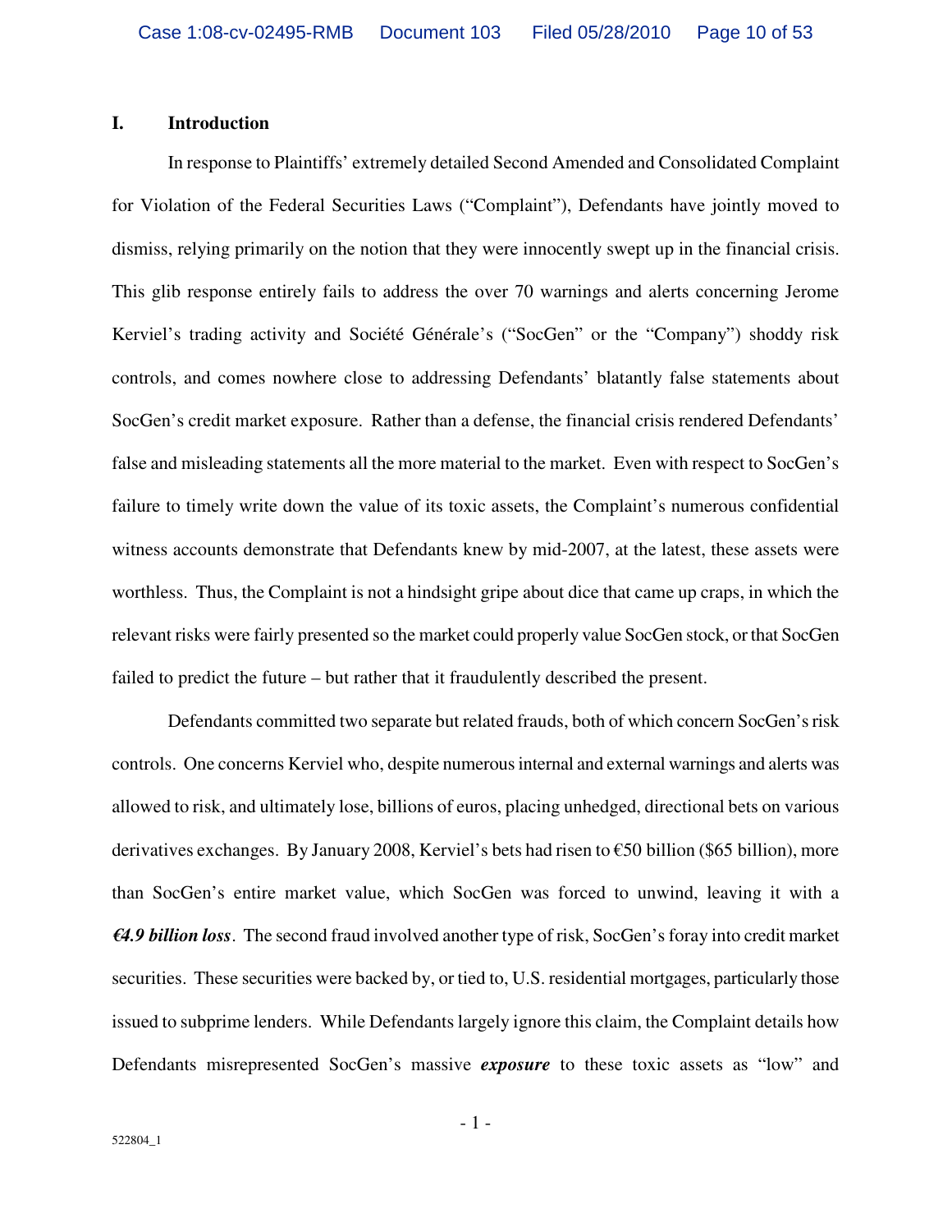## I. Introduction

In response to Plaintiffs' extremely detailed Second Amended and Consolidated Complaint for Violation of the Federal Securities Laws ("Complaint"), Defendants have jointly moved to dismiss, relying primarily on the notion that they were innocently swept up in the financial crisis. This glib response entirely fails to address the over 70 warnings and alerts concerning Jerome Kerviel's trading activity and Société Générale's ("SocGen" or the "Company") shoddy risk controls, and comes nowhere close to addressing Defendants' blatantly false statements about SocGen's credit market exposure. Rather than a defense, the financial crisis rendered Defendants' false and misleading statements all the more material to the market. Even with respect to SocGen's failure to timely write down the value of its toxic assets, the Complaint's numerous confidential witness accounts demonstrate that Defendants knew by mid-2007, at the latest, these assets were worthless. Thus, the Complaint is not a hindsight gripe about dice that came up craps, in which the relevant risks were fairly presented so the market could properly value SocGen stock, or that SocGen failed to predict the future – but rather that it fraudulently described the present.

Defendants committed two separate but related frauds, both of which concern SocGen's risk controls. One concerns Kerviel who, despite numerous internal and external warnings and alerts was allowed to risk, and ultimately lose, billions of euros, placing unhedged, directional bets on various derivatives exchanges. By January 2008, Kerviel's bets had risen to €50 billion ($65 billion), more than SocGen's entire market value, which SocGen was forced to unwind, leaving it with a ***€4.9 billion loss***. The second fraud involved another type of risk, SocGen's foray into credit market securities. These securities were backed by, or tied to, U.S. residential mortgages, particularly those issued to subprime lenders. While Defendants largely ignore this claim, the Complaint details how Defendants misrepresented SocGen's massive ***exposure*** to these toxic assets as "low" and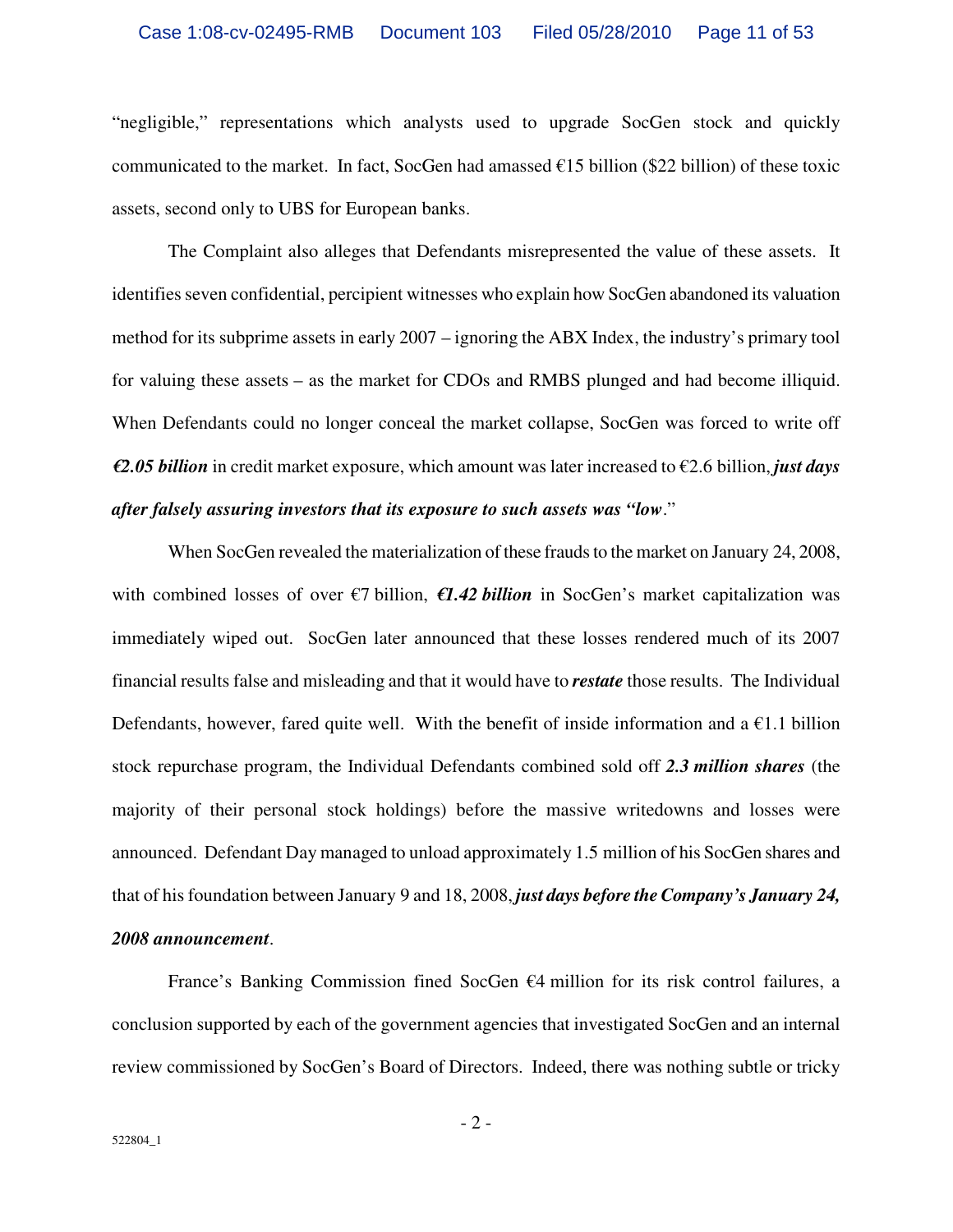"negligible," representations which analysts used to upgrade SocGen stock and quickly communicated to the market. In fact, SocGen had amassed €15 billion ($22 billion) of these toxic assets, second only to UBS for European banks.

The Complaint also alleges that Defendants misrepresented the value of these assets. It identifies seven confidential, percipient witnesses who explain how SocGen abandoned its valuation method for its subprime assets in early 2007 – ignoring the ABX Index, the industry's primary tool for valuing these assets – as the market for CDOs and RMBS plunged and had become illiquid. When Defendants could no longer conceal the market collapse, SocGen was forced to write off ***€2.05 billion*** in credit market exposure, which amount was later increased to €2.6 billion, ***just days after falsely assuring investors that its exposure to such assets was "low***."

When SocGen revealed the materialization of these frauds to the market on January 24, 2008, with combined losses of over €7 billion, ***€1.42 billion*** in SocGen's market capitalization was immediately wiped out. SocGen later announced that these losses rendered much of its 2007 financial results false and misleading and that it would have to ***restate*** those results. The Individual Defendants, however, fared quite well. With the benefit of inside information and a €1.1 billion stock repurchase program, the Individual Defendants combined sold off ***2.3 million shares*** (the majority of their personal stock holdings) before the massive writedowns and losses were announced. Defendant Day managed to unload approximately 1.5 million of his SocGen shares and that of his foundation between January 9 and 18, 2008, ***just days before the Company's January 24, 2008 announcement***.

France's Banking Commission fined SocGen €4 million for its risk control failures, a conclusion supported by each of the government agencies that investigated SocGen and an internal review commissioned by SocGen's Board of Directors. Indeed, there was nothing subtle or tricky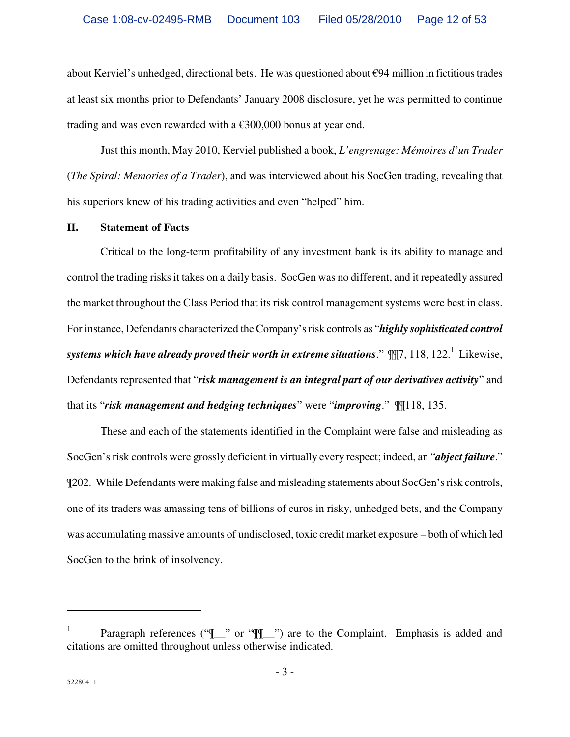about Kerviel's unhedged, directional bets. He was questioned about €94 million in fictitious trades at least six months prior to Defendants' January 2008 disclosure, yet he was permitted to continue trading and was even rewarded with a €300,000 bonus at year end.

Just this month, May 2010, Kerviel published a book, *L'engrenage: Mémoires d'un Trader* (*The Spiral: Memories of a Trader*), and was interviewed about his SocGen trading, revealing that his superiors knew of his trading activities and even "helped" him.

## II. Statement of Facts

Critical to the long-term profitability of any investment bank is its ability to manage and control the trading risks it takes on a daily basis. SocGen was no different, and it repeatedly assured the market throughout the Class Period that its risk control management systems were best in class. For instance, Defendants characterized the Company's risk controls as "***highly sophisticated control systems which have already proved their worth in extreme situations***." ¶¶7, 118, 122.[1] Likewise, Defendants represented that "***risk management is an integral part of our derivatives activity***" and that its "***risk management and hedging techniques***" were "***improving***." ¶¶118, 135.

These and each of the statements identified in the Complaint were false and misleading as SocGen's risk controls were grossly deficient in virtually every respect; indeed, an "***abject failure***." ¶202. While Defendants were making false and misleading statements about SocGen's risk controls, one of its traders was amassing tens of billions of euros in risky, unhedged bets, and the Company was accumulating massive amounts of undisclosed, toxic credit market exposure – both of which led SocGen to the brink of insolvency.

---

[1] Paragraph references ("¶__" or "¶¶__") are to the Complaint. Emphasis is added and citations are omitted throughout unless otherwise indicated.

522804_1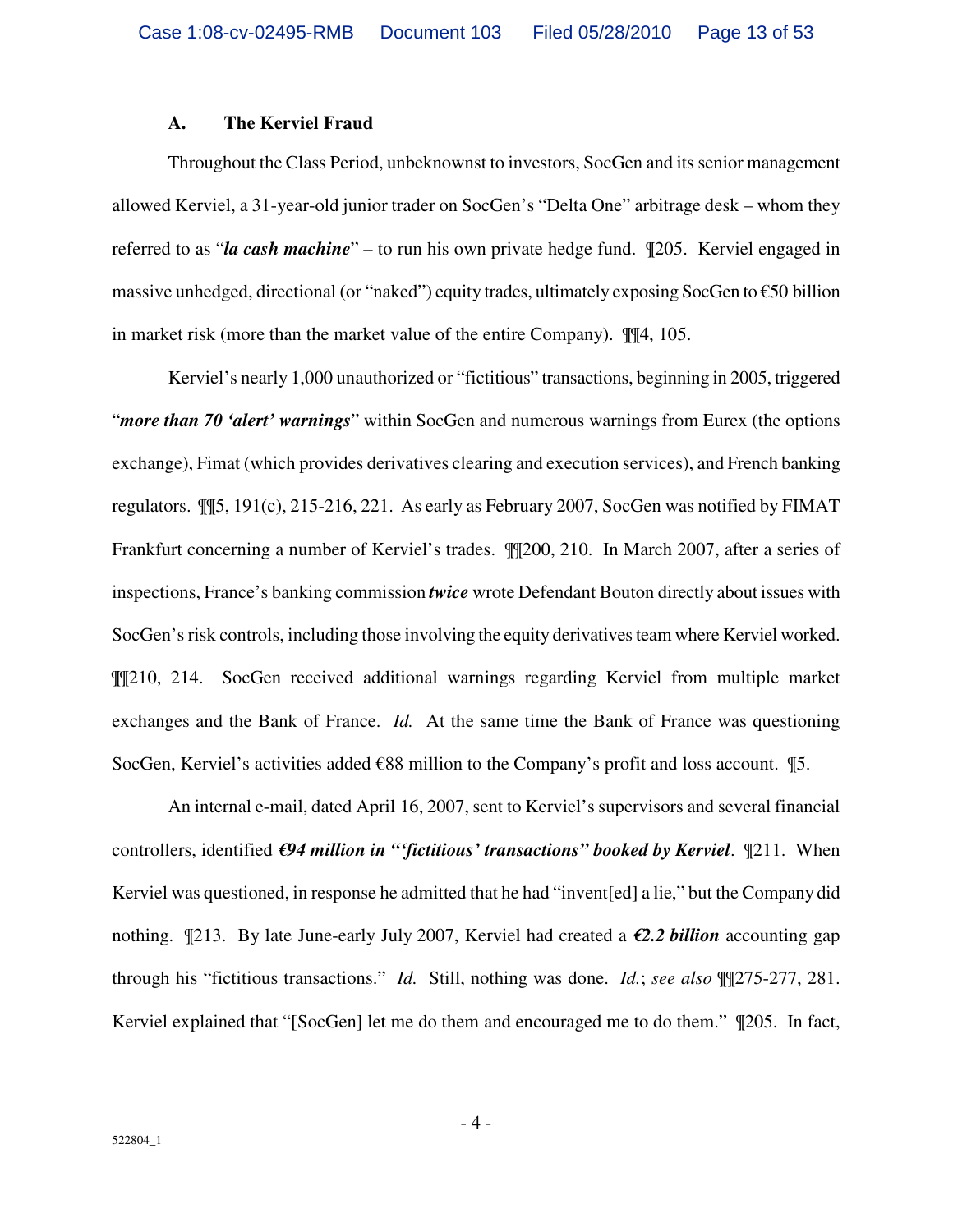### A. The Kerviel Fraud

Throughout the Class Period, unbeknownst to investors, SocGen and its senior management allowed Kerviel, a 31-year-old junior trader on SocGen's "Delta One" arbitrage desk – whom they referred to as "***la cash machine***" – to run his own private hedge fund. ¶205. Kerviel engaged in massive unhedged, directional (or "naked") equity trades, ultimately exposing SocGen to €50 billion in market risk (more than the market value of the entire Company). ¶¶4, 105.

Kerviel's nearly 1,000 unauthorized or "fictitious" transactions, beginning in 2005, triggered "***more than 70 'alert' warnings***" within SocGen and numerous warnings from Eurex (the options exchange), Fimat (which provides derivatives clearing and execution services), and French banking regulators. ¶¶5, 191(c), 215-216, 221. As early as February 2007, SocGen was notified by FIMAT Frankfurt concerning a number of Kerviel's trades. ¶¶200, 210. In March 2007, after a series of inspections, France's banking commission ***twice*** wrote Defendant Bouton directly about issues with SocGen's risk controls, including those involving the equity derivatives team where Kerviel worked. ¶¶210, 214. SocGen received additional warnings regarding Kerviel from multiple market exchanges and the Bank of France. *Id.* At the same time the Bank of France was questioning SocGen, Kerviel's activities added €88 million to the Company's profit and loss account. ¶5.

An internal e-mail, dated April 16, 2007, sent to Kerviel's supervisors and several financial controllers, identified ***€94 million in "'fictitious' transactions" booked by Kerviel***. ¶211. When Kerviel was questioned, in response he admitted that he had "invent[ed] a lie," but the Company did nothing. ¶213. By late June-early July 2007, Kerviel had created a ***€2.2 billion*** accounting gap through his "fictitious transactions." *Id.* Still, nothing was done. *Id.*; *see also* ¶¶275-277, 281. Kerviel explained that "[SocGen] let me do them and encouraged me to do them." ¶205. In fact,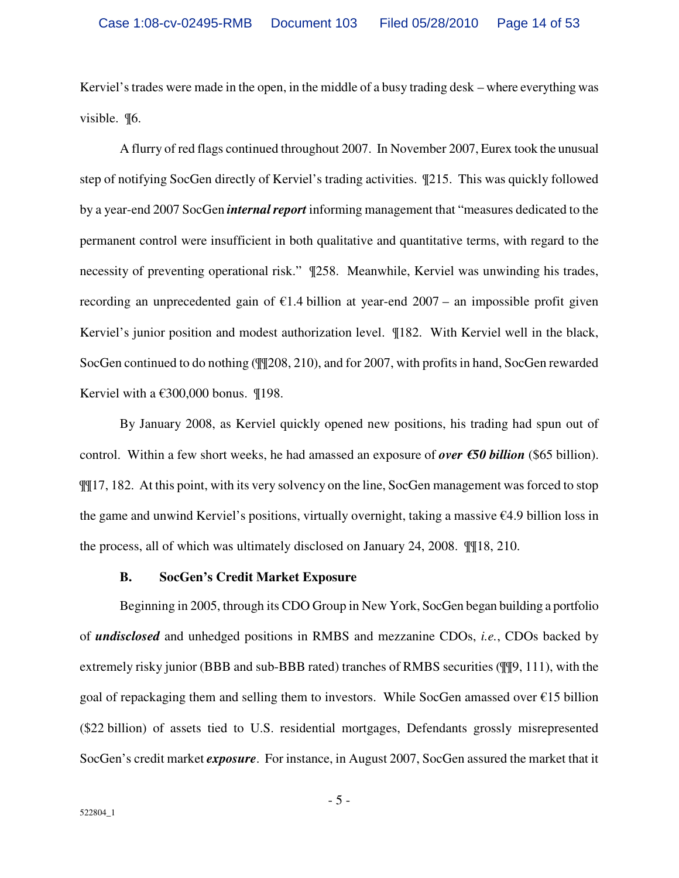Kerviel's trades were made in the open, in the middle of a busy trading desk – where everything was visible. ¶6.

A flurry of red flags continued throughout 2007. In November 2007, Eurex took the unusual step of notifying SocGen directly of Kerviel's trading activities. ¶215. This was quickly followed by a year-end 2007 SocGen ***internal report*** informing management that "measures dedicated to the permanent control were insufficient in both qualitative and quantitative terms, with regard to the necessity of preventing operational risk." ¶258. Meanwhile, Kerviel was unwinding his trades, recording an unprecedented gain of €1.4 billion at year-end 2007 – an impossible profit given Kerviel's junior position and modest authorization level. ¶182. With Kerviel well in the black, SocGen continued to do nothing (¶¶208, 210), and for 2007, with profits in hand, SocGen rewarded Kerviel with a €300,000 bonus. ¶198.

By January 2008, as Kerviel quickly opened new positions, his trading had spun out of control. Within a few short weeks, he had amassed an exposure of ***over €50 billion*** ($65 billion). ¶¶17, 182. At this point, with its very solvency on the line, SocGen management was forced to stop the game and unwind Kerviel's positions, virtually overnight, taking a massive €4.9 billion loss in the process, all of which was ultimately disclosed on January 24, 2008. ¶¶18, 210.

**B. SocGen's Credit Market Exposure**

Beginning in 2005, through its CDO Group in New York, SocGen began building a portfolio of ***undisclosed*** and unhedged positions in RMBS and mezzanine CDOs, *i.e.*, CDOs backed by extremely risky junior (BBB and sub-BBB rated) tranches of RMBS securities (¶¶9, 111), with the goal of repackaging them and selling them to investors. While SocGen amassed over €15 billion ($22 billion) of assets tied to U.S. residential mortgages, Defendants grossly misrepresented SocGen's credit market ***exposure***. For instance, in August 2007, SocGen assured the market that it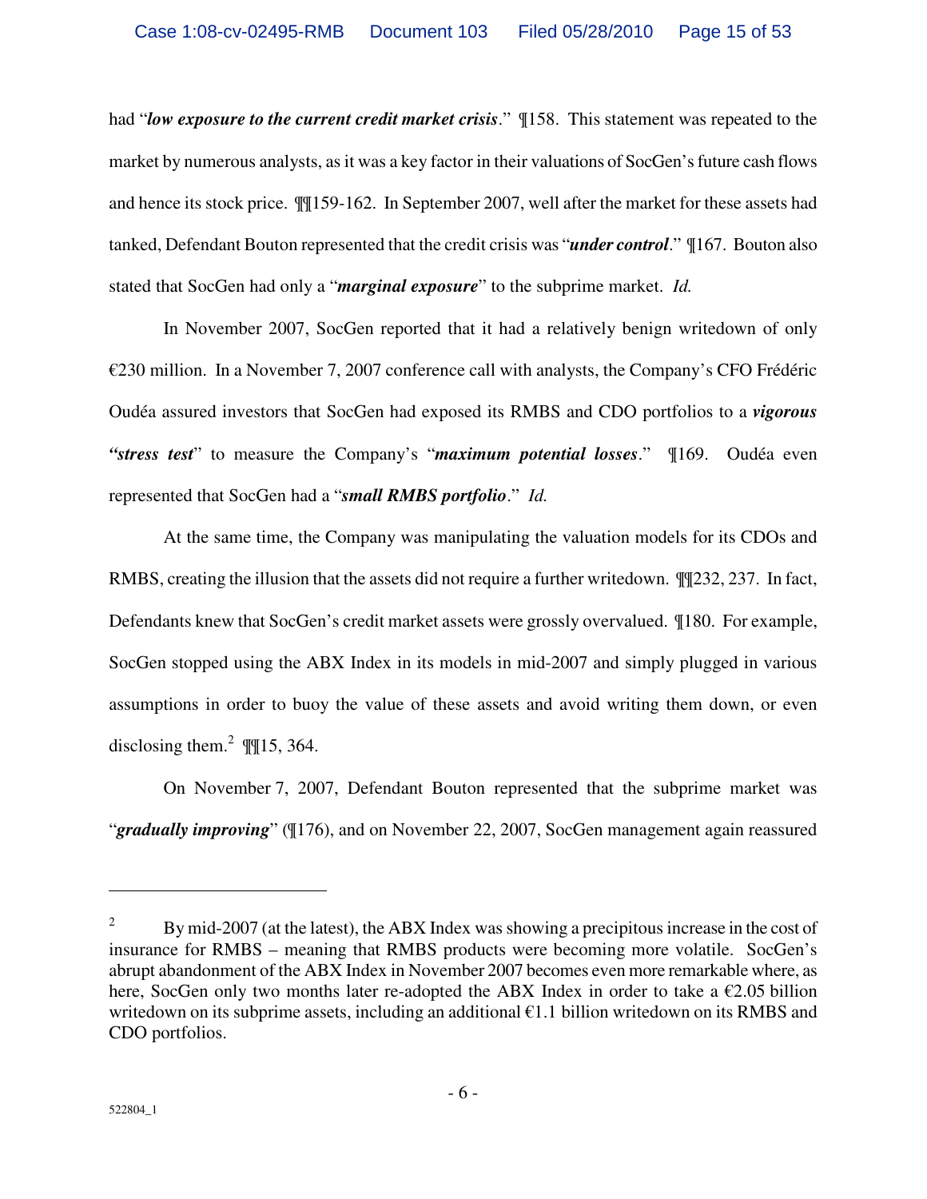had "***low exposure to the current credit market crisis***." ¶158. This statement was repeated to the market by numerous analysts, as it was a key factor in their valuations of SocGen's future cash flows and hence its stock price. ¶¶159-162. In September 2007, well after the market for these assets had tanked, Defendant Bouton represented that the credit crisis was "***under control***." ¶167. Bouton also stated that SocGen had only a "***marginal exposure***" to the subprime market. *Id.*

In November 2007, SocGen reported that it had a relatively benign writedown of only €230 million. In a November 7, 2007 conference call with analysts, the Company's CFO Frédéric Oudéa assured investors that SocGen had exposed its RMBS and CDO portfolios to a ***vigorous "stress test***" to measure the Company's "***maximum potential losses***." ¶169. Oudéa even represented that SocGen had a "***small RMBS portfolio***." *Id.*

At the same time, the Company was manipulating the valuation models for its CDOs and RMBS, creating the illusion that the assets did not require a further writedown. ¶¶232, 237. In fact, Defendants knew that SocGen's credit market assets were grossly overvalued. ¶180. For example, SocGen stopped using the ABX Index in its models in mid-2007 and simply plugged in various assumptions in order to buoy the value of these assets and avoid writing them down, or even disclosing them.[2] ¶¶15, 364.

On November 7, 2007, Defendant Bouton represented that the subprime market was "***gradually improving***" (¶176), and on November 22, 2007, SocGen management again reassured

---

[2] By mid-2007 (at the latest), the ABX Index was showing a precipitous increase in the cost of insurance for RMBS – meaning that RMBS products were becoming more volatile. SocGen's abrupt abandonment of the ABX Index in November 2007 becomes even more remarkable where, as here, SocGen only two months later re-adopted the ABX Index in order to take a €2.05 billion writedown on its subprime assets, including an additional €1.1 billion writedown on its RMBS and CDO portfolios.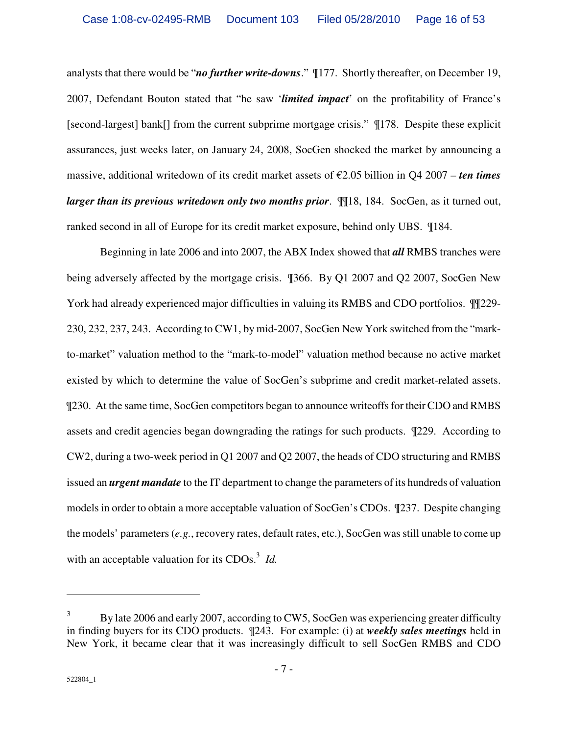analysts that there would be "***no further write-downs***." ¶177. Shortly thereafter, on December 19, 2007, Defendant Bouton stated that "he saw '***limited impact***' on the profitability of France's [second-largest] bank[] from the current subprime mortgage crisis." ¶178. Despite these explicit assurances, just weeks later, on January 24, 2008, SocGen shocked the market by announcing a massive, additional writedown of its credit market assets of €2.05 billion in Q4 2007 – ***ten times larger than its previous writedown only two months prior***. ¶¶18, 184. SocGen, as it turned out, ranked second in all of Europe for its credit market exposure, behind only UBS. ¶184.

Beginning in late 2006 and into 2007, the ABX Index showed that ***all*** RMBS tranches were being adversely affected by the mortgage crisis. ¶366. By Q1 2007 and Q2 2007, SocGen New York had already experienced major difficulties in valuing its RMBS and CDO portfolios. ¶¶229-230, 232, 237, 243. According to CW1, by mid-2007, SocGen New York switched from the "mark-to-market" valuation method to the "mark-to-model" valuation method because no active market existed by which to determine the value of SocGen's subprime and credit market-related assets. ¶230. At the same time, SocGen competitors began to announce writeoffs for their CDO and RMBS assets and credit agencies began downgrading the ratings for such products. ¶229. According to CW2, during a two-week period in Q1 2007 and Q2 2007, the heads of CDO structuring and RMBS issued an ***urgent mandate*** to the IT department to change the parameters of its hundreds of valuation models in order to obtain a more acceptable valuation of SocGen's CDOs. ¶237. Despite changing the models' parameters (*e.g.*, recovery rates, default rates, etc.), SocGen was still unable to come up with an acceptable valuation for its CDOs.[3] *Id.*

---

[3] By late 2006 and early 2007, according to CW5, SocGen was experiencing greater difficulty in finding buyers for its CDO products. ¶243. For example: (i) at ***weekly sales meetings*** held in New York, it became clear that it was increasingly difficult to sell SocGen RMBS and CDO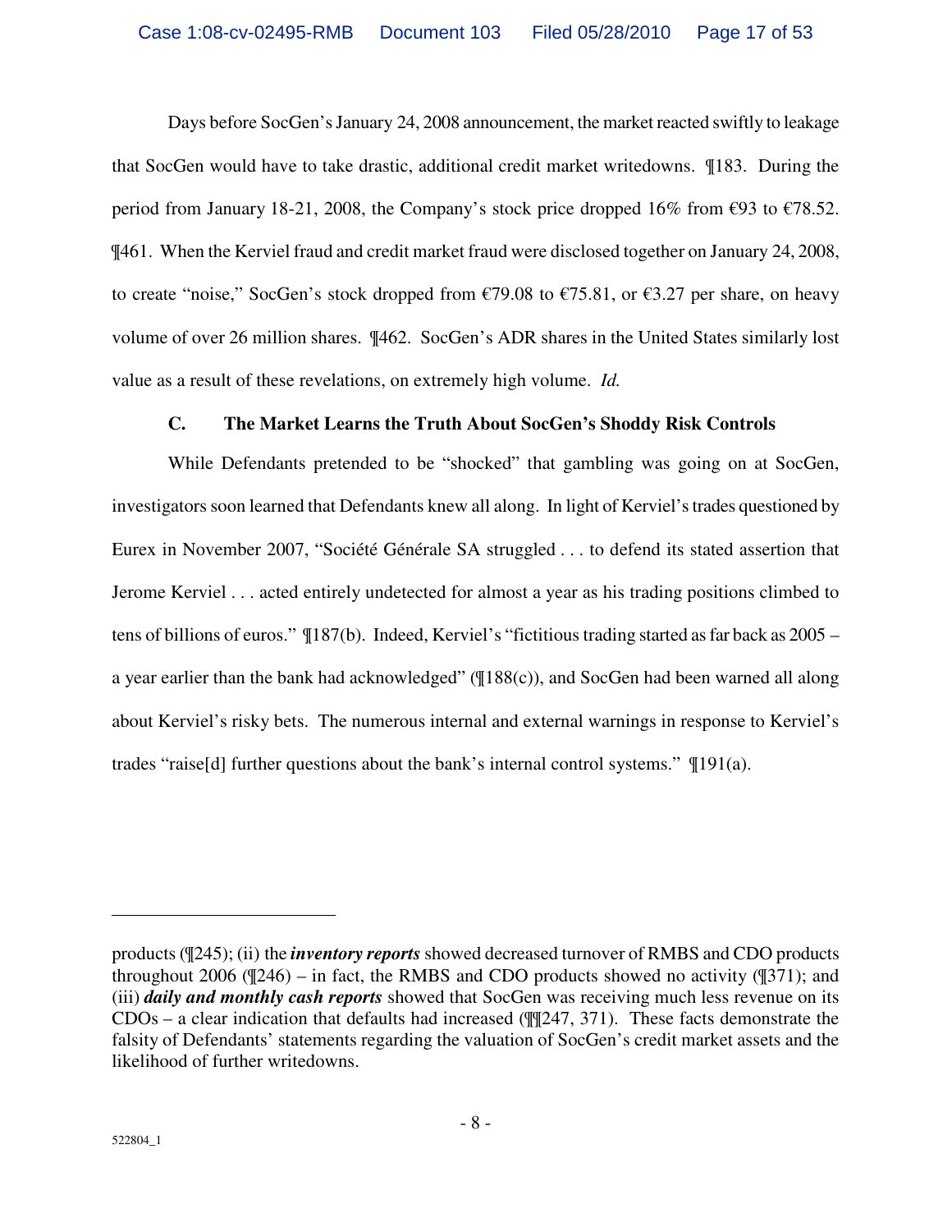Days before SocGen's January 24, 2008 announcement, the market reacted swiftly to leakage that SocGen would have to take drastic, additional credit market writedowns. ¶183. During the period from January 18-21, 2008, the Company's stock price dropped 16% from €93 to €78.52. ¶461. When the Kerviel fraud and credit market fraud were disclosed together on January 24, 2008, to create "noise," SocGen's stock dropped from €79.08 to €75.81, or €3.27 per share, on heavy volume of over 26 million shares. ¶462. SocGen's ADR shares in the United States similarly lost value as a result of these revelations, on extremely high volume. *Id.*

### C. The Market Learns the Truth About SocGen's Shoddy Risk Controls

While Defendants pretended to be "shocked" that gambling was going on at SocGen, investigators soon learned that Defendants knew all along. In light of Kerviel's trades questioned by Eurex in November 2007, "Société Générale SA struggled . . . to defend its stated assertion that Jerome Kerviel . . . acted entirely undetected for almost a year as his trading positions climbed to tens of billions of euros." ¶187(b). Indeed, Kerviel's "fictitious trading started as far back as 2005 – a year earlier than the bank had acknowledged" (¶188(c)), and SocGen had been warned all along about Kerviel's risky bets. The numerous internal and external warnings in response to Kerviel's trades "raise[d] further questions about the bank's internal control systems." ¶191(a).

---

products (¶245); (ii) the ***inventory reports*** showed decreased turnover of RMBS and CDO products throughout 2006 (¶246) – in fact, the RMBS and CDO products showed no activity (¶371); and (iii) ***daily and monthly cash reports*** showed that SocGen was receiving much less revenue on its CDOs – a clear indication that defaults had increased (¶¶247, 371). These facts demonstrate the falsity of Defendants' statements regarding the valuation of SocGen's credit market assets and the likelihood of further writedowns.

522804_1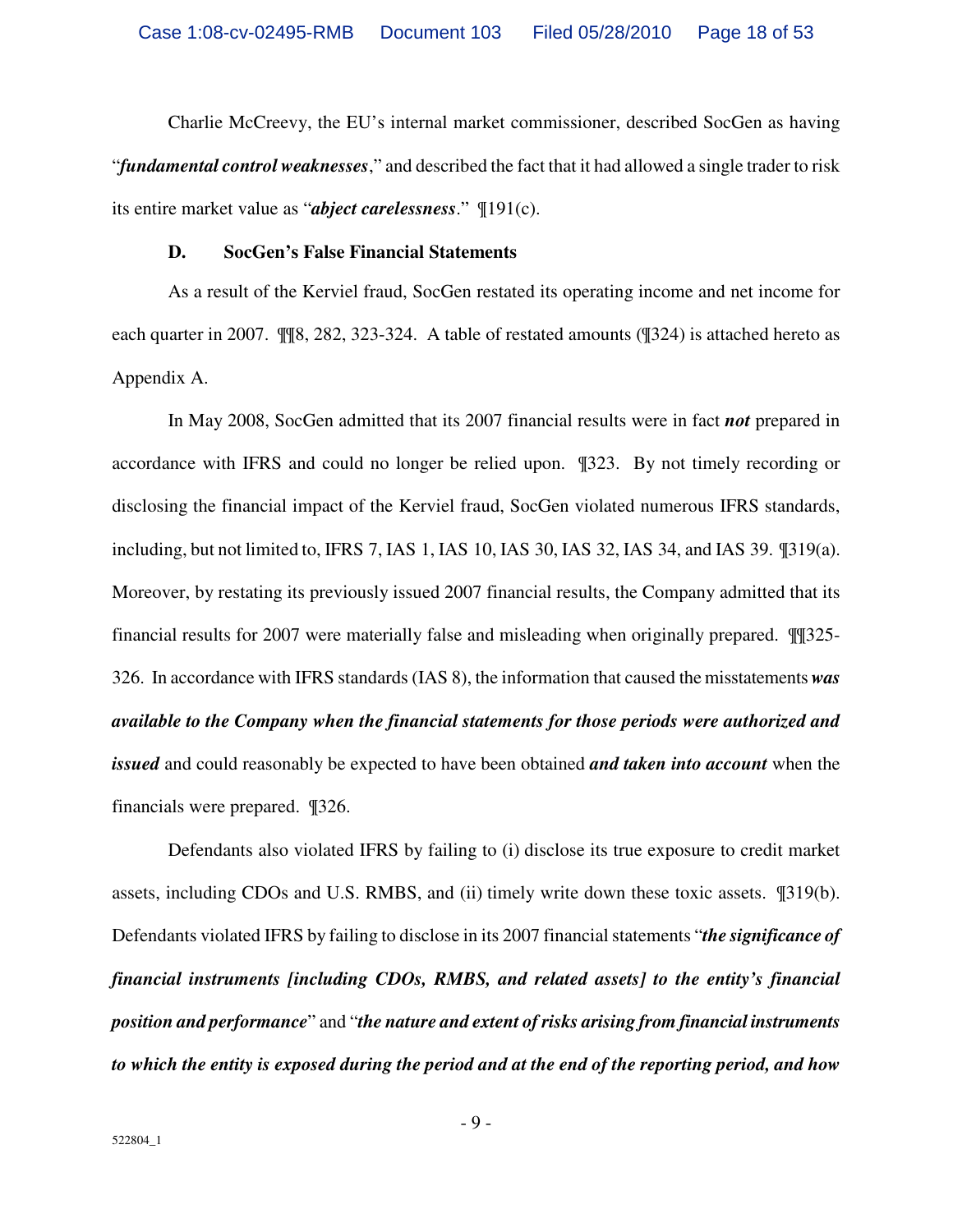Charlie McCreevy, the EU's internal market commissioner, described SocGen as having "***fundamental control weaknesses***," and described the fact that it had allowed a single trader to risk its entire market value as "***abject carelessness***." ¶191(c).

### D. SocGen's False Financial Statements

As a result of the Kerviel fraud, SocGen restated its operating income and net income for each quarter in 2007. ¶¶8, 282, 323-324. A table of restated amounts (¶324) is attached hereto as Appendix A.

In May 2008, SocGen admitted that its 2007 financial results were in fact ***not*** prepared in accordance with IFRS and could no longer be relied upon. ¶323. By not timely recording or disclosing the financial impact of the Kerviel fraud, SocGen violated numerous IFRS standards, including, but not limited to, IFRS 7, IAS 1, IAS 10, IAS 30, IAS 32, IAS 34, and IAS 39. ¶319(a). Moreover, by restating its previously issued 2007 financial results, the Company admitted that its financial results for 2007 were materially false and misleading when originally prepared. ¶¶325-326. In accordance with IFRS standards (IAS 8), the information that caused the misstatements ***was available to the Company when the financial statements for those periods were authorized and issued*** and could reasonably be expected to have been obtained ***and taken into account*** when the financials were prepared. ¶326.

Defendants also violated IFRS by failing to (i) disclose its true exposure to credit market assets, including CDOs and U.S. RMBS, and (ii) timely write down these toxic assets. ¶319(b). Defendants violated IFRS by failing to disclose in its 2007 financial statements "***the significance of financial instruments [including CDOs, RMBS, and related assets] to the entity's financial position and performance***" and "***the nature and extent of risks arising from financial instruments to which the entity is exposed during the period and at the end of the reporting period, and how***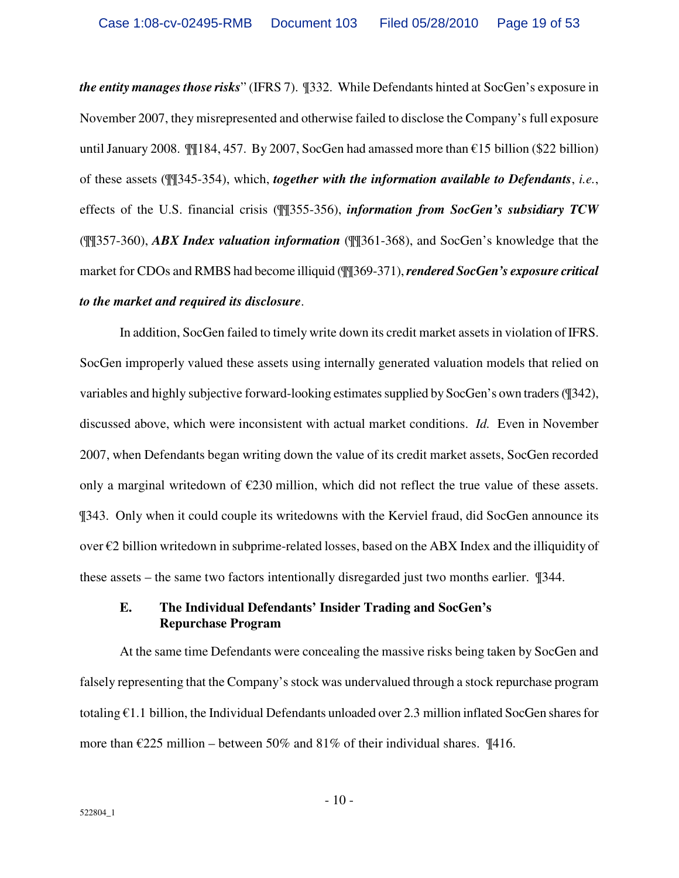***the entity manages those risks***" (IFRS 7). ¶332. While Defendants hinted at SocGen's exposure in November 2007, they misrepresented and otherwise failed to disclose the Company's full exposure until January 2008. ¶¶184, 457. By 2007, SocGen had amassed more than €15 billion ($22 billion) of these assets (¶¶345-354), which, ***together with the information available to Defendants***, *i.e.*, effects of the U.S. financial crisis (¶¶355-356), ***information from SocGen's subsidiary TCW*** (¶¶357-360), ***ABX Index valuation information*** (¶¶361-368), and SocGen's knowledge that the market for CDOs and RMBS had become illiquid (¶¶369-371), ***rendered SocGen's exposure critical to the market and required its disclosure***.

In addition, SocGen failed to timely write down its credit market assets in violation of IFRS. SocGen improperly valued these assets using internally generated valuation models that relied on variables and highly subjective forward-looking estimates supplied by SocGen's own traders (¶342), discussed above, which were inconsistent with actual market conditions. *Id.* Even in November 2007, when Defendants began writing down the value of its credit market assets, SocGen recorded only a marginal writedown of €230 million, which did not reflect the true value of these assets. ¶343. Only when it could couple its writedowns with the Kerviel fraud, did SocGen announce its over €2 billion writedown in subprime-related losses, based on the ABX Index and the illiquidity of these assets – the same two factors intentionally disregarded just two months earlier. ¶344.

### E. The Individual Defendants' Insider Trading and SocGen's Repurchase Program

At the same time Defendants were concealing the massive risks being taken by SocGen and falsely representing that the Company's stock was undervalued through a stock repurchase program totaling €1.1 billion, the Individual Defendants unloaded over 2.3 million inflated SocGen shares for more than €225 million – between 50% and 81% of their individual shares. ¶416.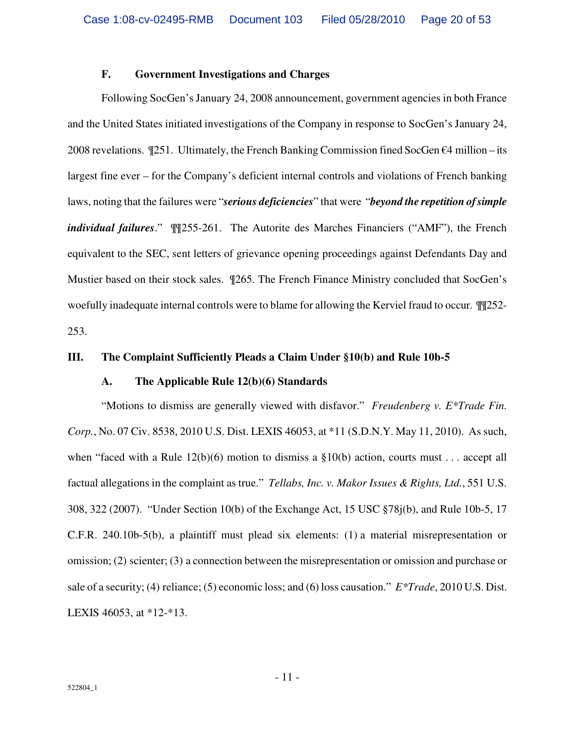### F. Government Investigations and Charges

Following SocGen's January 24, 2008 announcement, government agencies in both France and the United States initiated investigations of the Company in response to SocGen's January 24, 2008 revelations. ¶251. Ultimately, the French Banking Commission fined SocGen €4 million – its largest fine ever – for the Company's deficient internal controls and violations of French banking laws, noting that the failures were "***serious deficiencies***" that were "***beyond the repetition of simple individual failures***." ¶¶255-261. The Autorite des Marches Financiers ("AMF"), the French equivalent to the SEC, sent letters of grievance opening proceedings against Defendants Day and Mustier based on their stock sales. ¶265. The French Finance Ministry concluded that SocGen's woefully inadequate internal controls were to blame for allowing the Kerviel fraud to occur. ¶¶252-253.

## III. The Complaint Sufficiently Pleads a Claim Under §10(b) and Rule 10b-5

### A. The Applicable Rule 12(b)(6) Standards

"Motions to dismiss are generally viewed with disfavor." *Freudenberg v. E*Trade Fin. Corp.*, No. 07 Civ. 8538, 2010 U.S. Dist. LEXIS 46053, at *11 (S.D.N.Y. May 11, 2010). As such, when "faced with a Rule 12(b)(6) motion to dismiss a §10(b) action, courts must . . . accept all factual allegations in the complaint as true." *Tellabs, Inc. v. Makor Issues & Rights, Ltd.*, 551 U.S. 308, 322 (2007). "Under Section 10(b) of the Exchange Act, 15 USC §78j(b), and Rule 10b-5, 17 C.F.R. 240.10b-5(b), a plaintiff must plead six elements: (1) a material misrepresentation or omission; (2) scienter; (3) a connection between the misrepresentation or omission and purchase or sale of a security; (4) reliance; (5) economic loss; and (6) loss causation." *E*Trade*, 2010 U.S. Dist. LEXIS 46053, at *12-*13.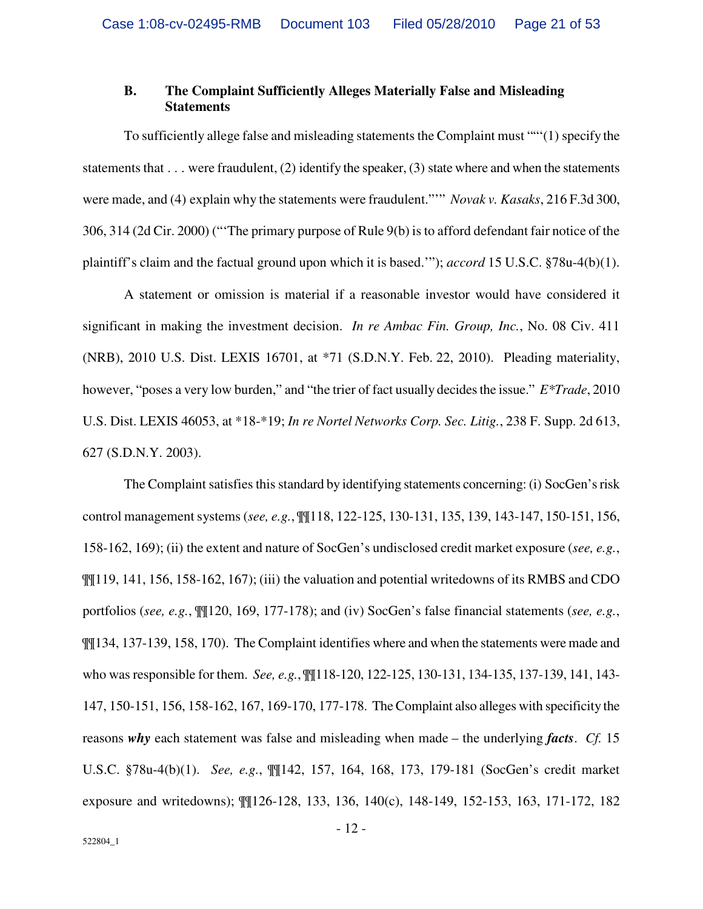### B. The Complaint Sufficiently Alleges Materially False and Misleading Statements

To sufficiently allege false and misleading statements the Complaint must "'"'(1) specify the statements that . . . were fraudulent, (2) identify the speaker, (3) state where and when the statements were made, and (4) explain why the statements were fraudulent.'"'" *Novak v. Kasaks*, 216 F.3d 300, 306, 314 (2d Cir. 2000) ("'The primary purpose of Rule 9(b) is to afford defendant fair notice of the plaintiff's claim and the factual ground upon which it is based.'"); *accord* 15 U.S.C. §78u-4(b)(1).

A statement or omission is material if a reasonable investor would have considered it significant in making the investment decision. *In re Ambac Fin. Group, Inc.*, No. 08 Civ. 411 (NRB), 2010 U.S. Dist. LEXIS 16701, at *71 (S.D.N.Y. Feb. 22, 2010). Pleading materiality, however, "poses a very low burden," and "the trier of fact usually decides the issue." *E*Trade*, 2010 U.S. Dist. LEXIS 46053, at *18-*19; *In re Nortel Networks Corp. Sec. Litig.*, 238 F. Supp. 2d 613, 627 (S.D.N.Y. 2003).

The Complaint satisfies this standard by identifying statements concerning: (i) SocGen's risk control management systems (*see, e.g.*, ¶¶118, 122-125, 130-131, 135, 139, 143-147, 150-151, 156, 158-162, 169); (ii) the extent and nature of SocGen's undisclosed credit market exposure (*see, e.g.*, ¶¶119, 141, 156, 158-162, 167); (iii) the valuation and potential writedowns of its RMBS and CDO portfolios (*see, e.g.*, ¶¶120, 169, 177-178); and (iv) SocGen's false financial statements (*see, e.g.*, ¶¶134, 137-139, 158, 170). The Complaint identifies where and when the statements were made and who was responsible for them. *See, e.g.*, ¶¶118-120, 122-125, 130-131, 134-135, 137-139, 141, 143-147, 150-151, 156, 158-162, 167, 169-170, 177-178. The Complaint also alleges with specificity the reasons ***why*** each statement was false and misleading when made – the underlying ***facts***. *Cf.* 15 U.S.C. §78u-4(b)(1). *See, e.g.*, ¶¶142, 157, 164, 168, 173, 179-181 (SocGen's credit market exposure and writedowns); ¶¶126-128, 133, 136, 140(c), 148-149, 152-153, 163, 171-172, 182

522804_1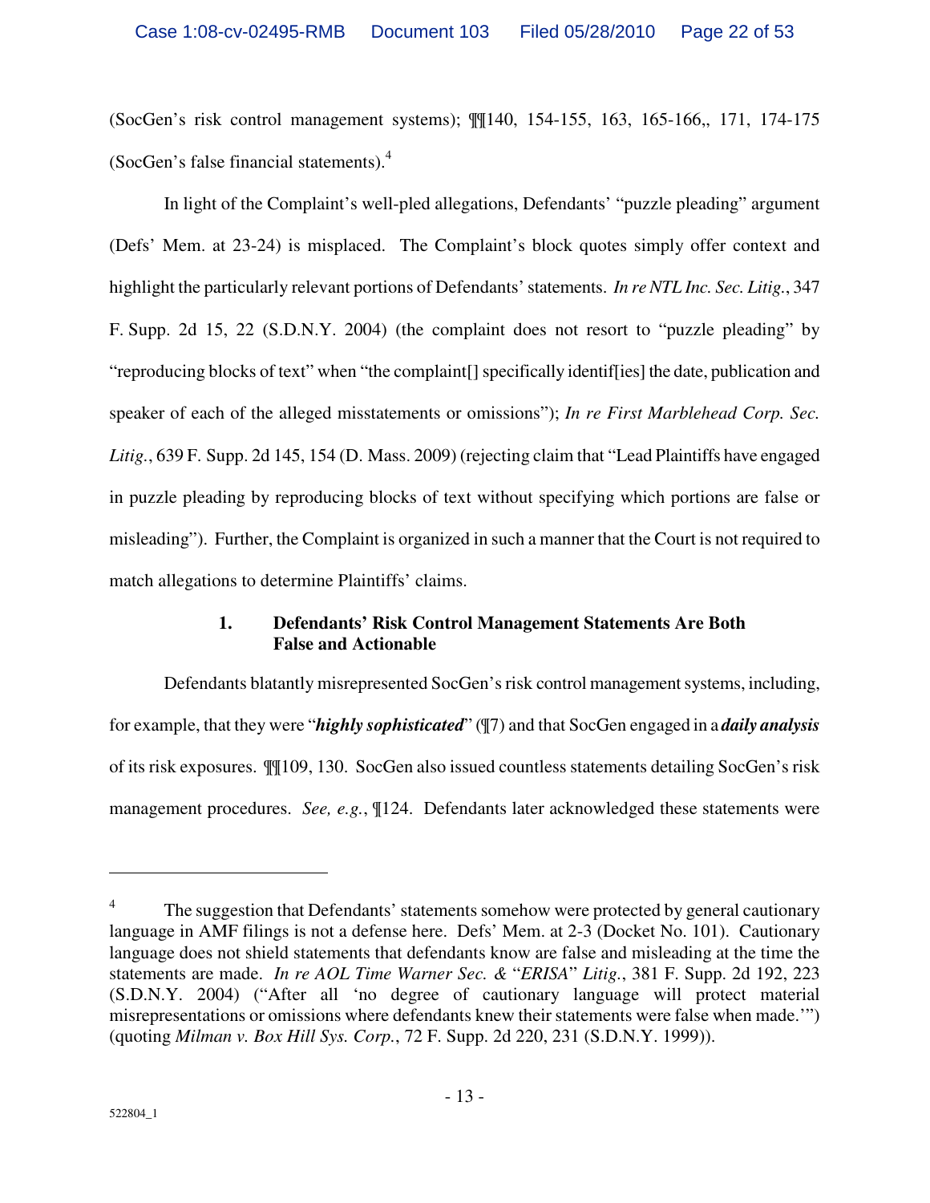(SocGen's risk control management systems); ¶¶140, 154-155, 163, 165-166,, 171, 174-175 (SocGen's false financial statements).[4]

In light of the Complaint's well-pled allegations, Defendants' "puzzle pleading" argument (Defs' Mem. at 23-24) is misplaced. The Complaint's block quotes simply offer context and highlight the particularly relevant portions of Defendants' statements. *In re NTL Inc. Sec. Litig.*, 347 F. Supp. 2d 15, 22 (S.D.N.Y. 2004) (the complaint does not resort to "puzzle pleading" by "reproducing blocks of text" when "the complaint[] specifically identif[ies] the date, publication and speaker of each of the alleged misstatements or omissions"); *In re First Marblehead Corp. Sec. Litig.*, 639 F. Supp. 2d 145, 154 (D. Mass. 2009) (rejecting claim that "Lead Plaintiffs have engaged in puzzle pleading by reproducing blocks of text without specifying which portions are false or misleading"). Further, the Complaint is organized in such a manner that the Court is not required to match allegations to determine Plaintiffs' claims.

### 1. Defendants' Risk Control Management Statements Are Both False and Actionable

Defendants blatantly misrepresented SocGen's risk control management systems, including, for example, that they were "***highly sophisticated***" (¶7) and that SocGen engaged in a ***daily analysis*** of its risk exposures. ¶¶109, 130. SocGen also issued countless statements detailing SocGen's risk management procedures. *See, e.g.*, ¶124. Defendants later acknowledged these statements were

---

[4] The suggestion that Defendants' statements somehow were protected by general cautionary language in AMF filings is not a defense here. Defs' Mem. at 2-3 (Docket No. 101). Cautionary language does not shield statements that defendants know are false and misleading at the time the statements are made. *In re AOL Time Warner Sec. & "ERISA" Litig.*, 381 F. Supp. 2d 192, 223 (S.D.N.Y. 2004) ("After all 'no degree of cautionary language will protect material misrepresentations or omissions where defendants knew their statements were false when made.'") (quoting *Milman v. Box Hill Sys. Corp.*, 72 F. Supp. 2d 220, 231 (S.D.N.Y. 1999)).

522804_1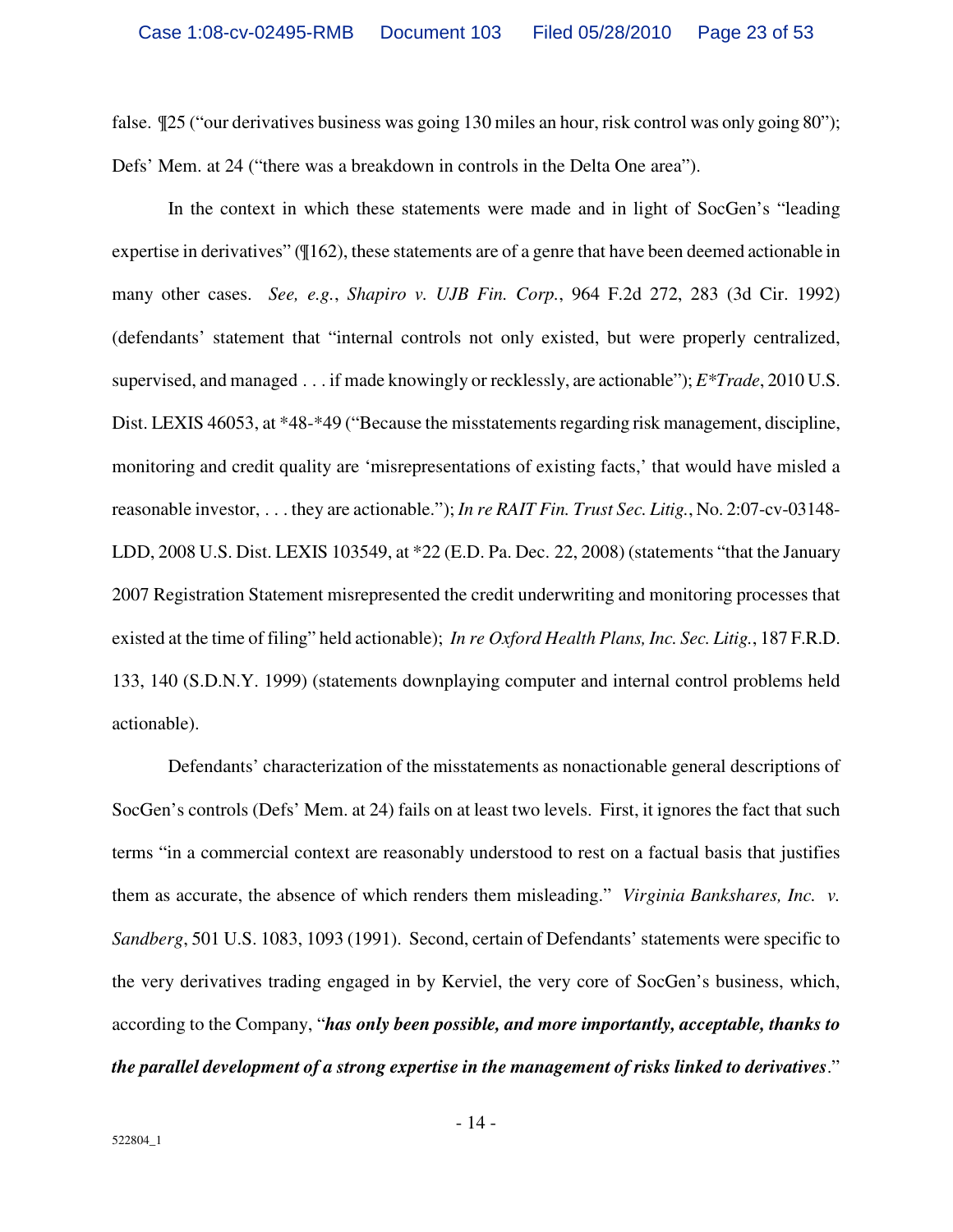false. ¶25 ("our derivatives business was going 130 miles an hour, risk control was only going 80"); Defs' Mem. at 24 ("there was a breakdown in controls in the Delta One area").

In the context in which these statements were made and in light of SocGen's "leading expertise in derivatives" (¶162), these statements are of a genre that have been deemed actionable in many other cases. *See, e.g.*, *Shapiro v. UJB Fin. Corp.*, 964 F.2d 272, 283 (3d Cir. 1992) (defendants' statement that "internal controls not only existed, but were properly centralized, supervised, and managed . . . if made knowingly or recklessly, are actionable"); *E*Trade*, 2010 U.S. Dist. LEXIS 46053, at *48-*49 ("Because the misstatements regarding risk management, discipline, monitoring and credit quality are 'misrepresentations of existing facts,' that would have misled a reasonable investor, . . . they are actionable."); *In re RAIT Fin. Trust Sec. Litig.*, No. 2:07-cv-03148-LDD, 2008 U.S. Dist. LEXIS 103549, at *22 (E.D. Pa. Dec. 22, 2008) (statements "that the January 2007 Registration Statement misrepresented the credit underwriting and monitoring processes that existed at the time of filing" held actionable); *In re Oxford Health Plans, Inc. Sec. Litig.*, 187 F.R.D. 133, 140 (S.D.N.Y. 1999) (statements downplaying computer and internal control problems held actionable).

Defendants' characterization of the misstatements as nonactionable general descriptions of SocGen's controls (Defs' Mem. at 24) fails on at least two levels. First, it ignores the fact that such terms "in a commercial context are reasonably understood to rest on a factual basis that justifies them as accurate, the absence of which renders them misleading." *Virginia Bankshares, Inc. v. Sandberg*, 501 U.S. 1083, 1093 (1991). Second, certain of Defendants' statements were specific to the very derivatives trading engaged in by Kerviel, the very core of SocGen's business, which, according to the Company, "***has only been possible, and more importantly, acceptable, thanks to the parallel development of a strong expertise in the management of risks linked to derivatives***."

522804_1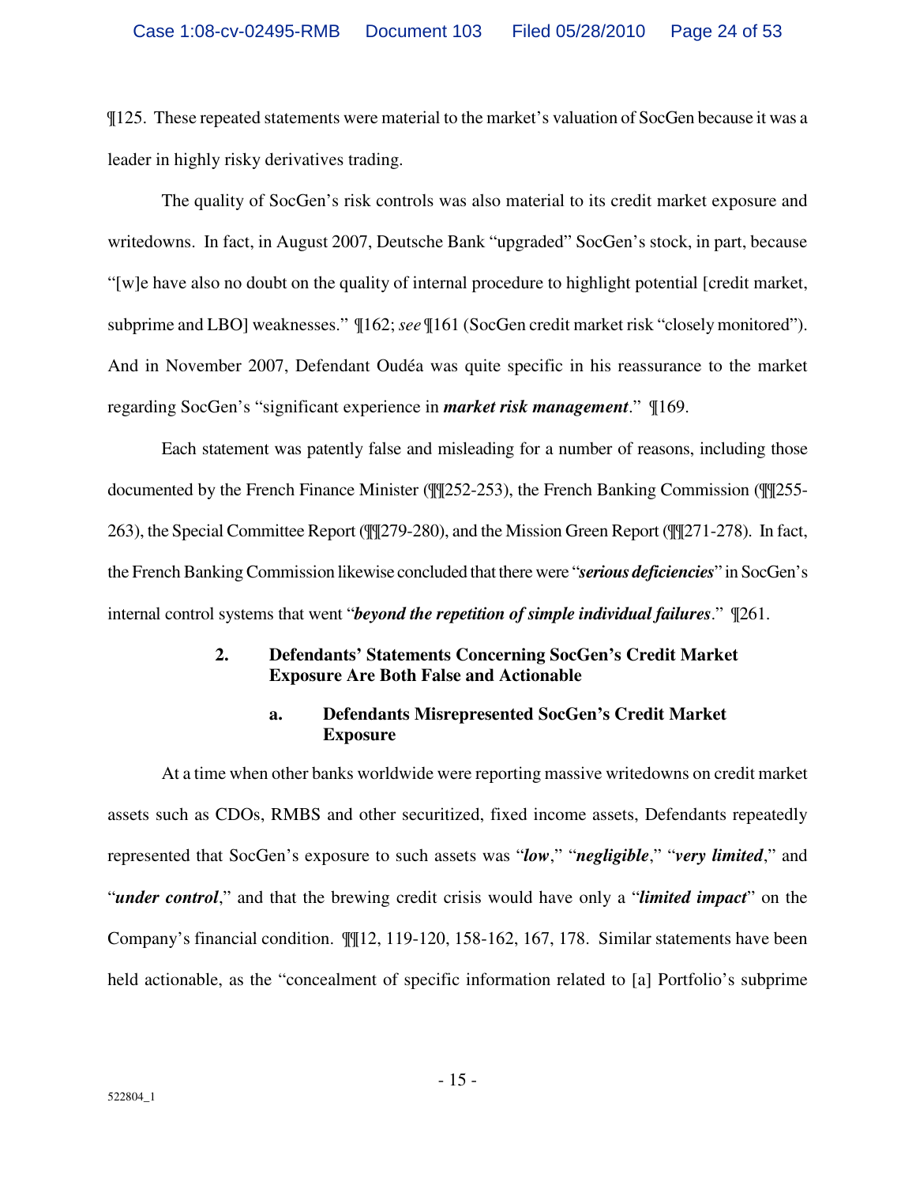¶125. These repeated statements were material to the market's valuation of SocGen because it was a leader in highly risky derivatives trading.

The quality of SocGen's risk controls was also material to its credit market exposure and writedowns. In fact, in August 2007, Deutsche Bank "upgraded" SocGen's stock, in part, because "[w]e have also no doubt on the quality of internal procedure to highlight potential [credit market, subprime and LBO] weaknesses." ¶162; *see* ¶161 (SocGen credit market risk "closely monitored"). And in November 2007, Defendant Oudéa was quite specific in his reassurance to the market regarding SocGen's "significant experience in ***market risk management***." ¶169.

Each statement was patently false and misleading for a number of reasons, including those documented by the French Finance Minister (¶¶252-253), the French Banking Commission (¶¶255-263), the Special Committee Report (¶¶279-280), and the Mission Green Report (¶¶271-278). In fact, the French Banking Commission likewise concluded that there were "***serious deficiencies***" in SocGen's internal control systems that went "***beyond the repetition of simple individual failures***." ¶261.

### 2. Defendants' Statements Concerning SocGen's Credit Market Exposure Are Both False and Actionable

#### a. Defendants Misrepresented SocGen's Credit Market Exposure

At a time when other banks worldwide were reporting massive writedowns on credit market assets such as CDOs, RMBS and other securitized, fixed income assets, Defendants repeatedly represented that SocGen's exposure to such assets was "***low***," "***negligible***," "***very limited***," and "***under control***," and that the brewing credit crisis would have only a "***limited impact***" on the Company's financial condition. ¶¶12, 119-120, 158-162, 167, 178. Similar statements have been held actionable, as the "concealment of specific information related to [a] Portfolio's subprime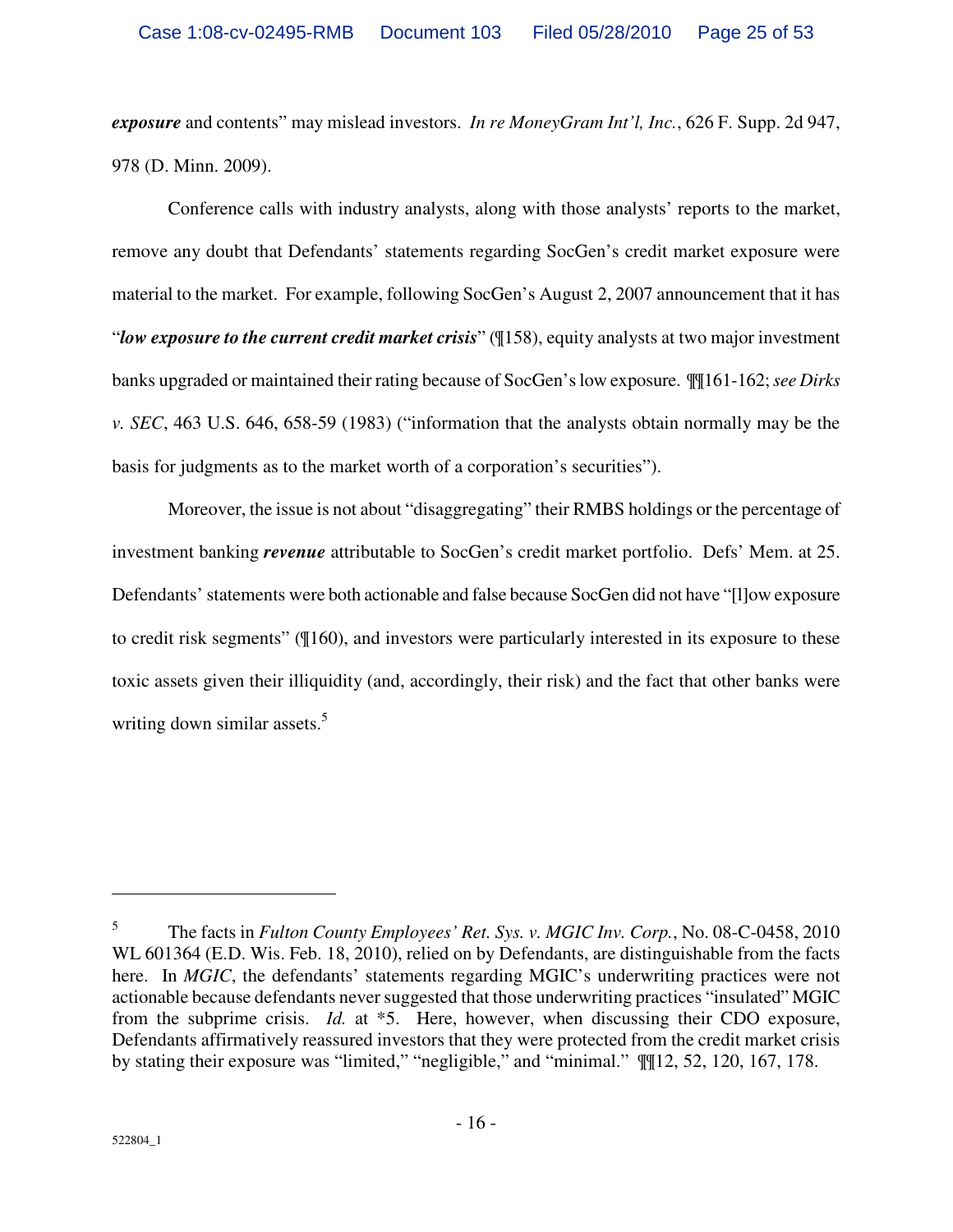***exposure*** and contents" may mislead investors. *In re MoneyGram Int'l, Inc.*, 626 F. Supp. 2d 947, 978 (D. Minn. 2009).

Conference calls with industry analysts, along with those analysts' reports to the market, remove any doubt that Defendants' statements regarding SocGen's credit market exposure were material to the market. For example, following SocGen's August 2, 2007 announcement that it has "***low exposure to the current credit market crisis***" (¶158), equity analysts at two major investment banks upgraded or maintained their rating because of SocGen's low exposure. ¶¶161-162; *see Dirks v. SEC*, 463 U.S. 646, 658-59 (1983) ("information that the analysts obtain normally may be the basis for judgments as to the market worth of a corporation's securities").

Moreover, the issue is not about "disaggregating" their RMBS holdings or the percentage of investment banking ***revenue*** attributable to SocGen's credit market portfolio. Defs' Mem. at 25. Defendants' statements were both actionable and false because SocGen did not have "[l]ow exposure to credit risk segments" (¶160), and investors were particularly interested in its exposure to these toxic assets given their illiquidity (and, accordingly, their risk) and the fact that other banks were writing down similar assets.[5]

---

[5] The facts in *Fulton County Employees' Ret. Sys. v. MGIC Inv. Corp.*, No. 08-C-0458, 2010 WL 601364 (E.D. Wis. Feb. 18, 2010), relied on by Defendants, are distinguishable from the facts here. In *MGIC*, the defendants' statements regarding MGIC's underwriting practices were not actionable because defendants never suggested that those underwriting practices "insulated" MGIC from the subprime crisis. *Id.* at \*5. Here, however, when discussing their CDO exposure, Defendants affirmatively reassured investors that they were protected from the credit market crisis by stating their exposure was "limited," "negligible," and "minimal." ¶¶12, 52, 120, 167, 178.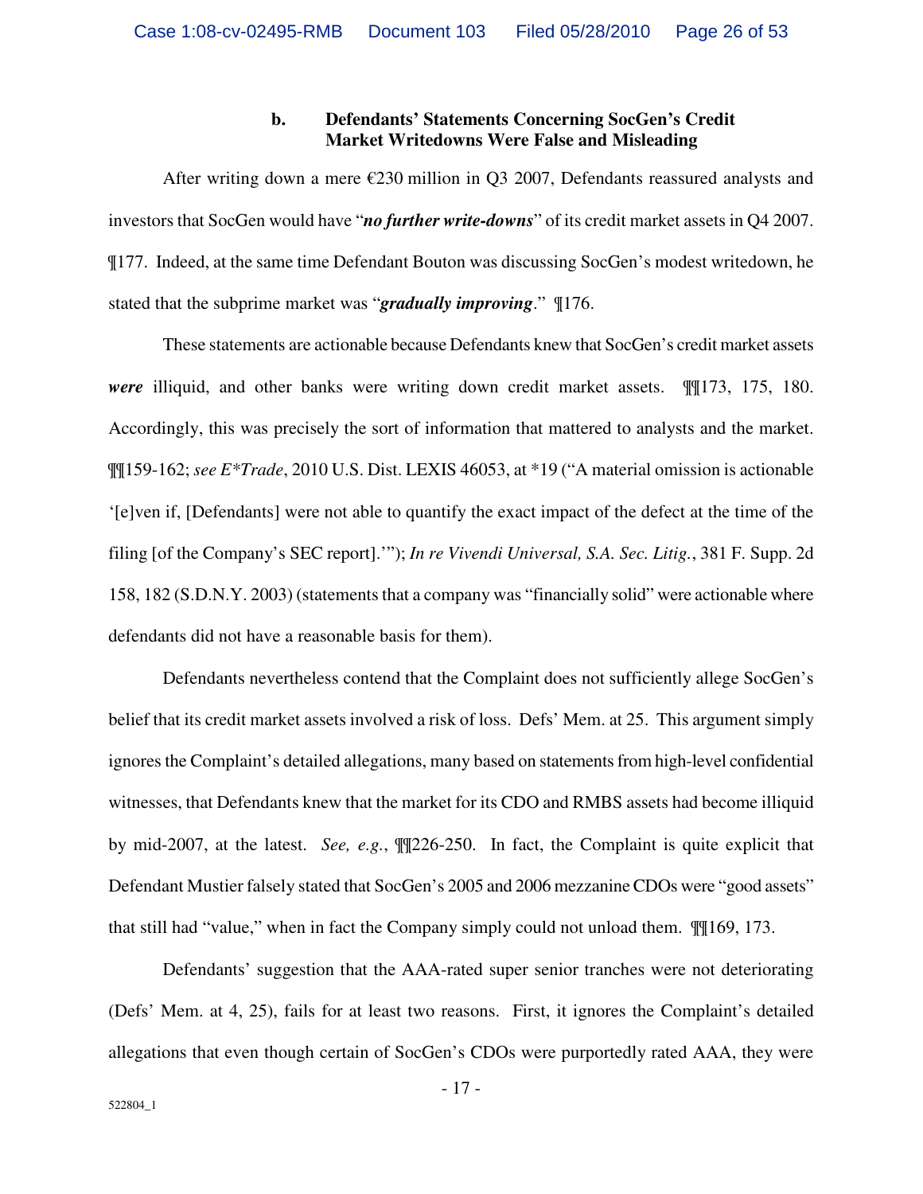### b. Defendants' Statements Concerning SocGen's Credit Market Writedowns Were False and Misleading

After writing down a mere €230 million in Q3 2007, Defendants reassured analysts and investors that SocGen would have "***no further write-downs***" of its credit market assets in Q4 2007. ¶177. Indeed, at the same time Defendant Bouton was discussing SocGen's modest writedown, he stated that the subprime market was "***gradually improving***." ¶176.

These statements are actionable because Defendants knew that SocGen's credit market assets ***were*** illiquid, and other banks were writing down credit market assets. ¶¶173, 175, 180. Accordingly, this was precisely the sort of information that mattered to analysts and the market. ¶¶159-162; *see E*Trade*, 2010 U.S. Dist. LEXIS 46053, at *19 ("A material omission is actionable '[e]ven if, [Defendants] were not able to quantify the exact impact of the defect at the time of the filing [of the Company's SEC report].'"); *In re Vivendi Universal, S.A. Sec. Litig.*, 381 F. Supp. 2d 158, 182 (S.D.N.Y. 2003) (statements that a company was "financially solid" were actionable where defendants did not have a reasonable basis for them).

Defendants nevertheless contend that the Complaint does not sufficiently allege SocGen's belief that its credit market assets involved a risk of loss. Defs' Mem. at 25. This argument simply ignores the Complaint's detailed allegations, many based on statements from high-level confidential witnesses, that Defendants knew that the market for its CDO and RMBS assets had become illiquid by mid-2007, at the latest. *See, e.g.*, ¶¶226-250. In fact, the Complaint is quite explicit that Defendant Mustier falsely stated that SocGen's 2005 and 2006 mezzanine CDOs were "good assets" that still had "value," when in fact the Company simply could not unload them. ¶¶169, 173.

Defendants' suggestion that the AAA-rated super senior tranches were not deteriorating (Defs' Mem. at 4, 25), fails for at least two reasons. First, it ignores the Complaint's detailed allegations that even though certain of SocGen's CDOs were purportedly rated AAA, they were

522804_1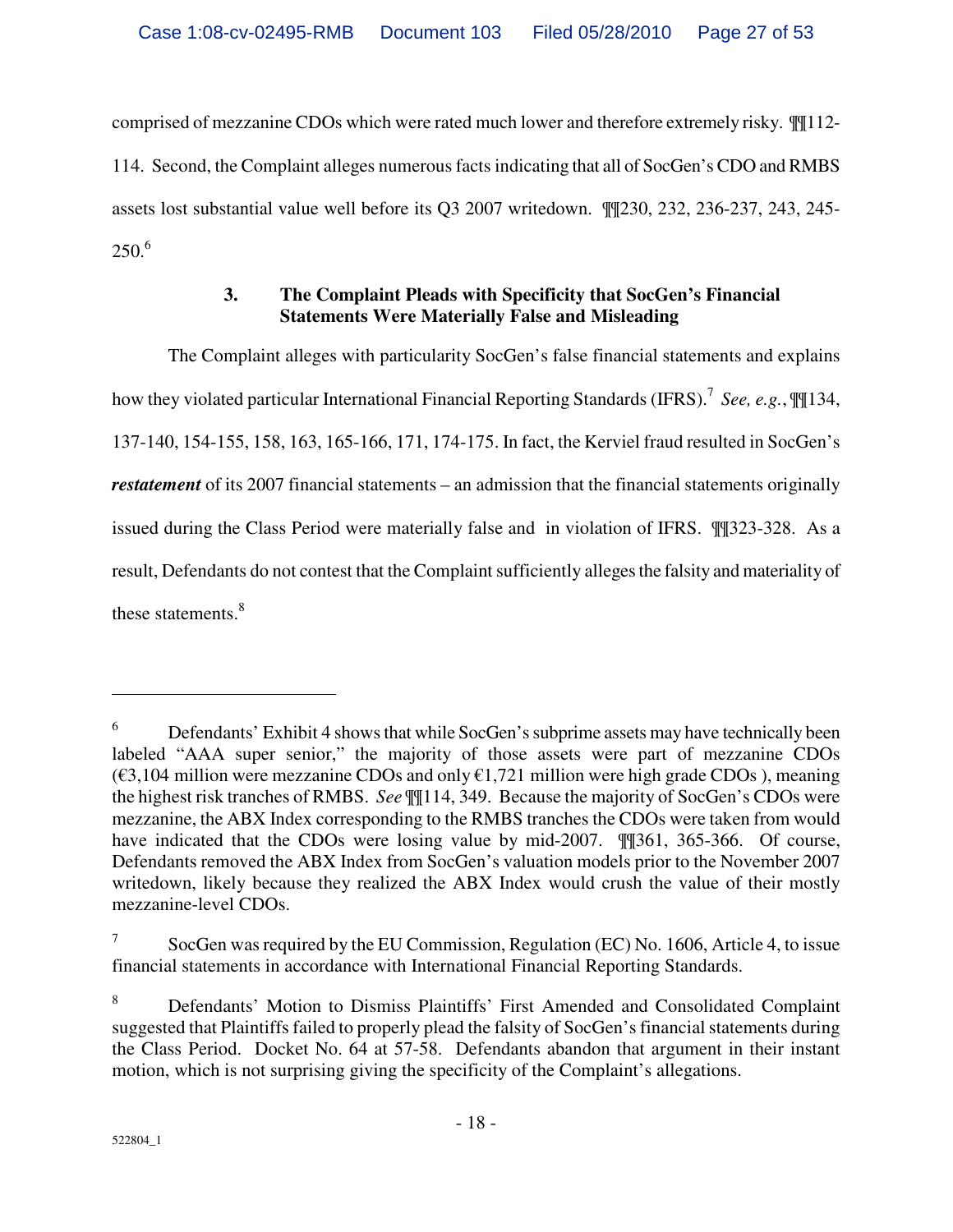comprised of mezzanine CDOs which were rated much lower and therefore extremely risky. ¶¶112-114. Second, the Complaint alleges numerous facts indicating that all of SocGen's CDO and RMBS assets lost substantial value well before its Q3 2007 writedown. ¶¶230, 232, 236-237, 243, 245-250.[6]

### 3. The Complaint Pleads with Specificity that SocGen's Financial Statements Were Materially False and Misleading

The Complaint alleges with particularity SocGen's false financial statements and explains how they violated particular International Financial Reporting Standards (IFRS).[7] *See, e.g.*, ¶¶134, 137-140, 154-155, 158, 163, 165-166, 171, 174-175. In fact, the Kerviel fraud resulted in SocGen's ***restatement*** of its 2007 financial statements – an admission that the financial statements originally issued during the Class Period were materially false and in violation of IFRS. ¶¶323-328. As a result, Defendants do not contest that the Complaint sufficiently alleges the falsity and materiality of these statements.[8]

---

[6] Defendants' Exhibit 4 shows that while SocGen's subprime assets may have technically been labeled "AAA super senior," the majority of those assets were part of mezzanine CDOs (€3,104 million were mezzanine CDOs and only €1,721 million were high grade CDOs ), meaning the highest risk tranches of RMBS. *See* ¶¶114, 349. Because the majority of SocGen's CDOs were mezzanine, the ABX Index corresponding to the RMBS tranches the CDOs were taken from would have indicated that the CDOs were losing value by mid-2007. ¶¶361, 365-366. Of course, Defendants removed the ABX Index from SocGen's valuation models prior to the November 2007 writedown, likely because they realized the ABX Index would crush the value of their mostly mezzanine-level CDOs.

[7] SocGen was required by the EU Commission, Regulation (EC) No. 1606, Article 4, to issue financial statements in accordance with International Financial Reporting Standards.

[8] Defendants' Motion to Dismiss Plaintiffs' First Amended and Consolidated Complaint suggested that Plaintiffs failed to properly plead the falsity of SocGen's financial statements during the Class Period. Docket No. 64 at 57-58. Defendants abandon that argument in their instant motion, which is not surprising giving the specificity of the Complaint's allegations.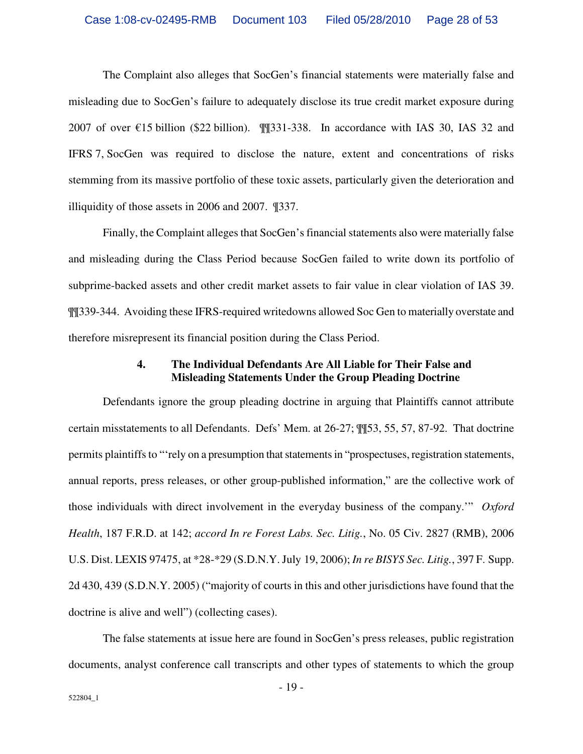The Complaint also alleges that SocGen's financial statements were materially false and misleading due to SocGen's failure to adequately disclose its true credit market exposure during 2007 of over €15 billion ($22 billion). ¶¶331-338. In accordance with IAS 30, IAS 32 and IFRS 7, SocGen was required to disclose the nature, extent and concentrations of risks stemming from its massive portfolio of these toxic assets, particularly given the deterioration and illiquidity of those assets in 2006 and 2007. ¶337.

Finally, the Complaint alleges that SocGen's financial statements also were materially false and misleading during the Class Period because SocGen failed to write down its portfolio of subprime-backed assets and other credit market assets to fair value in clear violation of IAS 39. ¶¶339-344. Avoiding these IFRS-required writedowns allowed Soc Gen to materially overstate and therefore misrepresent its financial position during the Class Period.

#### 4. The Individual Defendants Are All Liable for Their False and Misleading Statements Under the Group Pleading Doctrine

Defendants ignore the group pleading doctrine in arguing that Plaintiffs cannot attribute certain misstatements to all Defendants. Defs' Mem. at 26-27; ¶¶53, 55, 57, 87-92. That doctrine permits plaintiffs to "'rely on a presumption that statements in "prospectuses, registration statements, annual reports, press releases, or other group-published information," are the collective work of those individuals with direct involvement in the everyday business of the company.'" *Oxford Health*, 187 F.R.D. at 142; *accord In re Forest Labs. Sec. Litig.*, No. 05 Civ. 2827 (RMB), 2006 U.S. Dist. LEXIS 97475, at *28-*29 (S.D.N.Y. July 19, 2006); *In re BISYS Sec. Litig.*, 397 F. Supp. 2d 430, 439 (S.D.N.Y. 2005) ("majority of courts in this and other jurisdictions have found that the doctrine is alive and well") (collecting cases).

The false statements at issue here are found in SocGen's press releases, public registration documents, analyst conference call transcripts and other types of statements to which the group

522804_1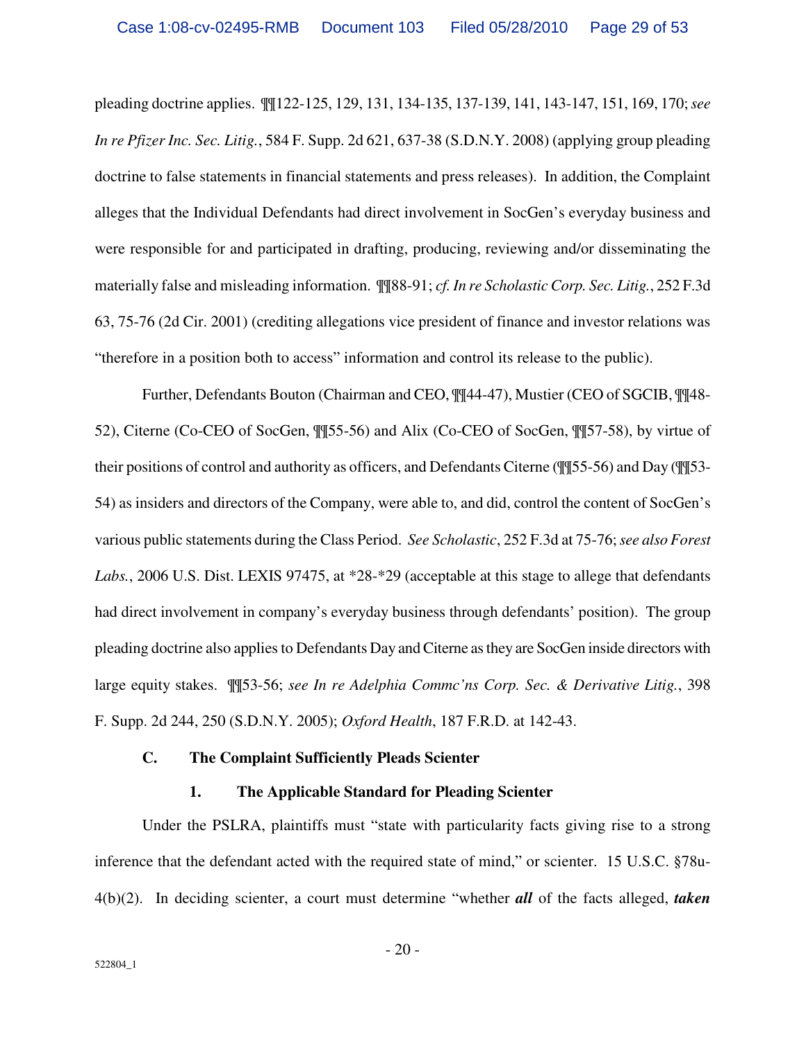pleading doctrine applies. ¶¶122-125, 129, 131, 134-135, 137-139, 141, 143-147, 151, 169, 170; *see In re Pfizer Inc. Sec. Litig.*, 584 F. Supp. 2d 621, 637-38 (S.D.N.Y. 2008) (applying group pleading doctrine to false statements in financial statements and press releases). In addition, the Complaint alleges that the Individual Defendants had direct involvement in SocGen's everyday business and were responsible for and participated in drafting, producing, reviewing and/or disseminating the materially false and misleading information. ¶¶88-91; *cf. In re Scholastic Corp. Sec. Litig.*, 252 F.3d 63, 75-76 (2d Cir. 2001) (crediting allegations vice president of finance and investor relations was "therefore in a position both to access" information and control its release to the public).

Further, Defendants Bouton (Chairman and CEO, ¶¶44-47), Mustier (CEO of SGCIB, ¶¶48-52), Citerne (Co-CEO of SocGen, ¶¶55-56) and Alix (Co-CEO of SocGen, ¶¶57-58), by virtue of their positions of control and authority as officers, and Defendants Citerne (¶¶55-56) and Day (¶¶53-54) as insiders and directors of the Company, were able to, and did, control the content of SocGen's various public statements during the Class Period. *See Scholastic*, 252 F.3d at 75-76; *see also Forest Labs.*, 2006 U.S. Dist. LEXIS 97475, at *28-*29 (acceptable at this stage to allege that defendants had direct involvement in company's everyday business through defendants' position). The group pleading doctrine also applies to Defendants Day and Citerne as they are SocGen inside directors with large equity stakes. ¶¶53-56; *see In re Adelphia Commc'ns Corp. Sec. & Derivative Litig.*, 398 F. Supp. 2d 244, 250 (S.D.N.Y. 2005); *Oxford Health*, 187 F.R.D. at 142-43.

### C. The Complaint Sufficiently Pleads Scienter

#### 1. The Applicable Standard for Pleading Scienter

Under the PSLRA, plaintiffs must "state with particularity facts giving rise to a strong inference that the defendant acted with the required state of mind," or scienter. 15 U.S.C. §78u-4(b)(2). In deciding scienter, a court must determine "whether ***all*** of the facts alleged, ***taken***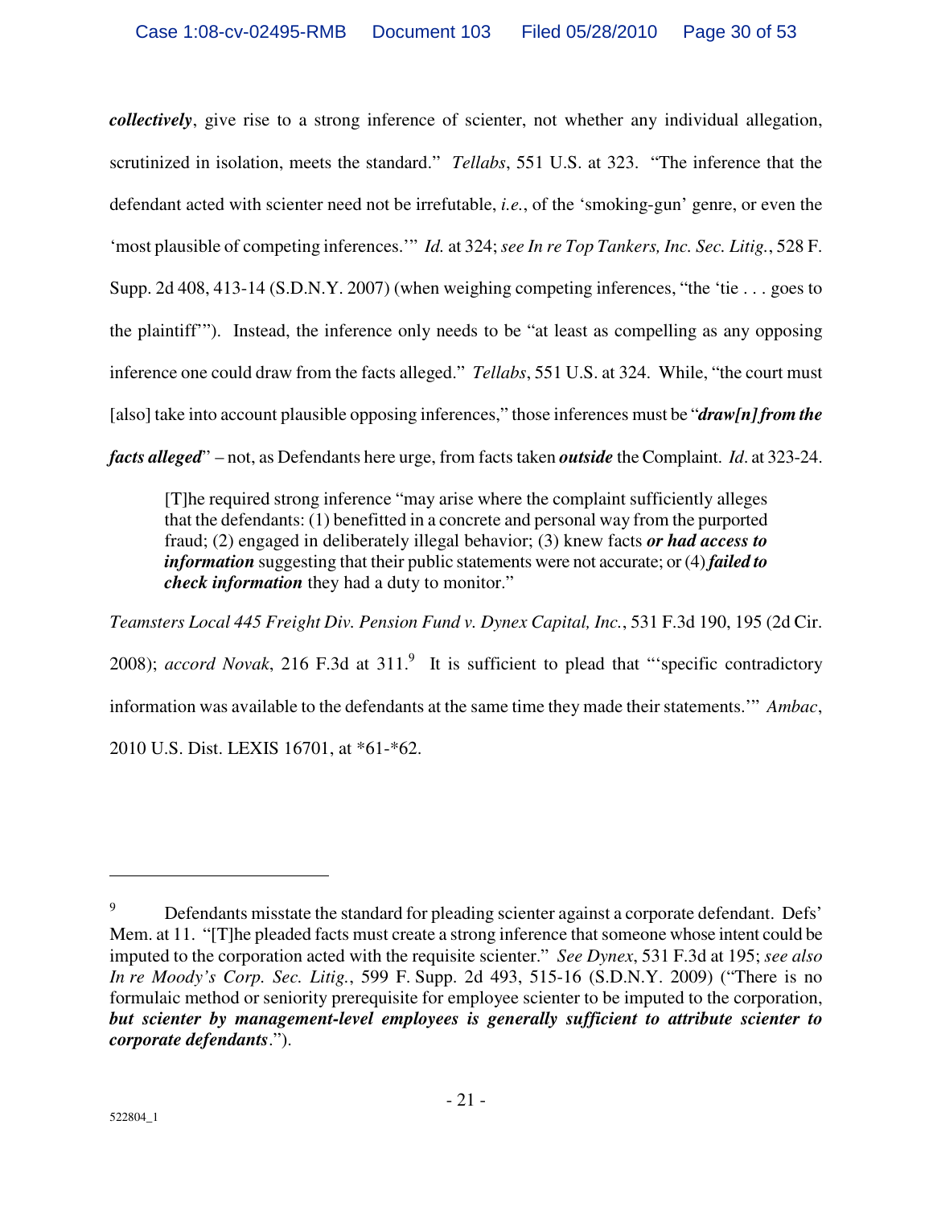***collectively***, give rise to a strong inference of scienter, not whether any individual allegation, scrutinized in isolation, meets the standard." *Tellabs*, 551 U.S. at 323. "The inference that the defendant acted with scienter need not be irrefutable, *i.e.*, of the 'smoking-gun' genre, or even the 'most plausible of competing inferences.'" *Id.* at 324; *see In re Top Tankers, Inc. Sec. Litig.*, 528 F. Supp. 2d 408, 413-14 (S.D.N.Y. 2007) (when weighing competing inferences, "the 'tie . . . goes to the plaintiff'"). Instead, the inference only needs to be "at least as compelling as any opposing inference one could draw from the facts alleged." *Tellabs*, 551 U.S. at 324. While, "the court must [also] take into account plausible opposing inferences," those inferences must be "***draw[n] from the facts alleged***" – not, as Defendants here urge, from facts taken ***outside*** the Complaint. *Id.* at 323-24.

> [T]he required strong inference "may arise where the complaint sufficiently alleges that the defendants: (1) benefitted in a concrete and personal way from the purported fraud; (2) engaged in deliberately illegal behavior; (3) knew facts ***or had access to information*** suggesting that their public statements were not accurate; or (4) ***failed to check information*** they had a duty to monitor."

*Teamsters Local 445 Freight Div. Pension Fund v. Dynex Capital, Inc.*, 531 F.3d 190, 195 (2d Cir. 2008); *accord Novak*, 216 F.3d at 311.[9] It is sufficient to plead that "'specific contradictory information was available to the defendants at the same time they made their statements.'" *Ambac*, 2010 U.S. Dist. LEXIS 16701, at \*61-\*62.

---

[9] Defendants misstate the standard for pleading scienter against a corporate defendant. Defs' Mem. at 11. "[T]he pleaded facts must create a strong inference that someone whose intent could be imputed to the corporation acted with the requisite scienter." *See Dynex*, 531 F.3d at 195; *see also In re Moody's Corp. Sec. Litig.*, 599 F. Supp. 2d 493, 515-16 (S.D.N.Y. 2009) ("There is no formulaic method or seniority prerequisite for employee scienter to be imputed to the corporation, ***but scienter by management-level employees is generally sufficient to attribute scienter to corporate defendants***.").

522804_1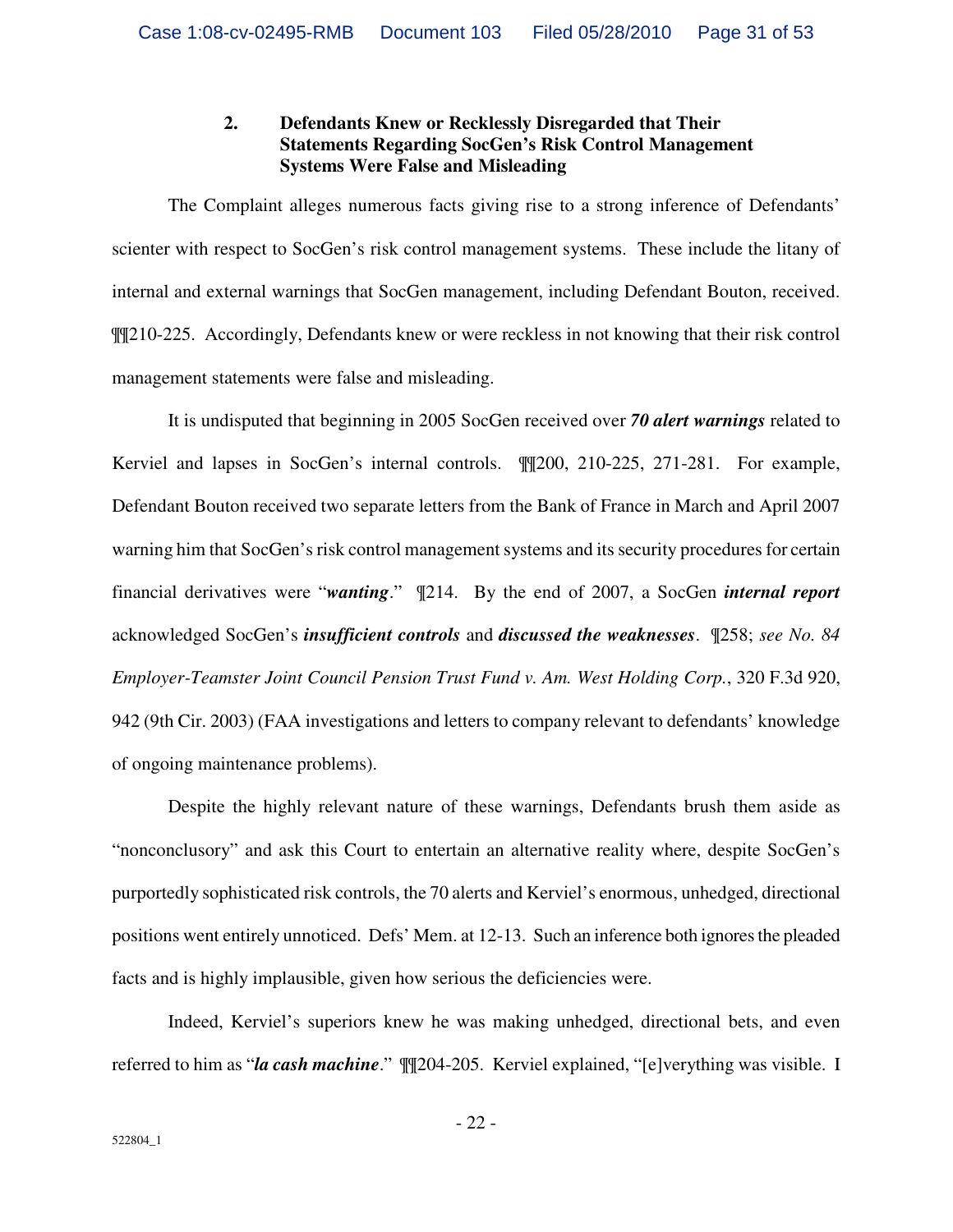### 2. Defendants Knew or Recklessly Disregarded that Their Statements Regarding SocGen's Risk Control Management Systems Were False and Misleading

The Complaint alleges numerous facts giving rise to a strong inference of Defendants' scienter with respect to SocGen's risk control management systems. These include the litany of internal and external warnings that SocGen management, including Defendant Bouton, received. ¶¶210-225. Accordingly, Defendants knew or were reckless in not knowing that their risk control management statements were false and misleading.

It is undisputed that beginning in 2005 SocGen received over ***70 alert warnings*** related to Kerviel and lapses in SocGen's internal controls. ¶¶200, 210-225, 271-281. For example, Defendant Bouton received two separate letters from the Bank of France in March and April 2007 warning him that SocGen's risk control management systems and its security procedures for certain financial derivatives were "***wanting***." ¶214. By the end of 2007, a SocGen ***internal report*** acknowledged SocGen's ***insufficient controls*** and ***discussed the weaknesses***. ¶258; *see No. 84 Employer-Teamster Joint Council Pension Trust Fund v. Am. West Holding Corp.*, 320 F.3d 920, 942 (9th Cir. 2003) (FAA investigations and letters to company relevant to defendants' knowledge of ongoing maintenance problems).

Despite the highly relevant nature of these warnings, Defendants brush them aside as "nonconclusory" and ask this Court to entertain an alternative reality where, despite SocGen's purportedly sophisticated risk controls, the 70 alerts and Kerviel's enormous, unhedged, directional positions went entirely unnoticed. Defs' Mem. at 12-13. Such an inference both ignores the pleaded facts and is highly implausible, given how serious the deficiencies were.

Indeed, Kerviel's superiors knew he was making unhedged, directional bets, and even referred to him as "***la cash machine***." ¶¶204-205. Kerviel explained, "[e]verything was visible. I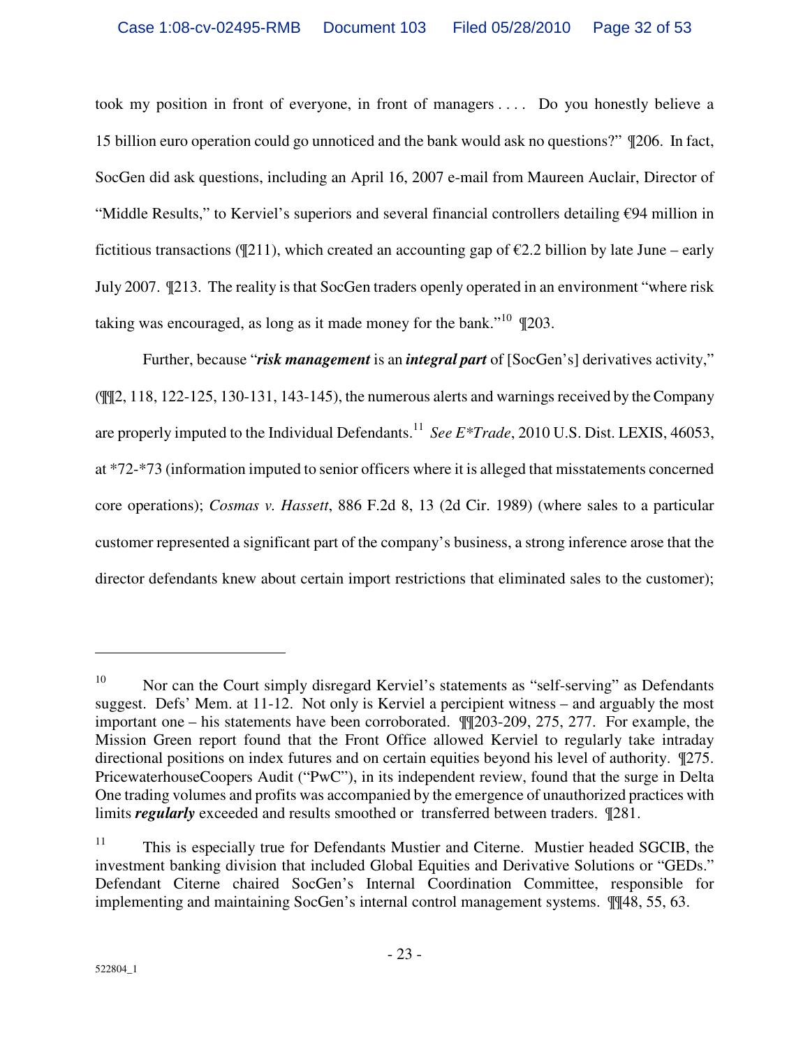took my position in front of everyone, in front of managers . . . . Do you honestly believe a 15 billion euro operation could go unnoticed and the bank would ask no questions?" ¶206. In fact, SocGen did ask questions, including an April 16, 2007 e-mail from Maureen Auclair, Director of "Middle Results," to Kerviel's superiors and several financial controllers detailing €94 million in fictitious transactions (¶211), which created an accounting gap of €2.2 billion by late June – early July 2007. ¶213. The reality is that SocGen traders openly operated in an environment "where risk taking was encouraged, as long as it made money for the bank."[10] ¶203.

Further, because "***risk management*** is an ***integral part*** of [SocGen's] derivatives activity," (¶¶2, 118, 122-125, 130-131, 143-145), the numerous alerts and warnings received by the Company are properly imputed to the Individual Defendants.[11] *See E*Trade*, 2010 U.S. Dist. LEXIS, 46053, at *72-*73 (information imputed to senior officers where it is alleged that misstatements concerned core operations); *Cosmas v. Hassett*, 886 F.2d 8, 13 (2d Cir. 1989) (where sales to a particular customer represented a significant part of the company's business, a strong inference arose that the director defendants knew about certain import restrictions that eliminated sales to the customer);

---

[10] Nor can the Court simply disregard Kerviel's statements as "self-serving" as Defendants suggest. Defs' Mem. at 11-12. Not only is Kerviel a percipient witness – and arguably the most important one – his statements have been corroborated. ¶¶203-209, 275, 277. For example, the Mission Green report found that the Front Office allowed Kerviel to regularly take intraday directional positions on index futures and on certain equities beyond his level of authority. ¶275. PricewaterhouseCoopers Audit ("PwC"), in its independent review, found that the surge in Delta One trading volumes and profits was accompanied by the emergence of unauthorized practices with limits ***regularly*** exceeded and results smoothed or transferred between traders. ¶281.

[11] This is especially true for Defendants Mustier and Citerne. Mustier headed SGCIB, the investment banking division that included Global Equities and Derivative Solutions or "GEDs." Defendant Citerne chaired SocGen's Internal Coordination Committee, responsible for implementing and maintaining SocGen's internal control management systems. ¶¶48, 55, 63.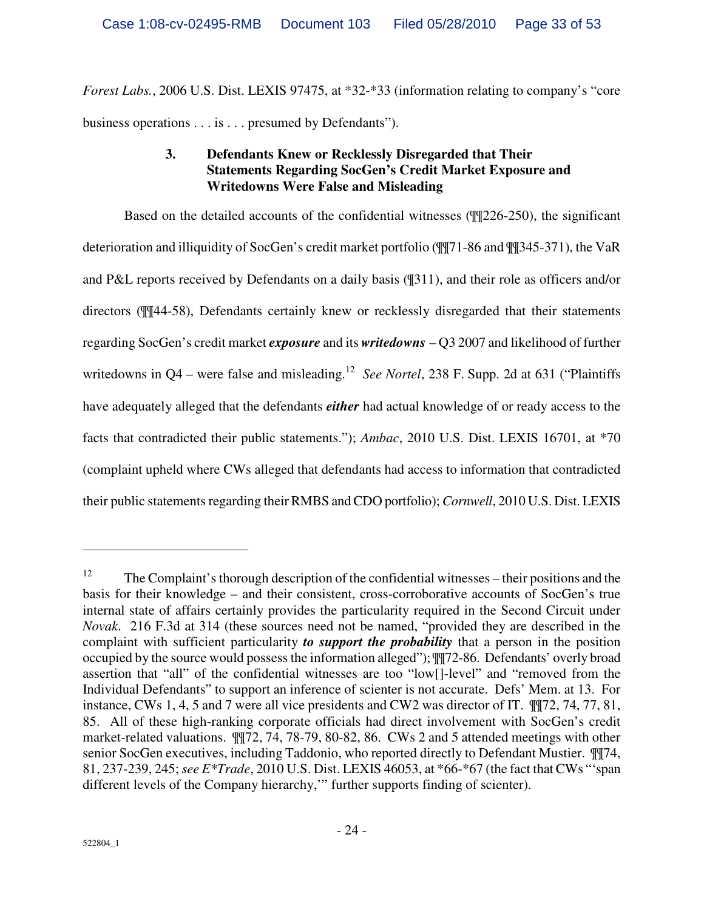*Forest Labs.*, 2006 U.S. Dist. LEXIS 97475, at *32-*33 (information relating to company's "core business operations . . . is . . . presumed by Defendants").

### 3. Defendants Knew or Recklessly Disregarded that Their Statements Regarding SocGen's Credit Market Exposure and Writedowns Were False and Misleading

Based on the detailed accounts of the confidential witnesses (¶¶226-250), the significant deterioration and illiquidity of SocGen's credit market portfolio (¶¶71-86 and ¶¶345-371), the VaR and P&L reports received by Defendants on a daily basis (¶311), and their role as officers and/or directors (¶¶44-58), Defendants certainly knew or recklessly disregarded that their statements regarding SocGen's credit market ***exposure*** and its ***writedowns*** – Q3 2007 and likelihood of further writedowns in Q4 – were false and misleading.[12] *See Nortel*, 238 F. Supp. 2d at 631 ("Plaintiffs have adequately alleged that the defendants ***either*** had actual knowledge of or ready access to the facts that contradicted their public statements."); *Ambac*, 2010 U.S. Dist. LEXIS 16701, at *70 (complaint upheld where CWs alleged that defendants had access to information that contradicted their public statements regarding their RMBS and CDO portfolio); *Cornwell*, 2010 U.S. Dist. LEXIS

---

[12] The Complaint's thorough description of the confidential witnesses – their positions and the basis for their knowledge – and their consistent, cross-corroborative accounts of SocGen's true internal state of affairs certainly provides the particularity required in the Second Circuit under *Novak*. 216 F.3d at 314 (these sources need not be named, "provided they are described in the complaint with sufficient particularity ***to support the probability*** that a person in the position occupied by the source would possess the information alleged"); ¶¶72-86. Defendants' overly broad assertion that "all" of the confidential witnesses are too "low[]-level" and "removed from the Individual Defendants" to support an inference of scienter is not accurate. Defs' Mem. at 13. For instance, CWs 1, 4, 5 and 7 were all vice presidents and CW2 was director of IT. ¶¶72, 74, 77, 81, 85. All of these high-ranking corporate officials had direct involvement with SocGen's credit market-related valuations. ¶¶72, 74, 78-79, 80-82, 86. CWs 2 and 5 attended meetings with other senior SocGen executives, including Taddonio, who reported directly to Defendant Mustier. ¶¶74, 81, 237-239, 245; *see E*Trade*, 2010 U.S. Dist. LEXIS 46053, at *66-*67 (the fact that CWs "'span different levels of the Company hierarchy,'" further supports finding of scienter).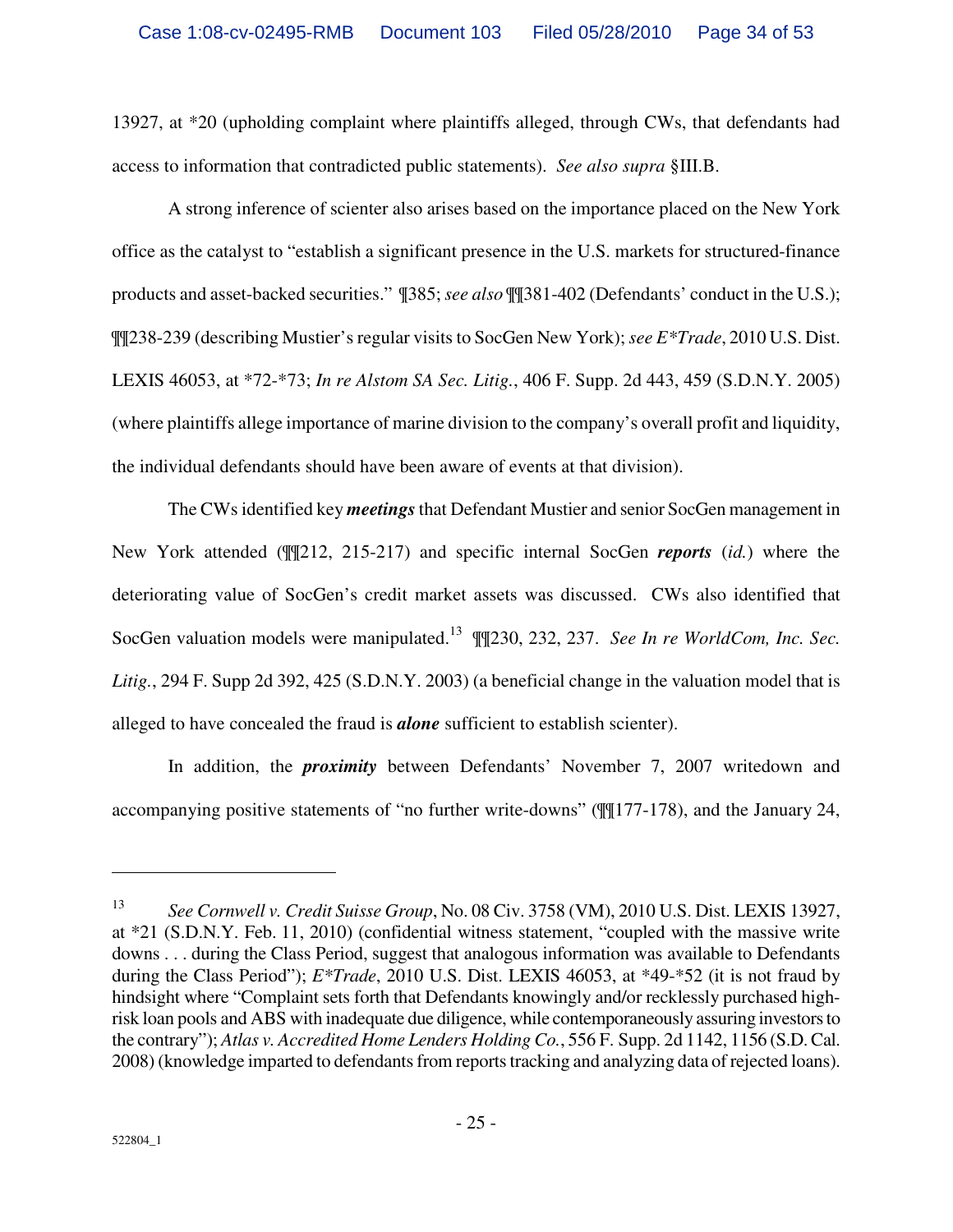13927, at *20 (upholding complaint where plaintiffs alleged, through CWs, that defendants had access to information that contradicted public statements). *See also supra* §III.B.

A strong inference of scienter also arises based on the importance placed on the New York office as the catalyst to "establish a significant presence in the U.S. markets for structured-finance products and asset-backed securities." ¶385; *see also* ¶¶381-402 (Defendants' conduct in the U.S.); ¶¶238-239 (describing Mustier's regular visits to SocGen New York); *see E*Trade*, 2010 U.S. Dist. LEXIS 46053, at *72-*73; *In re Alstom SA Sec. Litig.*, 406 F. Supp. 2d 443, 459 (S.D.N.Y. 2005) (where plaintiffs allege importance of marine division to the company's overall profit and liquidity, the individual defendants should have been aware of events at that division).

The CWs identified key ***meetings*** that Defendant Mustier and senior SocGen management in New York attended (¶¶212, 215-217) and specific internal SocGen ***reports*** (*id.*) where the deteriorating value of SocGen's credit market assets was discussed. CWs also identified that SocGen valuation models were manipulated.[13] ¶¶230, 232, 237. *See In re WorldCom, Inc. Sec. Litig.*, 294 F. Supp 2d 392, 425 (S.D.N.Y. 2003) (a beneficial change in the valuation model that is alleged to have concealed the fraud is ***alone*** sufficient to establish scienter).

In addition, the ***proximity*** between Defendants' November 7, 2007 writedown and accompanying positive statements of "no further write-downs" (¶¶177-178), and the January 24,

---

[13] *See Cornwell v. Credit Suisse Group*, No. 08 Civ. 3758 (VM), 2010 U.S. Dist. LEXIS 13927, at *21 (S.D.N.Y. Feb. 11, 2010) (confidential witness statement, "coupled with the massive write downs . . . during the Class Period, suggest that analogous information was available to Defendants during the Class Period"); *E*Trade*, 2010 U.S. Dist. LEXIS 46053, at *49-*52 (it is not fraud by hindsight where "Complaint sets forth that Defendants knowingly and/or recklessly purchased high-risk loan pools and ABS with inadequate due diligence, while contemporaneously assuring investors to the contrary"); *Atlas v. Accredited Home Lenders Holding Co.*, 556 F. Supp. 2d 1142, 1156 (S.D. Cal. 2008) (knowledge imparted to defendants from reports tracking and analyzing data of rejected loans).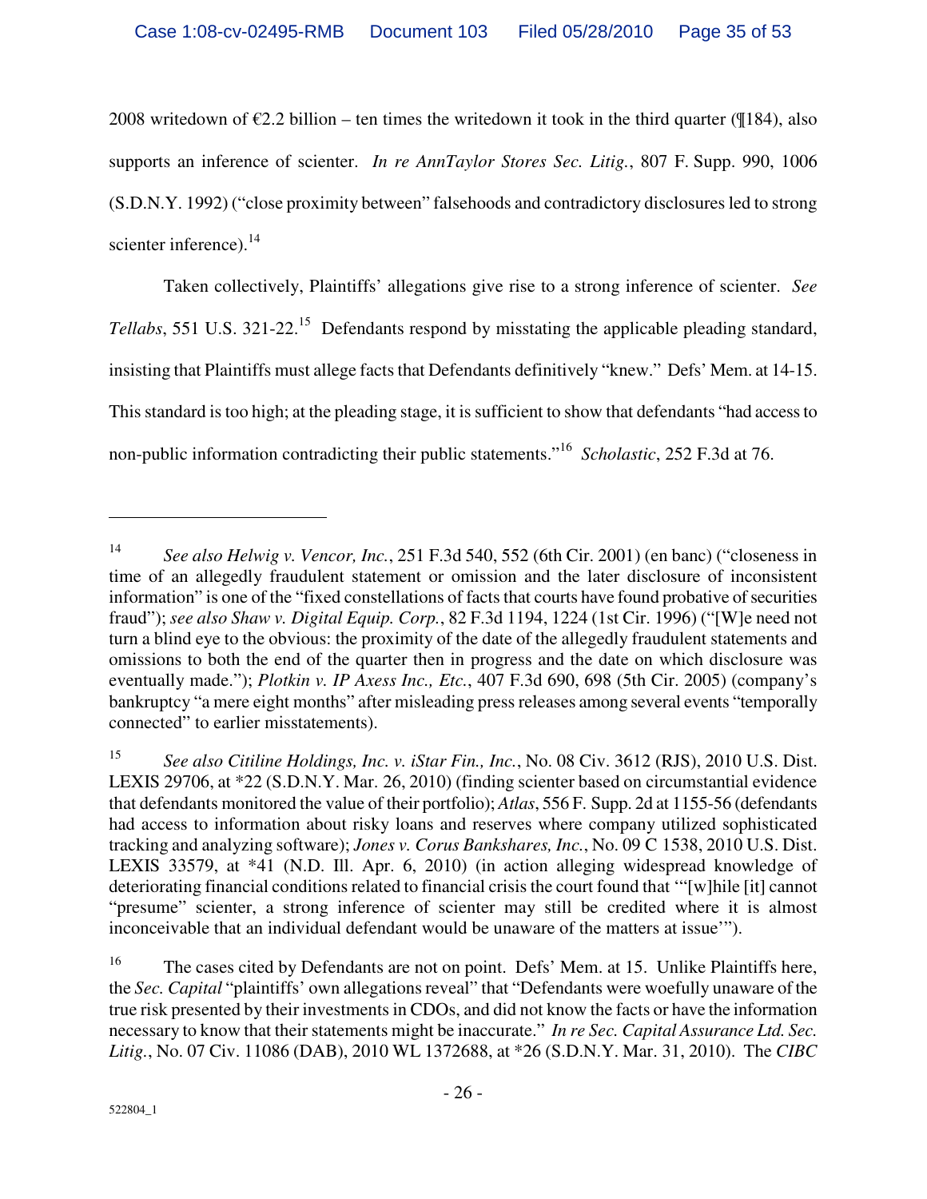2008 writedown of €2.2 billion – ten times the writedown it took in the third quarter (¶184), also supports an inference of scienter. *In re AnnTaylor Stores Sec. Litig.*, 807 F. Supp. 990, 1006 (S.D.N.Y. 1992) ("close proximity between" falsehoods and contradictory disclosures led to strong scienter inference).[14]

Taken collectively, Plaintiffs' allegations give rise to a strong inference of scienter. *See Tellabs*, 551 U.S. 321-22.[15] Defendants respond by misstating the applicable pleading standard, insisting that Plaintiffs must allege facts that Defendants definitively "knew." Defs' Mem. at 14-15. This standard is too high; at the pleading stage, it is sufficient to show that defendants "had access to non-public information contradicting their public statements."[16] *Scholastic*, 252 F.3d at 76.

---

[14] *See also Helwig v. Vencor, Inc.*, 251 F.3d 540, 552 (6th Cir. 2001) (en banc) ("closeness in time of an allegedly fraudulent statement or omission and the later disclosure of inconsistent information" is one of the "fixed constellations of facts that courts have found probative of securities fraud"); *see also Shaw v. Digital Equip. Corp.*, 82 F.3d 1194, 1224 (1st Cir. 1996) ("[W]e need not turn a blind eye to the obvious: the proximity of the date of the allegedly fraudulent statements and omissions to both the end of the quarter then in progress and the date on which disclosure was eventually made."); *Plotkin v. IP Axess Inc., Etc.*, 407 F.3d 690, 698 (5th Cir. 2005) (company's bankruptcy "a mere eight months" after misleading press releases among several events "temporally connected" to earlier misstatements).

[15] *See also Citiline Holdings, Inc. v. iStar Fin., Inc.*, No. 08 Civ. 3612 (RJS), 2010 U.S. Dist. LEXIS 29706, at *22 (S.D.N.Y. Mar. 26, 2010) (finding scienter based on circumstantial evidence that defendants monitored the value of their portfolio); *Atlas*, 556 F. Supp. 2d at 1155-56 (defendants had access to information about risky loans and reserves where company utilized sophisticated tracking and analyzing software); *Jones v. Corus Bankshares, Inc.*, No. 09 C 1538, 2010 U.S. Dist. LEXIS 33579, at *41 (N.D. Ill. Apr. 6, 2010) (in action alleging widespread knowledge of deteriorating financial conditions related to financial crisis the court found that "'[w]hile [it] cannot "presume" scienter, a strong inference of scienter may still be credited where it is almost inconceivable that an individual defendant would be unaware of the matters at issue'").

[16] The cases cited by Defendants are not on point. Defs' Mem. at 15. Unlike Plaintiffs here, the *Sec. Capital* "plaintiffs' own allegations reveal" that "Defendants were woefully unaware of the true risk presented by their investments in CDOs, and did not know the facts or have the information necessary to know that their statements might be inaccurate." *In re Sec. Capital Assurance Ltd. Sec. Litig.*, No. 07 Civ. 11086 (DAB), 2010 WL 1372688, at *26 (S.D.N.Y. Mar. 31, 2010). The *CIBC*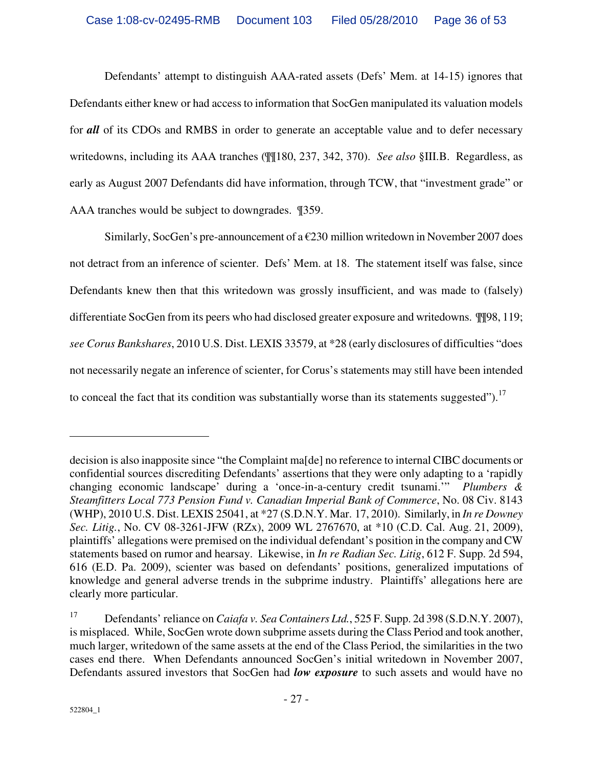Defendants' attempt to distinguish AAA-rated assets (Defs' Mem. at 14-15) ignores that Defendants either knew or had access to information that SocGen manipulated its valuation models for ***all*** of its CDOs and RMBS in order to generate an acceptable value and to defer necessary writedowns, including its AAA tranches (¶¶180, 237, 342, 370). *See also* §III.B. Regardless, as early as August 2007 Defendants did have information, through TCW, that "investment grade" or AAA tranches would be subject to downgrades. ¶359.

Similarly, SocGen's pre-announcement of a €230 million writedown in November 2007 does not detract from an inference of scienter. Defs' Mem. at 18. The statement itself was false, since Defendants knew then that this writedown was grossly insufficient, and was made to (falsely) differentiate SocGen from its peers who had disclosed greater exposure and writedowns. ¶¶98, 119; *see Corus Bankshares*, 2010 U.S. Dist. LEXIS 33579, at *28 (early disclosures of difficulties "does not necessarily negate an inference of scienter, for Corus's statements may still have been intended to conceal the fact that its condition was substantially worse than its statements suggested").[17]

---

decision is also inapposite since "the Complaint ma[de] no reference to internal CIBC documents or confidential sources discrediting Defendants' assertions that they were only adapting to a 'rapidly changing economic landscape' during a 'once-in-a-century credit tsunami.'" *Plumbers & Steamfitters Local 773 Pension Fund v. Canadian Imperial Bank of Commerce*, No. 08 Civ. 8143 (WHP), 2010 U.S. Dist. LEXIS 25041, at *27 (S.D.N.Y. Mar. 17, 2010). Similarly, in *In re Downey Sec. Litig.*, No. CV 08-3261-JFW (RZx), 2009 WL 2767670, at *10 (C.D. Cal. Aug. 21, 2009), plaintiffs' allegations were premised on the individual defendant's position in the company and CW statements based on rumor and hearsay. Likewise, in *In re Radian Sec. Litig*, 612 F. Supp. 2d 594, 616 (E.D. Pa. 2009), scienter was based on defendants' positions, generalized imputations of knowledge and general adverse trends in the subprime industry. Plaintiffs' allegations here are clearly more particular.

[17] Defendants' reliance on *Caiafa v. Sea Containers Ltd.*, 525 F. Supp. 2d 398 (S.D.N.Y. 2007), is misplaced. While, SocGen wrote down subprime assets during the Class Period and took another, much larger, writedown of the same assets at the end of the Class Period, the similarities in the two cases end there. When Defendants announced SocGen's initial writedown in November 2007, Defendants assured investors that SocGen had ***low exposure*** to such assets and would have no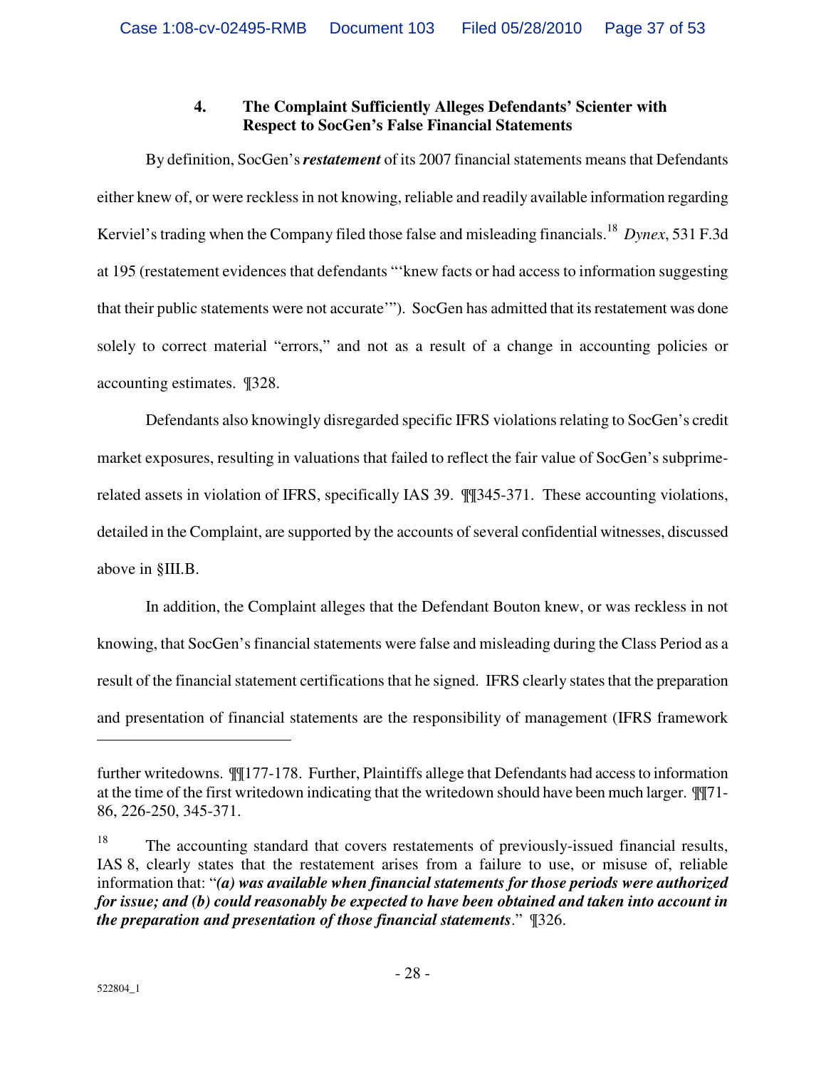### 4. The Complaint Sufficiently Alleges Defendants' Scienter with Respect to SocGen's False Financial Statements

By definition, SocGen's ***restatement*** of its 2007 financial statements means that Defendants either knew of, or were reckless in not knowing, reliable and readily available information regarding Kerviel's trading when the Company filed those false and misleading financials.[18] *Dynex*, 531 F.3d at 195 (restatement evidences that defendants "'knew facts or had access to information suggesting that their public statements were not accurate'"). SocGen has admitted that its restatement was done solely to correct material "errors," and not as a result of a change in accounting policies or accounting estimates. ¶328.

Defendants also knowingly disregarded specific IFRS violations relating to SocGen's credit market exposures, resulting in valuations that failed to reflect the fair value of SocGen's subprime-related assets in violation of IFRS, specifically IAS 39. ¶¶345-371. These accounting violations, detailed in the Complaint, are supported by the accounts of several confidential witnesses, discussed above in §III.B.

In addition, the Complaint alleges that the Defendant Bouton knew, or was reckless in not knowing, that SocGen's financial statements were false and misleading during the Class Period as a result of the financial statement certifications that he signed. IFRS clearly states that the preparation and presentation of financial statements are the responsibility of management (IFRS framework

---

further writedowns. ¶¶177-178. Further, Plaintiffs allege that Defendants had access to information at the time of the first writedown indicating that the writedown should have been much larger. ¶¶71-86, 226-250, 345-371.

[18] The accounting standard that covers restatements of previously-issued financial results, IAS 8, clearly states that the restatement arises from a failure to use, or misuse of, reliable information that: "***(a) was available when financial statements for those periods were authorized for issue; and (b) could reasonably be expected to have been obtained and taken into account in the preparation and presentation of those financial statements***." ¶326.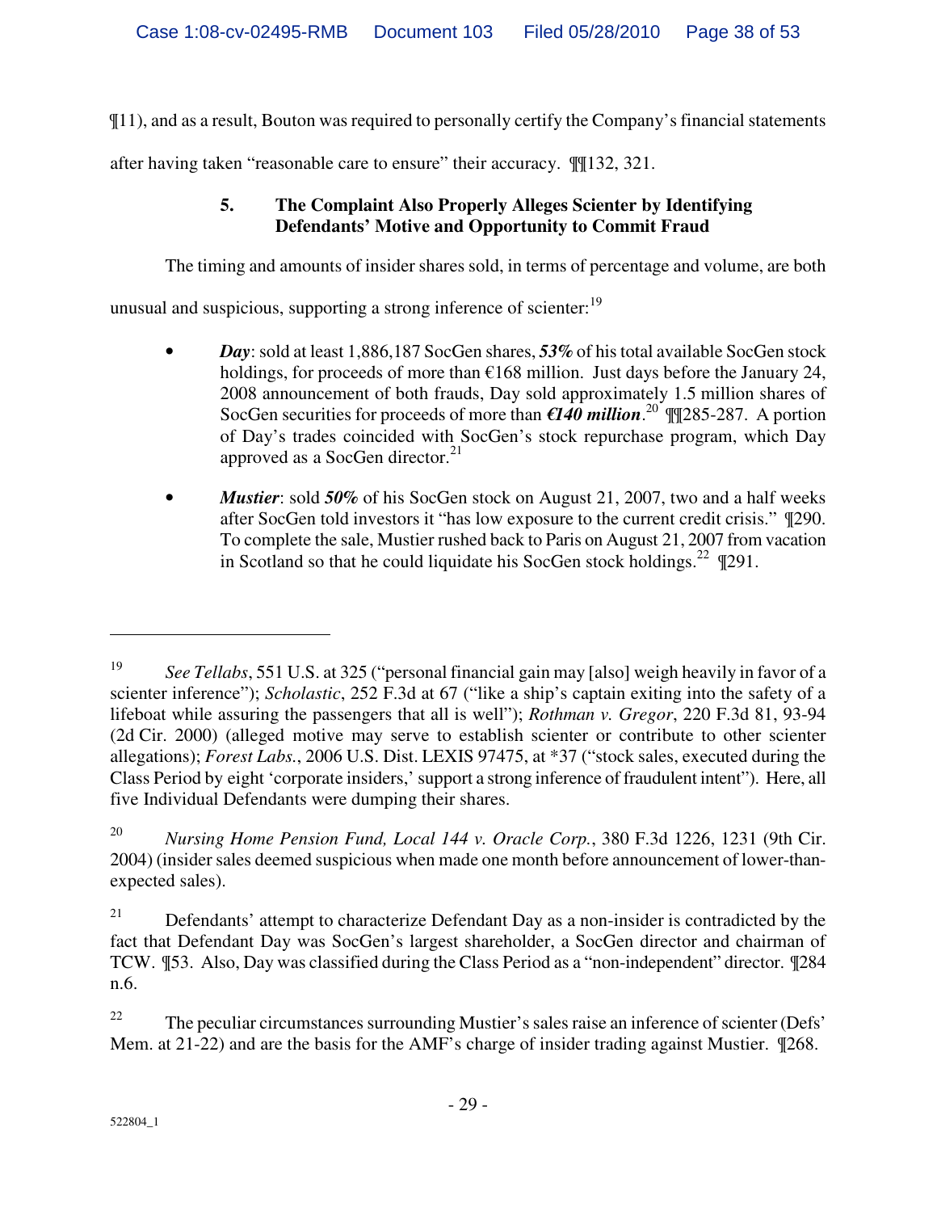¶11), and as a result, Bouton was required to personally certify the Company's financial statements after having taken "reasonable care to ensure" their accuracy. ¶¶132, 321.

### 5. The Complaint Also Properly Alleges Scienter by Identifying Defendants' Motive and Opportunity to Commit Fraud

The timing and amounts of insider shares sold, in terms of percentage and volume, are both unusual and suspicious, supporting a strong inference of scienter:[19]

- ***Day***: sold at least 1,886,187 SocGen shares, ***53%*** of his total available SocGen stock holdings, for proceeds of more than €168 million. Just days before the January 24, 2008 announcement of both frauds, Day sold approximately 1.5 million shares of SocGen securities for proceeds of more than ***€140 million***.[20] ¶¶285-287. A portion of Day's trades coincided with SocGen's stock repurchase program, which Day approved as a SocGen director.[21]

- ***Mustier***: sold ***50%*** of his SocGen stock on August 21, 2007, two and a half weeks after SocGen told investors it "has low exposure to the current credit crisis." ¶290. To complete the sale, Mustier rushed back to Paris on August 21, 2007 from vacation in Scotland so that he could liquidate his SocGen stock holdings.[22] ¶291.

---

[19] *See Tellabs*, 551 U.S. at 325 ("personal financial gain may [also] weigh heavily in favor of a scienter inference"); *Scholastic*, 252 F.3d at 67 ("like a ship's captain exiting into the safety of a lifeboat while assuring the passengers that all is well"); *Rothman v. Gregor*, 220 F.3d 81, 93-94 (2d Cir. 2000) (alleged motive may serve to establish scienter or contribute to other scienter allegations); *Forest Labs.*, 2006 U.S. Dist. LEXIS 97475, at *37 ("stock sales, executed during the Class Period by eight 'corporate insiders,' support a strong inference of fraudulent intent"). Here, all five Individual Defendants were dumping their shares.

[20] *Nursing Home Pension Fund, Local 144 v. Oracle Corp.*, 380 F.3d 1226, 1231 (9th Cir. 2004) (insider sales deemed suspicious when made one month before announcement of lower-than-expected sales).

[21] Defendants' attempt to characterize Defendant Day as a non-insider is contradicted by the fact that Defendant Day was SocGen's largest shareholder, a SocGen director and chairman of TCW. ¶53. Also, Day was classified during the Class Period as a "non-independent" director. ¶284 n.6.

[22] The peculiar circumstances surrounding Mustier's sales raise an inference of scienter (Defs' Mem. at 21-22) and are the basis for the AMF's charge of insider trading against Mustier. ¶268.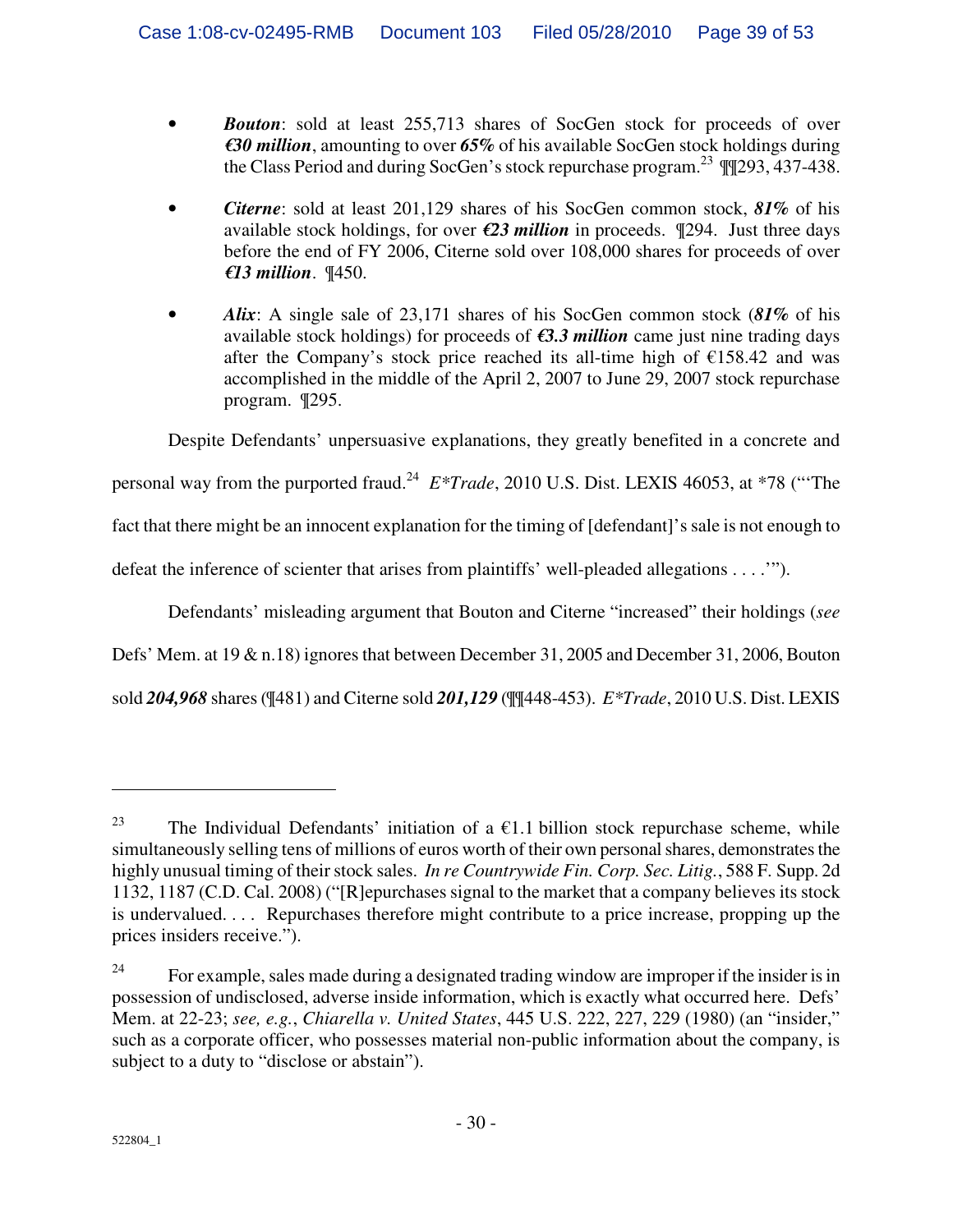- ***Bouton***: sold at least 255,713 shares of SocGen stock for proceeds of over ***€30 million***, amounting to over ***65%*** of his available SocGen stock holdings during the Class Period and during SocGen's stock repurchase program.[23] ¶¶293, 437-438.

- ***Citerne***: sold at least 201,129 shares of his SocGen common stock, ***81%*** of his available stock holdings, for over ***€23 million*** in proceeds. ¶294. Just three days before the end of FY 2006, Citerne sold over 108,000 shares for proceeds of over ***€13 million***. ¶450.

- ***Alix***: A single sale of 23,171 shares of his SocGen common stock (***81%*** of his available stock holdings) for proceeds of ***€3.3 million*** came just nine trading days after the Company's stock price reached its all-time high of €158.42 and was accomplished in the middle of the April 2, 2007 to June 29, 2007 stock repurchase program. ¶295.

Despite Defendants' unpersuasive explanations, they greatly benefited in a concrete and personal way from the purported fraud.[24] *E\*Trade*, 2010 U.S. Dist. LEXIS 46053, at \*78 ("'The fact that there might be an innocent explanation for the timing of [defendant]'s sale is not enough to defeat the inference of scienter that arises from plaintiffs' well-pleaded allegations . . . .'").

Defendants' misleading argument that Bouton and Citerne "increased" their holdings (*see* Defs' Mem. at 19 & n.18) ignores that between December 31, 2005 and December 31, 2006, Bouton sold ***204,968*** shares (¶481) and Citerne sold ***201,129*** (¶¶448-453). *E\*Trade*, 2010 U.S. Dist. LEXIS

---

[23] The Individual Defendants' initiation of a €1.1 billion stock repurchase scheme, while simultaneously selling tens of millions of euros worth of their own personal shares, demonstrates the highly unusual timing of their stock sales. *In re Countrywide Fin. Corp. Sec. Litig.*, 588 F. Supp. 2d 1132, 1187 (C.D. Cal. 2008) ("[R]epurchases signal to the market that a company believes its stock is undervalued. . . . Repurchases therefore might contribute to a price increase, propping up the prices insiders receive.").

[24] For example, sales made during a designated trading window are improper if the insider is in possession of undisclosed, adverse inside information, which is exactly what occurred here. Defs' Mem. at 22-23; *see, e.g.*, *Chiarella v. United States*, 445 U.S. 222, 227, 229 (1980) (an "insider," such as a corporate officer, who possesses material non-public information about the company, is subject to a duty to "disclose or abstain").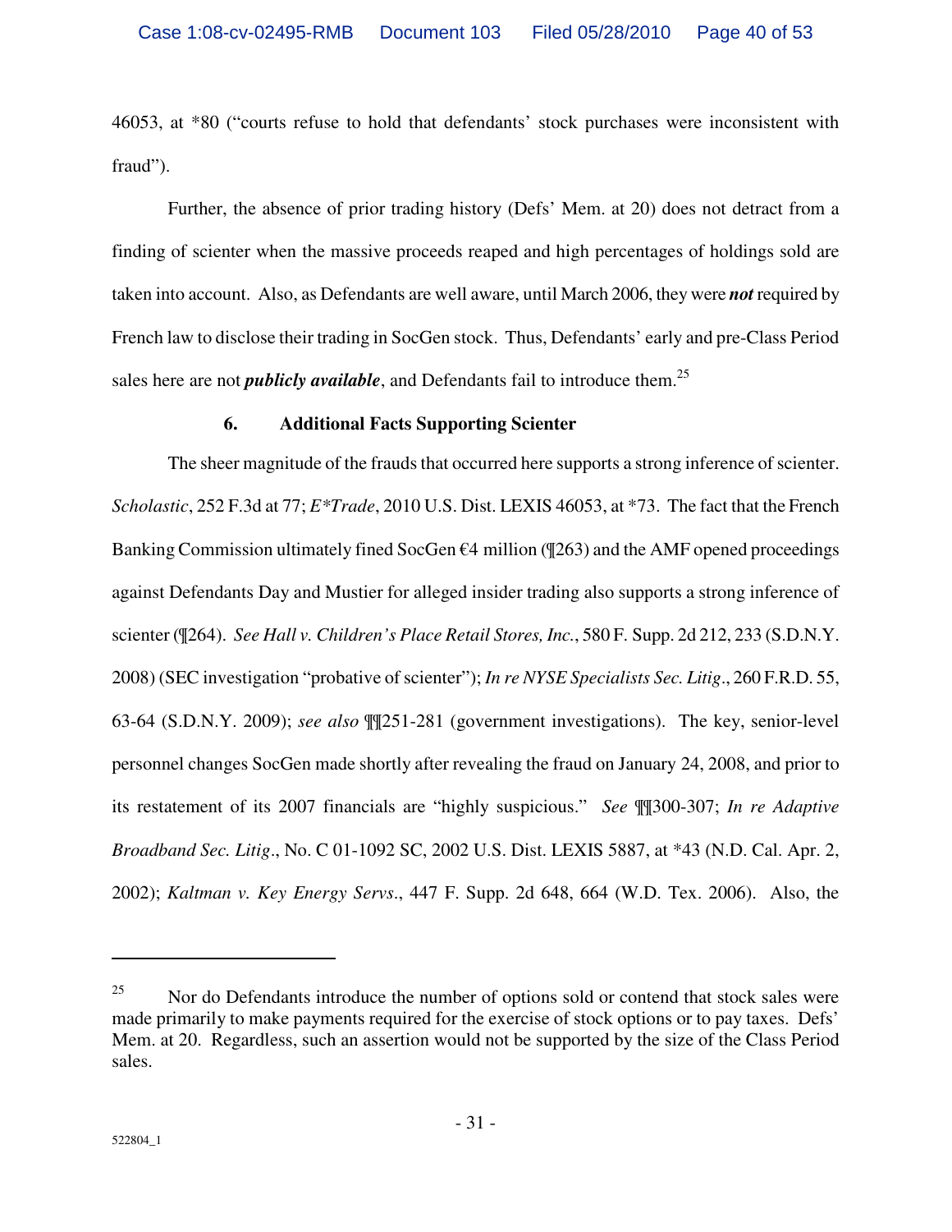46053, at *80 ("courts refuse to hold that defendants' stock purchases were inconsistent with fraud").

Further, the absence of prior trading history (Defs' Mem. at 20) does not detract from a finding of scienter when the massive proceeds reaped and high percentages of holdings sold are taken into account. Also, as Defendants are well aware, until March 2006, they were ***not*** required by French law to disclose their trading in SocGen stock. Thus, Defendants' early and pre-Class Period sales here are not ***publicly available***, and Defendants fail to introduce them.[25]

### 6. Additional Facts Supporting Scienter

The sheer magnitude of the frauds that occurred here supports a strong inference of scienter. *Scholastic*, 252 F.3d at 77; *E*Trade*, 2010 U.S. Dist. LEXIS 46053, at *73. The fact that the French Banking Commission ultimately fined SocGen €4 million (¶263) and the AMF opened proceedings against Defendants Day and Mustier for alleged insider trading also supports a strong inference of scienter (¶264). *See Hall v. Children's Place Retail Stores, Inc.*, 580 F. Supp. 2d 212, 233 (S.D.N.Y. 2008) (SEC investigation "probative of scienter"); *In re NYSE Specialists Sec. Litig*., 260 F.R.D. 55, 63-64 (S.D.N.Y. 2009); *see also* ¶¶251-281 (government investigations). The key, senior-level personnel changes SocGen made shortly after revealing the fraud on January 24, 2008, and prior to its restatement of its 2007 financials are "highly suspicious." *See* ¶¶300-307; *In re Adaptive Broadband Sec. Litig*., No. C 01-1092 SC, 2002 U.S. Dist. LEXIS 5887, at *43 (N.D. Cal. Apr. 2, 2002); *Kaltman v. Key Energy Servs*., 447 F. Supp. 2d 648, 664 (W.D. Tex. 2006). Also, the

---

[25] Nor do Defendants introduce the number of options sold or contend that stock sales were made primarily to make payments required for the exercise of stock options or to pay taxes. Defs' Mem. at 20. Regardless, such an assertion would not be supported by the size of the Class Period sales.

522804_1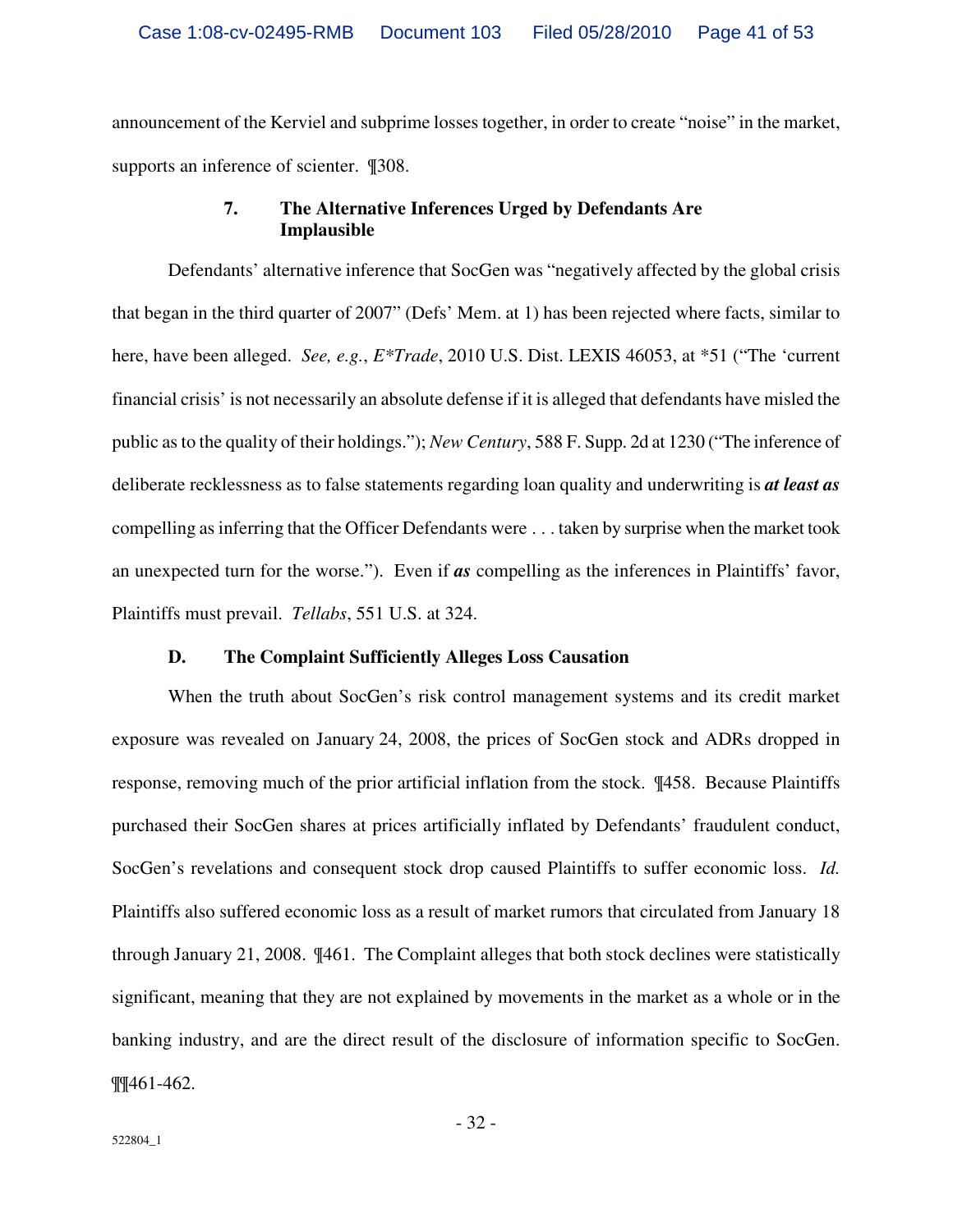announcement of the Kerviel and subprime losses together, in order to create "noise" in the market, supports an inference of scienter. ¶308.

### 7. The Alternative Inferences Urged by Defendants Are Implausible

Defendants' alternative inference that SocGen was "negatively affected by the global crisis that began in the third quarter of 2007" (Defs' Mem. at 1) has been rejected where facts, similar to here, have been alleged. *See, e.g.*, *E*Trade*, 2010 U.S. Dist. LEXIS 46053, at *51 ("The 'current financial crisis' is not necessarily an absolute defense if it is alleged that defendants have misled the public as to the quality of their holdings."); *New Century*, 588 F. Supp. 2d at 1230 ("The inference of deliberate recklessness as to false statements regarding loan quality and underwriting is ***at least as*** compelling as inferring that the Officer Defendants were . . . taken by surprise when the market took an unexpected turn for the worse."). Even if ***as*** compelling as the inferences in Plaintiffs' favor, Plaintiffs must prevail. *Tellabs*, 551 U.S. at 324.

## D. The Complaint Sufficiently Alleges Loss Causation

When the truth about SocGen's risk control management systems and its credit market exposure was revealed on January 24, 2008, the prices of SocGen stock and ADRs dropped in response, removing much of the prior artificial inflation from the stock. ¶458. Because Plaintiffs purchased their SocGen shares at prices artificially inflated by Defendants' fraudulent conduct, SocGen's revelations and consequent stock drop caused Plaintiffs to suffer economic loss. *Id.* Plaintiffs also suffered economic loss as a result of market rumors that circulated from January 18 through January 21, 2008. ¶461. The Complaint alleges that both stock declines were statistically significant, meaning that they are not explained by movements in the market as a whole or in the banking industry, and are the direct result of the disclosure of information specific to SocGen. ¶¶461-462.

522804_1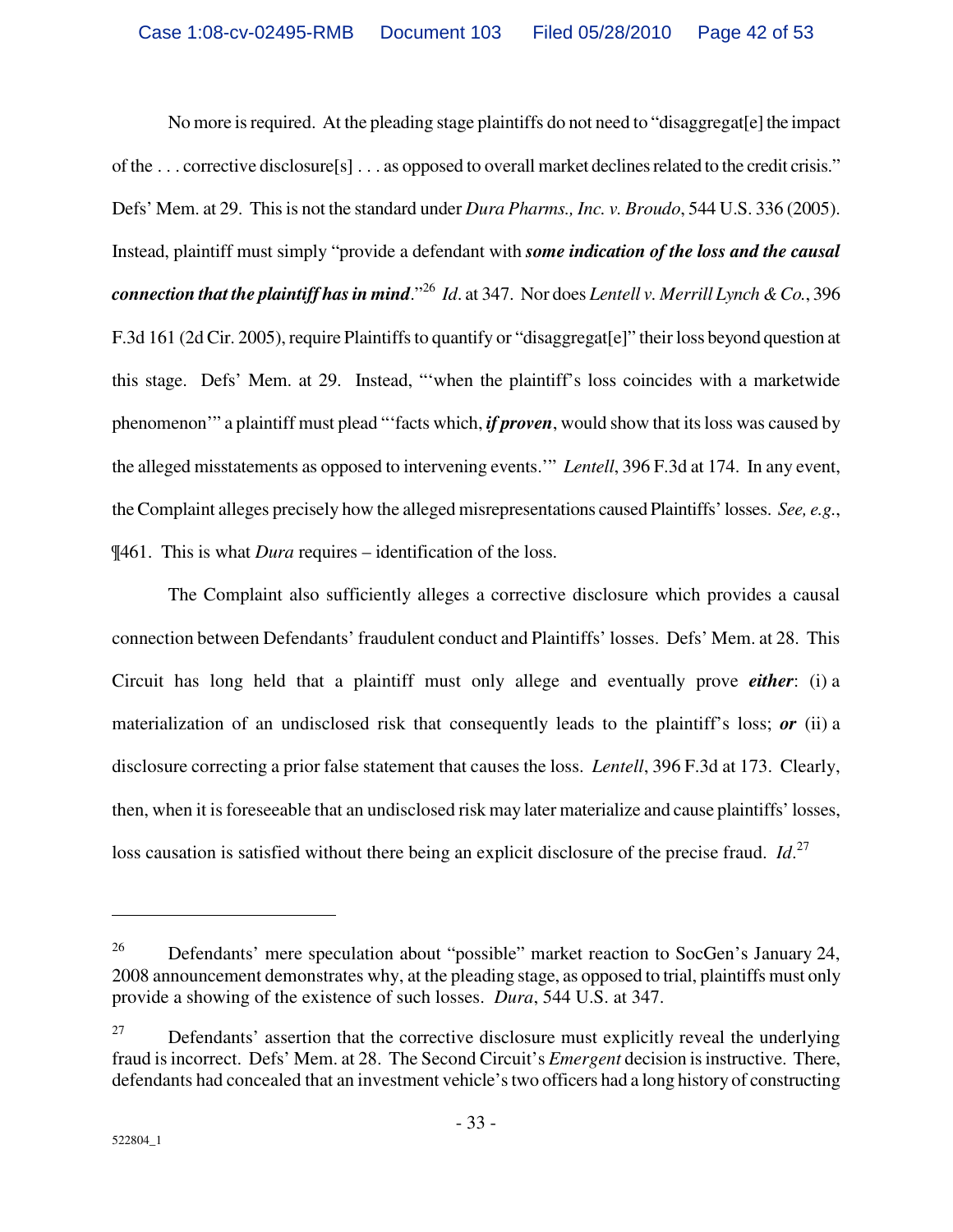No more is required. At the pleading stage plaintiffs do not need to "disaggregat[e] the impact of the . . . corrective disclosure[s] . . . as opposed to overall market declines related to the credit crisis." Defs' Mem. at 29. This is not the standard under *Dura Pharms., Inc. v. Broudo*, 544 U.S. 336 (2005). Instead, plaintiff must simply "provide a defendant with ***some indication of the loss and the causal connection that the plaintiff has in mind***."[26] *Id*. at 347. Nor does *Lentell v. Merrill Lynch & Co.*, 396 F.3d 161 (2d Cir. 2005), require Plaintiffs to quantify or "disaggregat[e]" their loss beyond question at this stage. Defs' Mem. at 29. Instead, "'when the plaintiff's loss coincides with a marketwide phenomenon'" a plaintiff must plead "'facts which, ***if proven***, would show that its loss was caused by the alleged misstatements as opposed to intervening events.'" *Lentell*, 396 F.3d at 174. In any event, the Complaint alleges precisely how the alleged misrepresentations caused Plaintiffs' losses. *See, e.g.*, ¶461. This is what *Dura* requires – identification of the loss.

The Complaint also sufficiently alleges a corrective disclosure which provides a causal connection between Defendants' fraudulent conduct and Plaintiffs' losses. Defs' Mem. at 28. This Circuit has long held that a plaintiff must only allege and eventually prove ***either***: (i) a materialization of an undisclosed risk that consequently leads to the plaintiff's loss; ***or*** (ii) a disclosure correcting a prior false statement that causes the loss. *Lentell*, 396 F.3d at 173. Clearly, then, when it is foreseeable that an undisclosed risk may later materialize and cause plaintiffs' losses, loss causation is satisfied without there being an explicit disclosure of the precise fraud. *Id*.[27]

---

[26] Defendants' mere speculation about "possible" market reaction to SocGen's January 24, 2008 announcement demonstrates why, at the pleading stage, as opposed to trial, plaintiffs must only provide a showing of the existence of such losses. *Dura*, 544 U.S. at 347.

[27] Defendants' assertion that the corrective disclosure must explicitly reveal the underlying fraud is incorrect. Defs' Mem. at 28. The Second Circuit's *Emergent* decision is instructive. There, defendants had concealed that an investment vehicle's two officers had a long history of constructing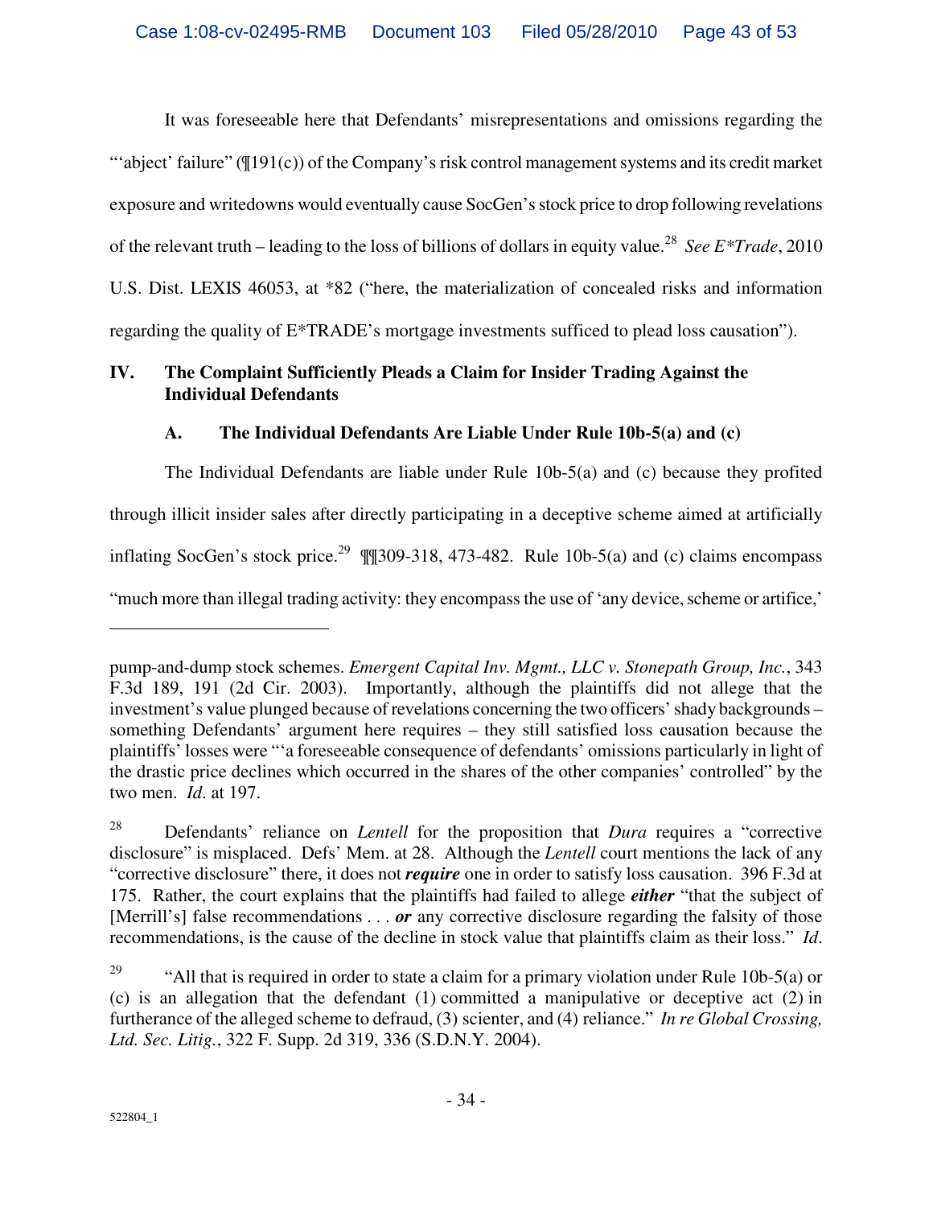It was foreseeable here that Defendants' misrepresentations and omissions regarding the "'abject' failure" (¶191(c)) of the Company's risk control management systems and its credit market exposure and writedowns would eventually cause SocGen's stock price to drop following revelations of the relevant truth – leading to the loss of billions of dollars in equity value.[28] *See E\*Trade*, 2010 U.S. Dist. LEXIS 46053, at \*82 ("here, the materialization of concealed risks and information regarding the quality of E\*TRADE's mortgage investments sufficed to plead loss causation").

## IV. The Complaint Sufficiently Pleads a Claim for Insider Trading Against the Individual Defendants

### A. The Individual Defendants Are Liable Under Rule 10b-5(a) and (c)

The Individual Defendants are liable under Rule 10b-5(a) and (c) because they profited through illicit insider sales after directly participating in a deceptive scheme aimed at artificially inflating SocGen's stock price.[29] ¶¶309-318, 473-482. Rule 10b-5(a) and (c) claims encompass "much more than illegal trading activity: they encompass the use of 'any device, scheme or artifice,'

---

pump-and-dump stock schemes. *Emergent Capital Inv. Mgmt., LLC v. Stonepath Group, Inc.*, 343 F.3d 189, 191 (2d Cir. 2003). Importantly, although the plaintiffs did not allege that the investment's value plunged because of revelations concerning the two officers' shady backgrounds – something Defendants' argument here requires – they still satisfied loss causation because the plaintiffs' losses were "'a foreseeable consequence of defendants' omissions particularly in light of the drastic price declines which occurred in the shares of the other companies' controlled" by the two men. *Id*. at 197.

[28] Defendants' reliance on *Lentell* for the proposition that *Dura* requires a "corrective disclosure" is misplaced. Defs' Mem. at 28. Although the *Lentell* court mentions the lack of any "corrective disclosure" there, it does not ***require*** one in order to satisfy loss causation. 396 F.3d at 175. Rather, the court explains that the plaintiffs had failed to allege ***either*** "that the subject of [Merrill's] false recommendations . . . ***or*** any corrective disclosure regarding the falsity of those recommendations, is the cause of the decline in stock value that plaintiffs claim as their loss." *Id*.

[29] "All that is required in order to state a claim for a primary violation under Rule 10b-5(a) or (c) is an allegation that the defendant (1) committed a manipulative or deceptive act (2) in furtherance of the alleged scheme to defraud, (3) scienter, and (4) reliance." *In re Global Crossing, Ltd. Sec. Litig.*, 322 F. Supp. 2d 319, 336 (S.D.N.Y. 2004).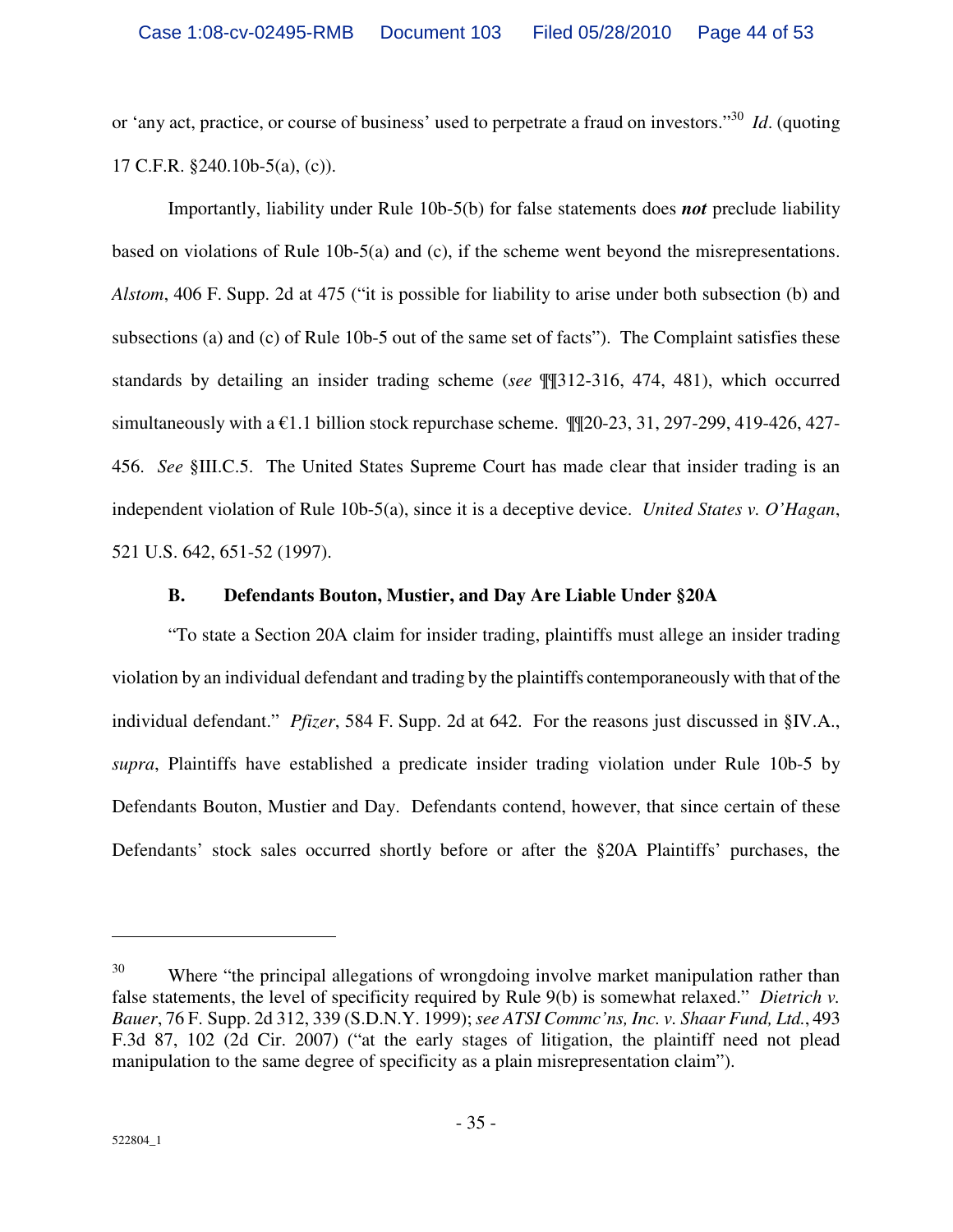or 'any act, practice, or course of business' used to perpetrate a fraud on investors."[30] *Id*. (quoting 17 C.F.R. §240.10b-5(a), (c)).

Importantly, liability under Rule 10b-5(b) for false statements does ***not*** preclude liability based on violations of Rule 10b-5(a) and (c), if the scheme went beyond the misrepresentations. *Alstom*, 406 F. Supp. 2d at 475 ("it is possible for liability to arise under both subsection (b) and subsections (a) and (c) of Rule 10b-5 out of the same set of facts"). The Complaint satisfies these standards by detailing an insider trading scheme (*see* ¶¶312-316, 474, 481), which occurred simultaneously with a €1.1 billion stock repurchase scheme. ¶¶20-23, 31, 297-299, 419-426, 427-456. *See* §III.C.5. The United States Supreme Court has made clear that insider trading is an independent violation of Rule 10b-5(a), since it is a deceptive device. *United States v. O'Hagan*, 521 U.S. 642, 651-52 (1997).

### B. Defendants Bouton, Mustier, and Day Are Liable Under §20A

"To state a Section 20A claim for insider trading, plaintiffs must allege an insider trading violation by an individual defendant and trading by the plaintiffs contemporaneously with that of the individual defendant." *Pfizer*, 584 F. Supp. 2d at 642. For the reasons just discussed in §IV.A., *supra*, Plaintiffs have established a predicate insider trading violation under Rule 10b-5 by Defendants Bouton, Mustier and Day. Defendants contend, however, that since certain of these Defendants' stock sales occurred shortly before or after the §20A Plaintiffs' purchases, the

---

[30] Where "the principal allegations of wrongdoing involve market manipulation rather than false statements, the level of specificity required by Rule 9(b) is somewhat relaxed." *Dietrich v. Bauer*, 76 F. Supp. 2d 312, 339 (S.D.N.Y. 1999); *see ATSI Commc'ns, Inc. v. Shaar Fund, Ltd.*, 493 F.3d 87, 102 (2d Cir. 2007) ("at the early stages of litigation, the plaintiff need not plead manipulation to the same degree of specificity as a plain misrepresentation claim").

522804_1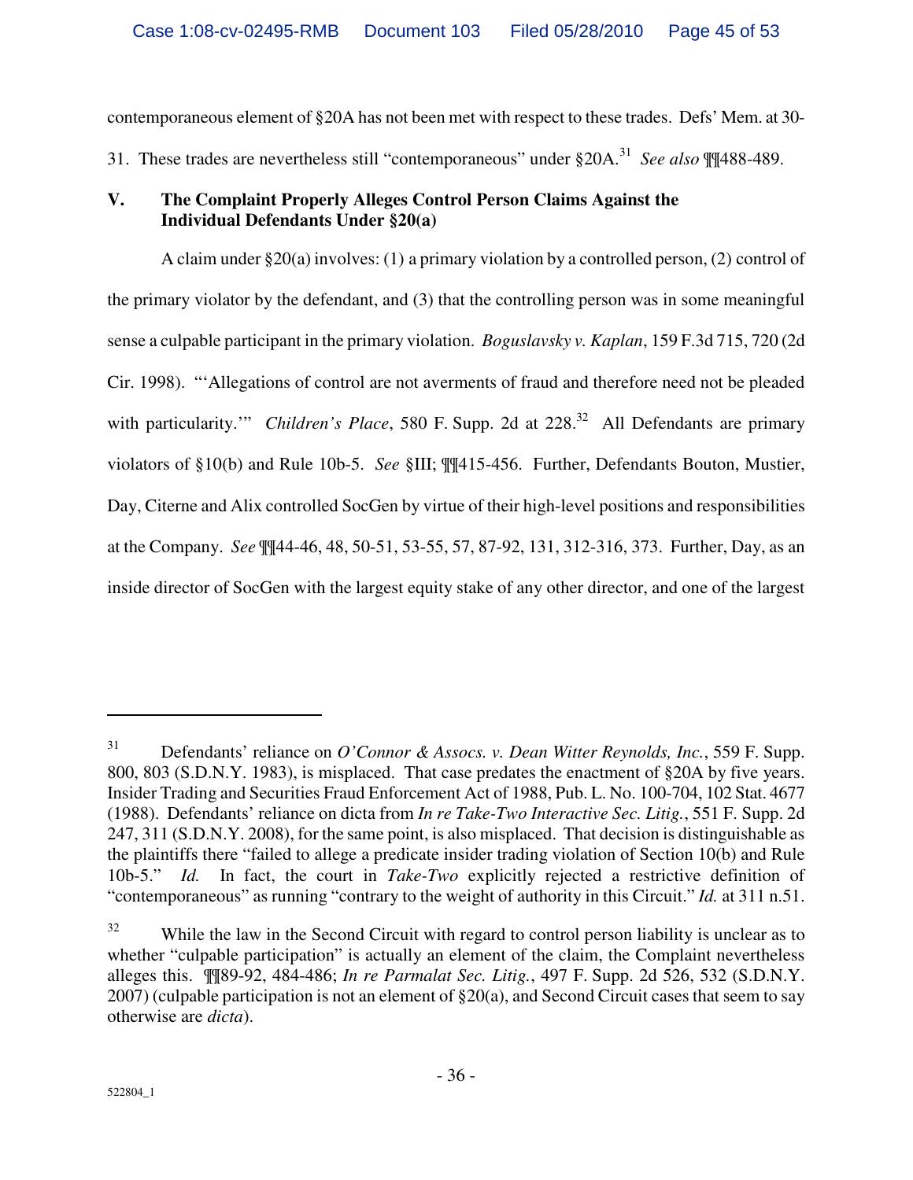contemporaneous element of §20A has not been met with respect to these trades. Defs' Mem. at 30-31. These trades are nevertheless still "contemporaneous" under §20A.[31] *See also* ¶¶488-489.

## V. The Complaint Properly Alleges Control Person Claims Against the Individual Defendants Under §20(a)

A claim under §20(a) involves: (1) a primary violation by a controlled person, (2) control of the primary violator by the defendant, and (3) that the controlling person was in some meaningful sense a culpable participant in the primary violation. *Boguslavsky v. Kaplan*, 159 F.3d 715, 720 (2d Cir. 1998). "'Allegations of control are not averments of fraud and therefore need not be pleaded with particularity.'" *Children's Place*, 580 F. Supp. 2d at 228.[32] All Defendants are primary violators of §10(b) and Rule 10b-5. *See* §III; ¶¶415-456. Further, Defendants Bouton, Mustier, Day, Citerne and Alix controlled SocGen by virtue of their high-level positions and responsibilities at the Company. *See* ¶¶44-46, 48, 50-51, 53-55, 57, 87-92, 131, 312-316, 373. Further, Day, as an inside director of SocGen with the largest equity stake of any other director, and one of the largest

---

[31] Defendants' reliance on *O'Connor & Assocs. v. Dean Witter Reynolds, Inc.*, 559 F. Supp. 800, 803 (S.D.N.Y. 1983), is misplaced. That case predates the enactment of §20A by five years. Insider Trading and Securities Fraud Enforcement Act of 1988, Pub. L. No. 100-704, 102 Stat. 4677 (1988). Defendants' reliance on dicta from *In re Take-Two Interactive Sec. Litig.*, 551 F. Supp. 2d 247, 311 (S.D.N.Y. 2008), for the same point, is also misplaced. That decision is distinguishable as the plaintiffs there "failed to allege a predicate insider trading violation of Section 10(b) and Rule 10b-5." *Id.* In fact, the court in *Take-Two* explicitly rejected a restrictive definition of "contemporaneous" as running "contrary to the weight of authority in this Circuit." *Id.* at 311 n.51.

[32] While the law in the Second Circuit with regard to control person liability is unclear as to whether "culpable participation" is actually an element of the claim, the Complaint nevertheless alleges this. ¶¶89-92, 484-486; *In re Parmalat Sec. Litig.*, 497 F. Supp. 2d 526, 532 (S.D.N.Y. 2007) (culpable participation is not an element of §20(a), and Second Circuit cases that seem to say otherwise are *dicta*).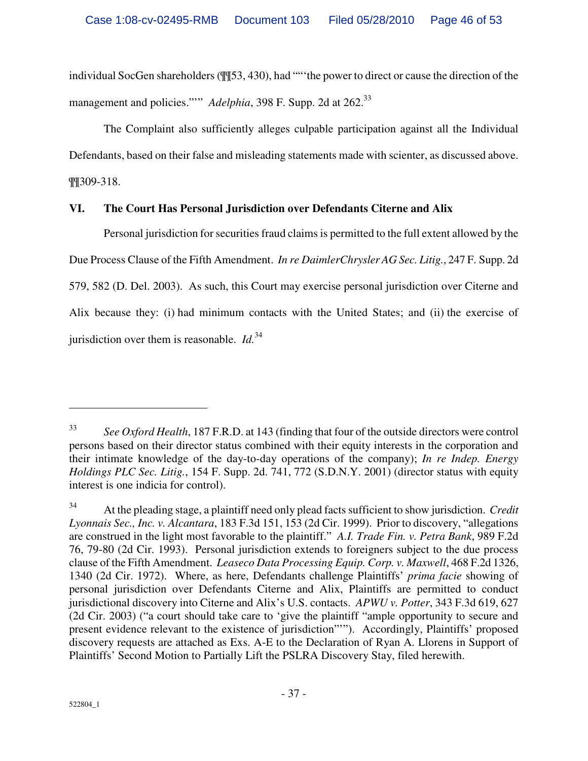individual SocGen shareholders (¶¶53, 430), had "“‘the power to direct or cause the direction of the management and policies.’”" *Adelphia*, 398 F. Supp. 2d at 262.[33]

The Complaint also sufficiently alleges culpable participation against all the Individual Defendants, based on their false and misleading statements made with scienter, as discussed above. ¶¶309-318.

## VI. The Court Has Personal Jurisdiction over Defendants Citerne and Alix

Personal jurisdiction for securities fraud claims is permitted to the full extent allowed by the Due Process Clause of the Fifth Amendment. *In re DaimlerChrysler AG Sec. Litig.*, 247 F. Supp. 2d 579, 582 (D. Del. 2003). As such, this Court may exercise personal jurisdiction over Citerne and Alix because they: (i) had minimum contacts with the United States; and (ii) the exercise of jurisdiction over them is reasonable. *Id.*[34]

---

[33] *See Oxford Health*, 187 F.R.D. at 143 (finding that four of the outside directors were control persons based on their director status combined with their equity interests in the corporation and their intimate knowledge of the day-to-day operations of the company); *In re Indep. Energy Holdings PLC Sec. Litig.*, 154 F. Supp. 2d. 741, 772 (S.D.N.Y. 2001) (director status with equity interest is one indicia for control).

[34] At the pleading stage, a plaintiff need only plead facts sufficient to show jurisdiction. *Credit Lyonnais Sec., Inc. v. Alcantara*, 183 F.3d 151, 153 (2d Cir. 1999). Prior to discovery, "allegations are construed in the light most favorable to the plaintiff." *A.I. Trade Fin. v. Petra Bank*, 989 F.2d 76, 79-80 (2d Cir. 1993). Personal jurisdiction extends to foreigners subject to the due process clause of the Fifth Amendment. *Leaseco Data Processing Equip. Corp. v. Maxwell*, 468 F.2d 1326, 1340 (2d Cir. 1972). Where, as here, Defendants challenge Plaintiffs' *prima facie* showing of personal jurisdiction over Defendants Citerne and Alix, Plaintiffs are permitted to conduct jurisdictional discovery into Citerne and Alix's U.S. contacts. *APWU v. Potter*, 343 F.3d 619, 627 (2d Cir. 2003) ("a court should take care to 'give the plaintiff "ample opportunity to secure and present evidence relevant to the existence of jurisdiction"'"). Accordingly, Plaintiffs' proposed discovery requests are attached as Exs. A-E to the Declaration of Ryan A. Llorens in Support of Plaintiffs' Second Motion to Partially Lift the PSLRA Discovery Stay, filed herewith.

522804_1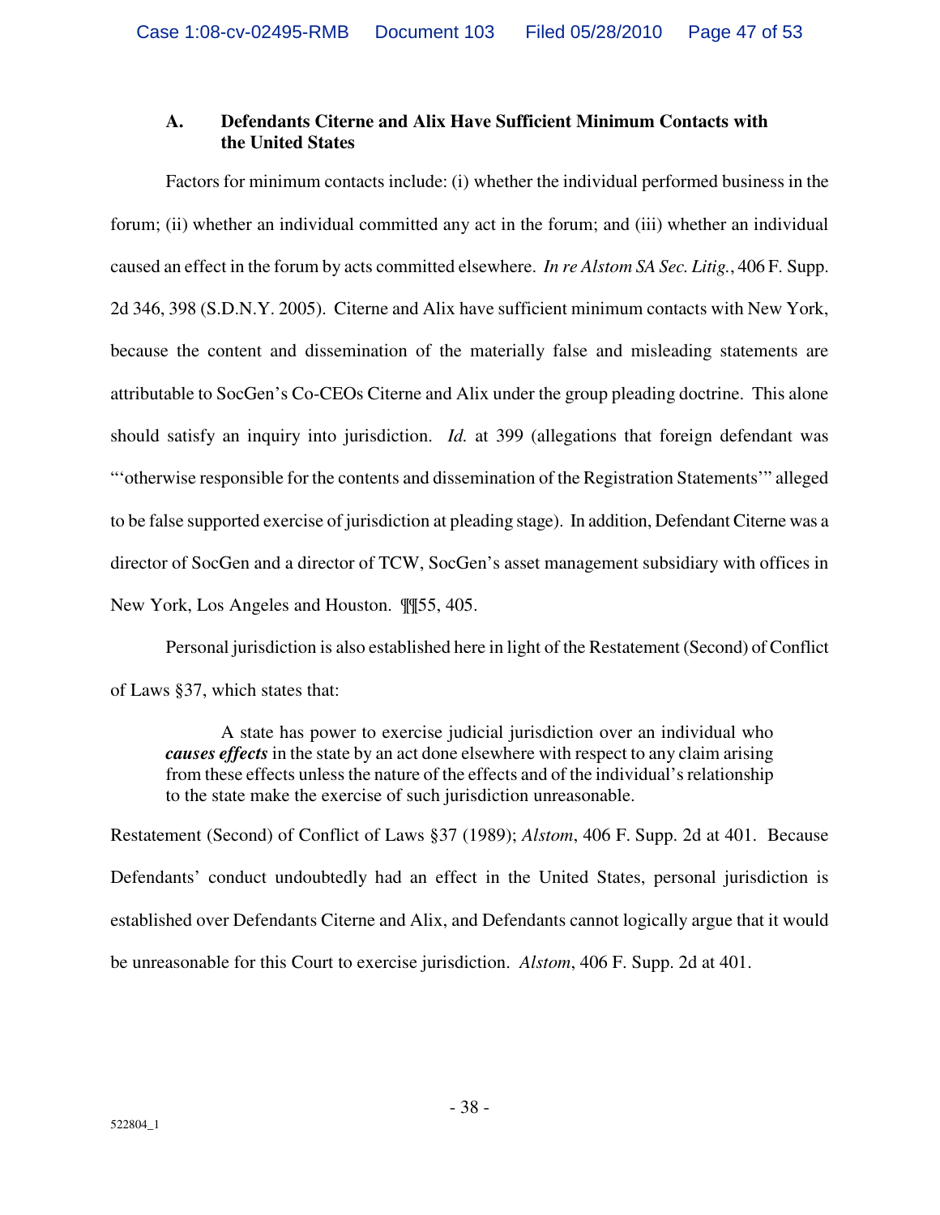### A. Defendants Citerne and Alix Have Sufficient Minimum Contacts with the United States

Factors for minimum contacts include: (i) whether the individual performed business in the forum; (ii) whether an individual committed any act in the forum; and (iii) whether an individual caused an effect in the forum by acts committed elsewhere. *In re Alstom SA Sec. Litig.*, 406 F. Supp. 2d 346, 398 (S.D.N.Y. 2005). Citerne and Alix have sufficient minimum contacts with New York, because the content and dissemination of the materially false and misleading statements are attributable to SocGen's Co-CEOs Citerne and Alix under the group pleading doctrine. This alone should satisfy an inquiry into jurisdiction. *Id.* at 399 (allegations that foreign defendant was "'otherwise responsible for the contents and dissemination of the Registration Statements'" alleged to be false supported exercise of jurisdiction at pleading stage). In addition, Defendant Citerne was a director of SocGen and a director of TCW, SocGen's asset management subsidiary with offices in New York, Los Angeles and Houston. ¶¶55, 405.

Personal jurisdiction is also established here in light of the Restatement (Second) of Conflict of Laws §37, which states that:

> A state has power to exercise judicial jurisdiction over an individual who ***causes effects*** in the state by an act done elsewhere with respect to any claim arising from these effects unless the nature of the effects and of the individual's relationship to the state make the exercise of such jurisdiction unreasonable.

Restatement (Second) of Conflict of Laws §37 (1989); *Alstom*, 406 F. Supp. 2d at 401. Because Defendants' conduct undoubtedly had an effect in the United States, personal jurisdiction is established over Defendants Citerne and Alix, and Defendants cannot logically argue that it would be unreasonable for this Court to exercise jurisdiction. *Alstom*, 406 F. Supp. 2d at 401.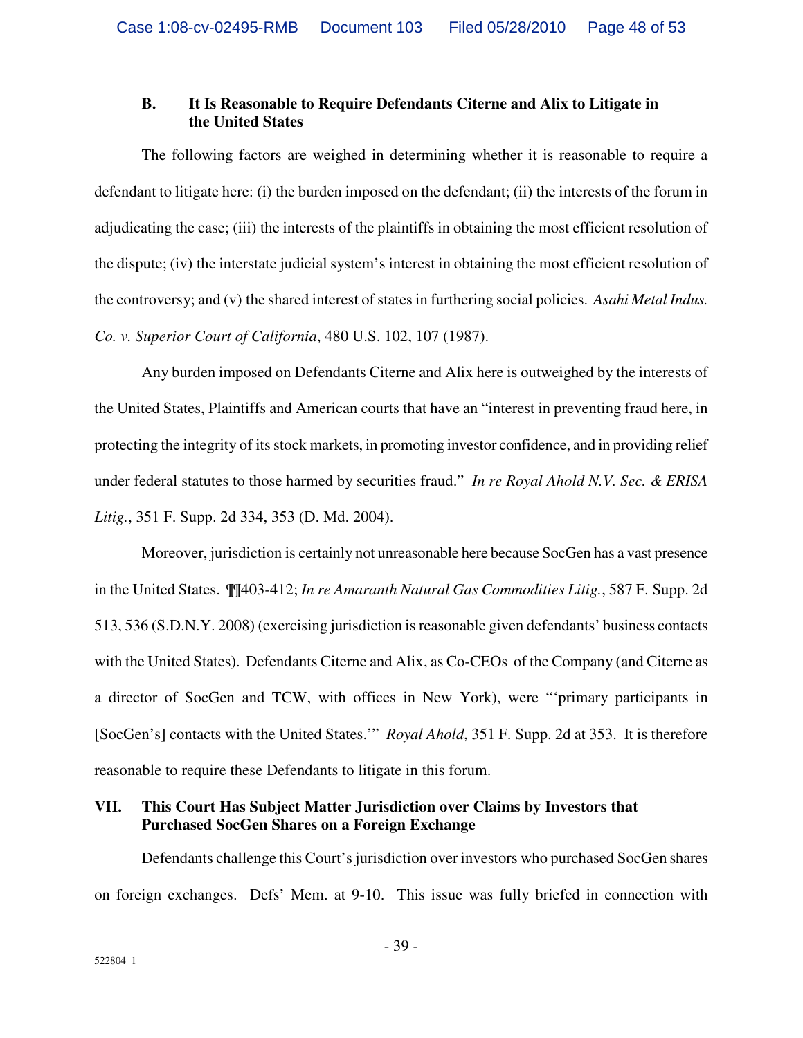### B. It Is Reasonable to Require Defendants Citerne and Alix to Litigate in the United States

The following factors are weighed in determining whether it is reasonable to require a defendant to litigate here: (i) the burden imposed on the defendant; (ii) the interests of the forum in adjudicating the case; (iii) the interests of the plaintiffs in obtaining the most efficient resolution of the dispute; (iv) the interstate judicial system's interest in obtaining the most efficient resolution of the controversy; and (v) the shared interest of states in furthering social policies. *Asahi Metal Indus. Co. v. Superior Court of California*, 480 U.S. 102, 107 (1987).

Any burden imposed on Defendants Citerne and Alix here is outweighed by the interests of the United States, Plaintiffs and American courts that have an "interest in preventing fraud here, in protecting the integrity of its stock markets, in promoting investor confidence, and in providing relief under federal statutes to those harmed by securities fraud." *In re Royal Ahold N.V. Sec. & ERISA Litig.*, 351 F. Supp. 2d 334, 353 (D. Md. 2004).

Moreover, jurisdiction is certainly not unreasonable here because SocGen has a vast presence in the United States. ¶¶403-412; *In re Amaranth Natural Gas Commodities Litig.*, 587 F. Supp. 2d 513, 536 (S.D.N.Y. 2008) (exercising jurisdiction is reasonable given defendants' business contacts with the United States). Defendants Citerne and Alix, as Co-CEOs of the Company (and Citerne as a director of SocGen and TCW, with offices in New York), were "'primary participants in [SocGen's] contacts with the United States.'" *Royal Ahold*, 351 F. Supp. 2d at 353. It is therefore reasonable to require these Defendants to litigate in this forum.

## VII. This Court Has Subject Matter Jurisdiction over Claims by Investors that Purchased SocGen Shares on a Foreign Exchange

Defendants challenge this Court's jurisdiction over investors who purchased SocGen shares on foreign exchanges. Defs' Mem. at 9-10. This issue was fully briefed in connection with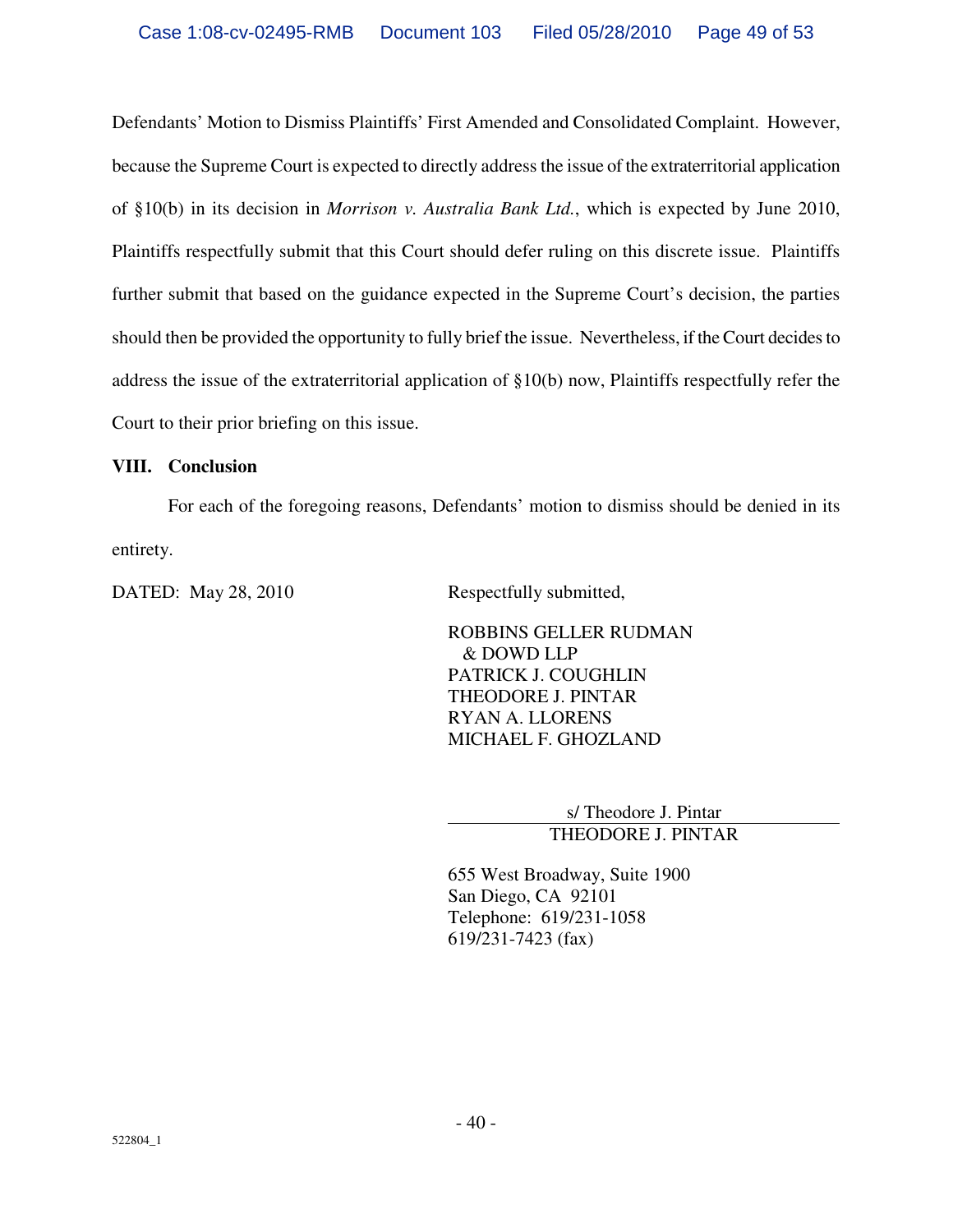Defendants' Motion to Dismiss Plaintiffs' First Amended and Consolidated Complaint. However, because the Supreme Court is expected to directly address the issue of the extraterritorial application of §10(b) in its decision in *Morrison v. Australia Bank Ltd.*, which is expected by June 2010, Plaintiffs respectfully submit that this Court should defer ruling on this discrete issue. Plaintiffs further submit that based on the guidance expected in the Supreme Court's decision, the parties should then be provided the opportunity to fully brief the issue. Nevertheless, if the Court decides to address the issue of the extraterritorial application of §10(b) now, Plaintiffs respectfully refer the Court to their prior briefing on this issue.

**VIII. Conclusion**

For each of the foregoing reasons, Defendants' motion to dismiss should be denied in its entirety.

DATED: May 28, 2010

Respectfully submitted,

ROBBINS GELLER RUDMAN & DOWD LLP
PATRICK J. COUGHLIN
THEODORE J. PINTAR
RYAN A. LLORENS
MICHAEL F. GHOZLAND

s/ Theodore J. Pintar
THEODORE J. PINTAR

655 West Broadway, Suite 1900
San Diego, CA 92101
Telephone: 619/231-1058
619/231-7423 (fax)

522804_1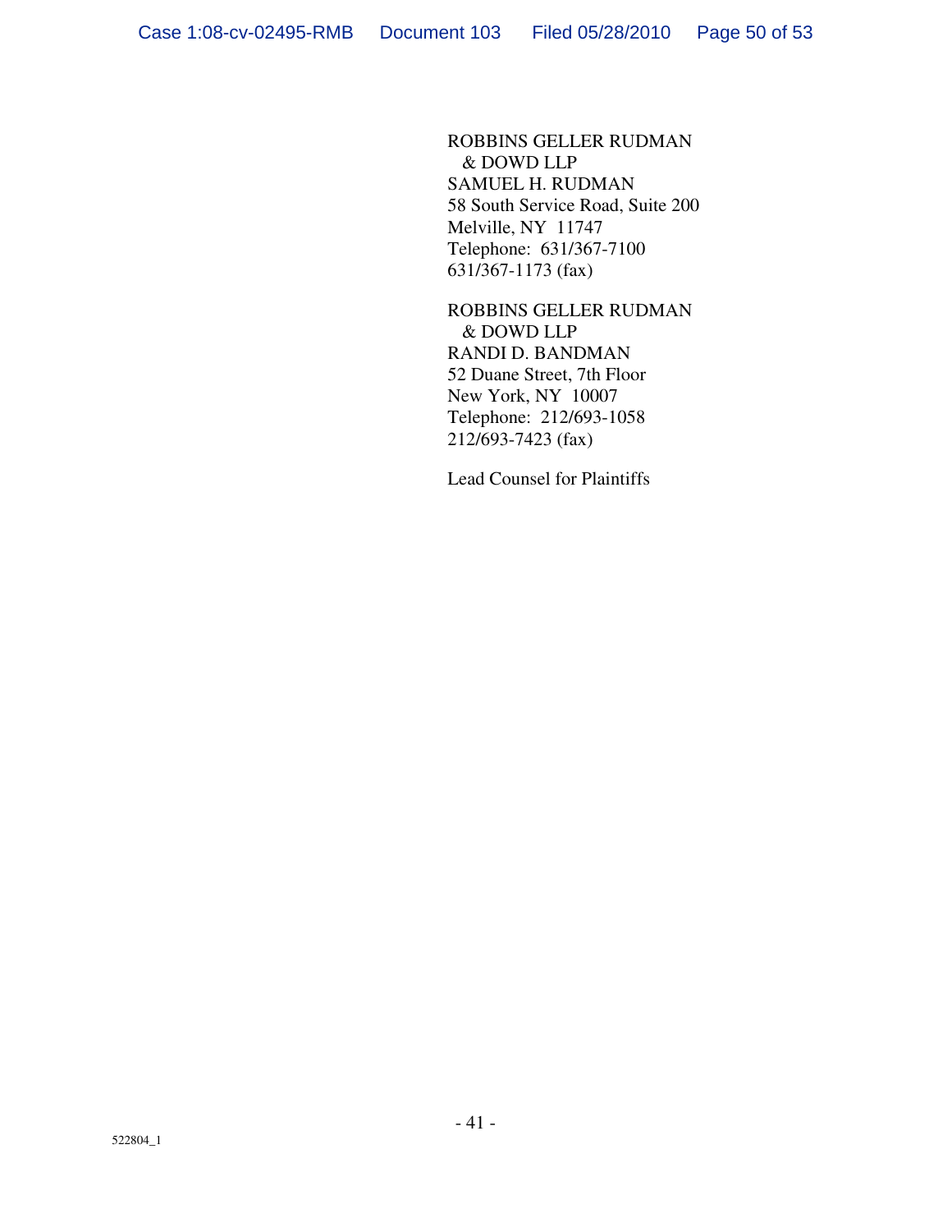ROBBINS GELLER RUDMAN
& DOWD LLP
SAMUEL H. RUDMAN
58 South Service Road, Suite 200
Melville, NY 11747
Telephone: 631/367-7100
631/367-1173 (fax)

ROBBINS GELLER RUDMAN
& DOWD LLP
RANDI D. BANDMAN
52 Duane Street, 7th Floor
New York, NY 10007
Telephone: 212/693-1058
212/693-7423 (fax)

Lead Counsel for Plaintiffs

522804_1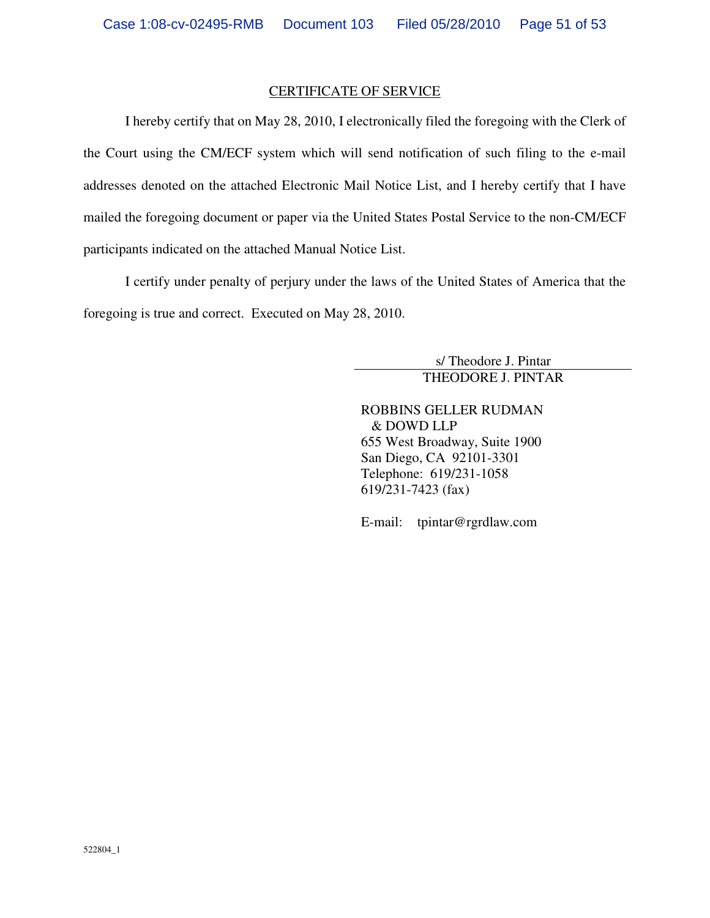## CERTIFICATE OF SERVICE

I hereby certify that on May 28, 2010, I electronically filed the foregoing with the Clerk of the Court using the CM/ECF system which will send notification of such filing to the e-mail addresses denoted on the attached Electronic Mail Notice List, and I hereby certify that I have mailed the foregoing document or paper via the United States Postal Service to the non-CM/ECF participants indicated on the attached Manual Notice List.

I certify under penalty of perjury under the laws of the United States of America that the foregoing is true and correct. Executed on May 28, 2010.

s/ Theodore J. Pintar
THEODORE J. PINTAR

ROBBINS GELLER RUDMAN
& DOWD LLP
655 West Broadway, Suite 1900
San Diego, CA 92101-3301
Telephone: 619/231-1058
619/231-7423 (fax)

E-mail: tpintar@rgrdlaw.com

522804_1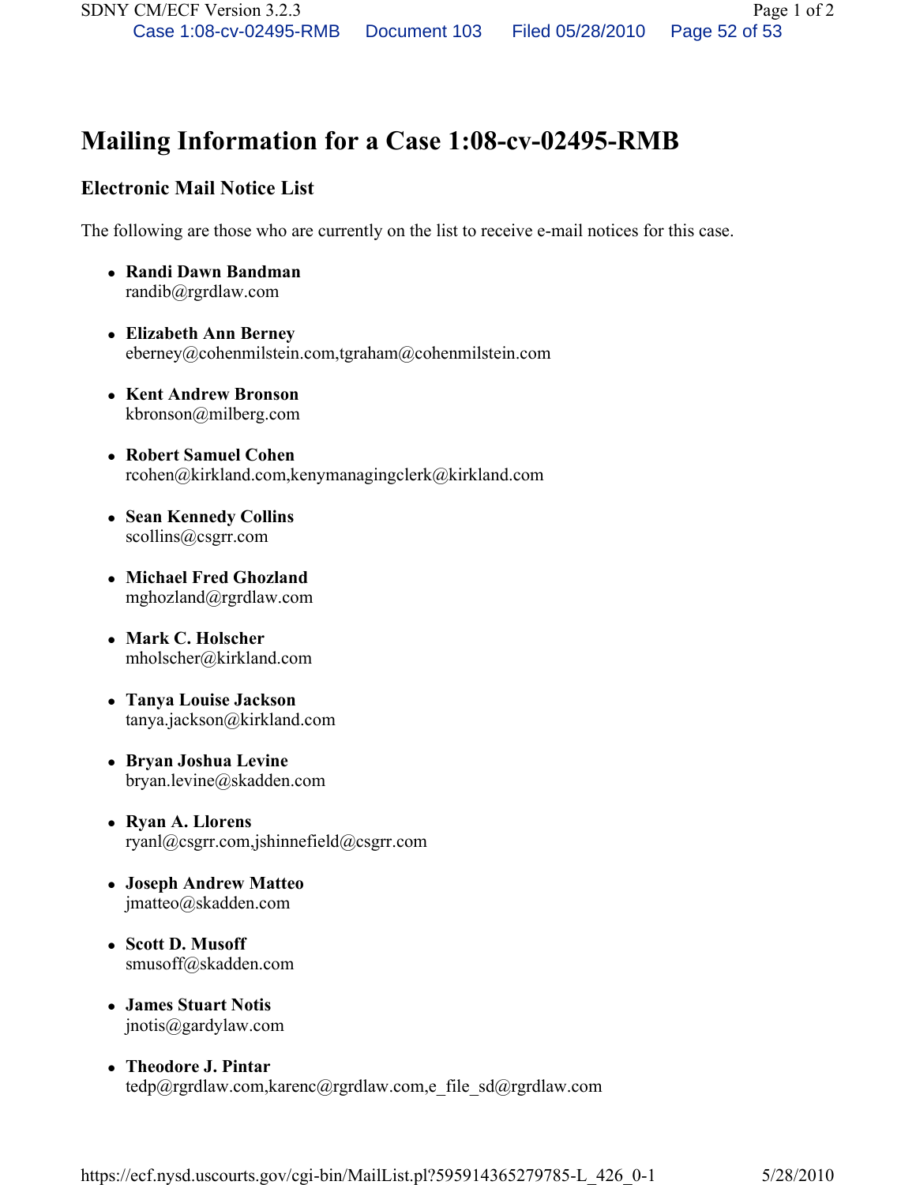# Mailing Information for a Case 1:08-cv-02495-RMB

## Electronic Mail Notice List

The following are those who are currently on the list to receive e-mail notices for this case.

- **Randi Dawn Bandman**
  randib@rgrdlaw.com
- **Elizabeth Ann Berney**
  eberney@cohenmilstein.com,tgraham@cohenmilstein.com
- **Kent Andrew Bronson**
  kbronson@milberg.com
- **Robert Samuel Cohen**
  rcohen@kirkland.com,kenymanagingclerk@kirkland.com
- **Sean Kennedy Collins**
  scollins@csgrr.com
- **Michael Fred Ghozland**
  mghozland@rgrdlaw.com
- **Mark C. Holscher**
  mholscher@kirkland.com
- **Tanya Louise Jackson**
  tanya.jackson@kirkland.com
- **Bryan Joshua Levine**
  bryan.levine@skadden.com
- **Ryan A. Llorens**
  ryanl@csgrr.com,jshinnefield@csgrr.com
- **Joseph Andrew Matteo**
  jmatteo@skadden.com
- **Scott D. Musoff**
  smusoff@skadden.com
- **James Stuart Notis**
  jnotis@gardylaw.com
- **Theodore J. Pintar**
  tedp@rgrdlaw.com,karenc@rgrdlaw.com,e_file_sd@rgrdlaw.com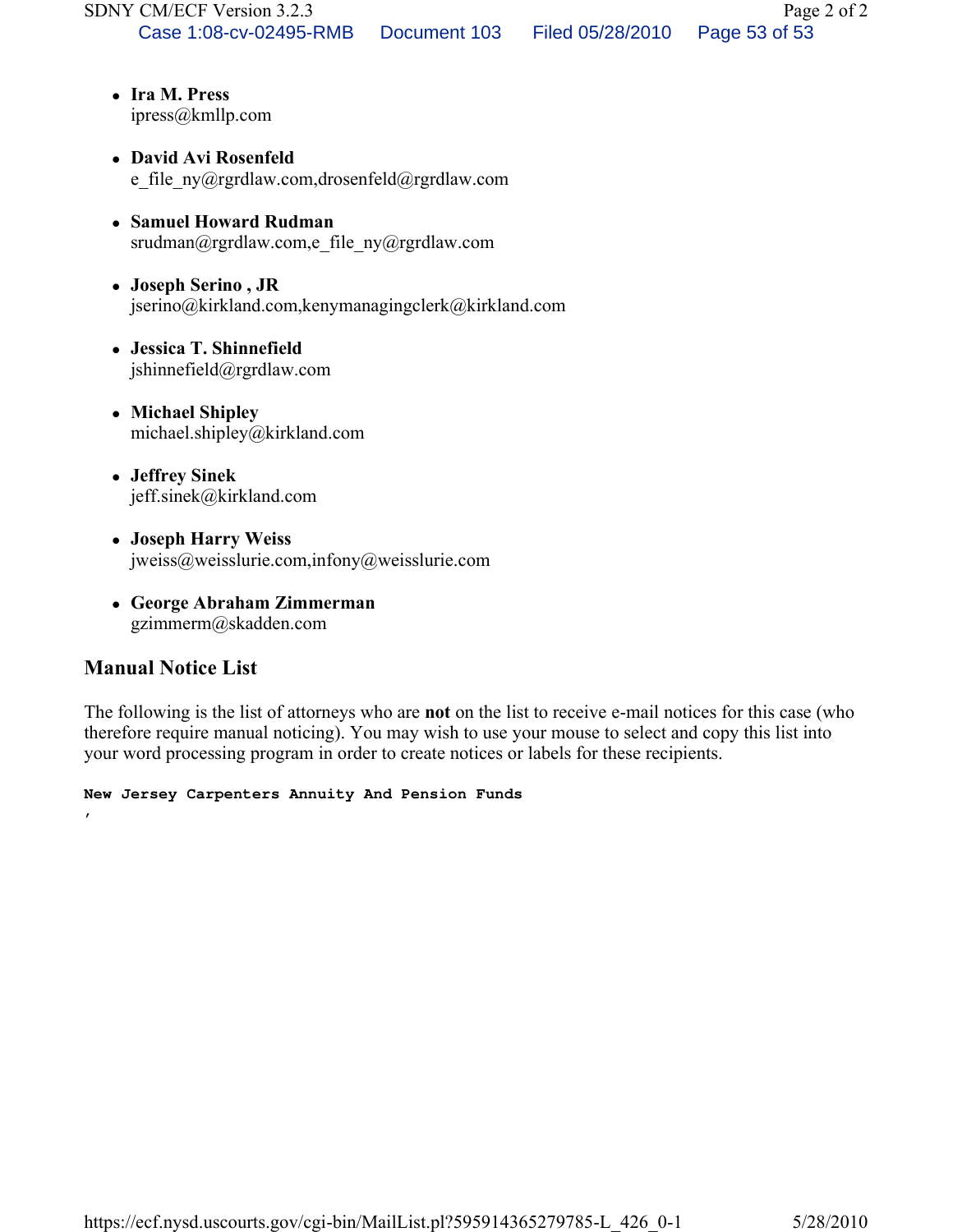- **Ira M. Press**
  ipress@kmllp.com

- **David Avi Rosenfeld**
  e_file_ny@rgrdlaw.com,drosenfeld@rgrdlaw.com

- **Samuel Howard Rudman**
  srudman@rgrdlaw.com,e_file_ny@rgrdlaw.com

- **Joseph Serino , JR**
  jserino@kirkland.com,kenymanagingclerk@kirkland.com

- **Jessica T. Shinnefield**
  jshinnefield@rgrdlaw.com

- **Michael Shipley**
  michael.shipley@kirkland.com

- **Jeffrey Sinek**
  jeff.sinek@kirkland.com

- **Joseph Harry Weiss**
  jweiss@weisslurie.com,infony@weisslurie.com

- **George Abraham Zimmerman**
  gzimmerm@skadden.com

## Manual Notice List

The following is the list of attorneys who are **not** on the list to receive e-mail notices for this case (who therefore require manual noticing). You may wish to use your mouse to select and copy this list into your word processing program in order to create notices or labels for these recipients.

**New Jersey Carpenters Annuity And Pension Funds**
,